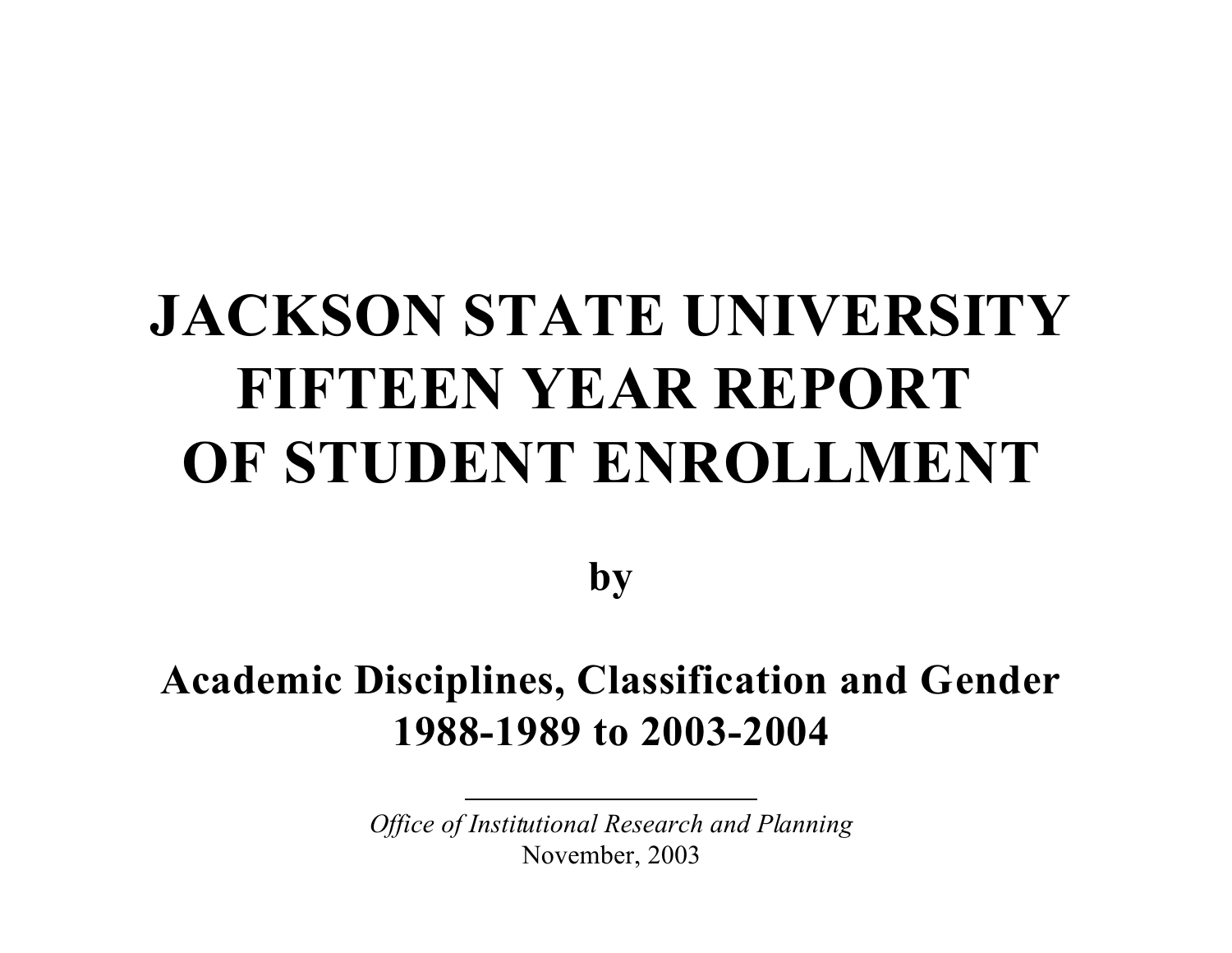# JACKSON STATE UNIVERSITY FIFTEEN YEAR REPORT OF STUDENT ENROLLMENT

**by**

## Academic Disciplines, Classification and Gender 1988-1989 to 2003-2004

---

*Office of Institutional Research and Planning*

November, 2003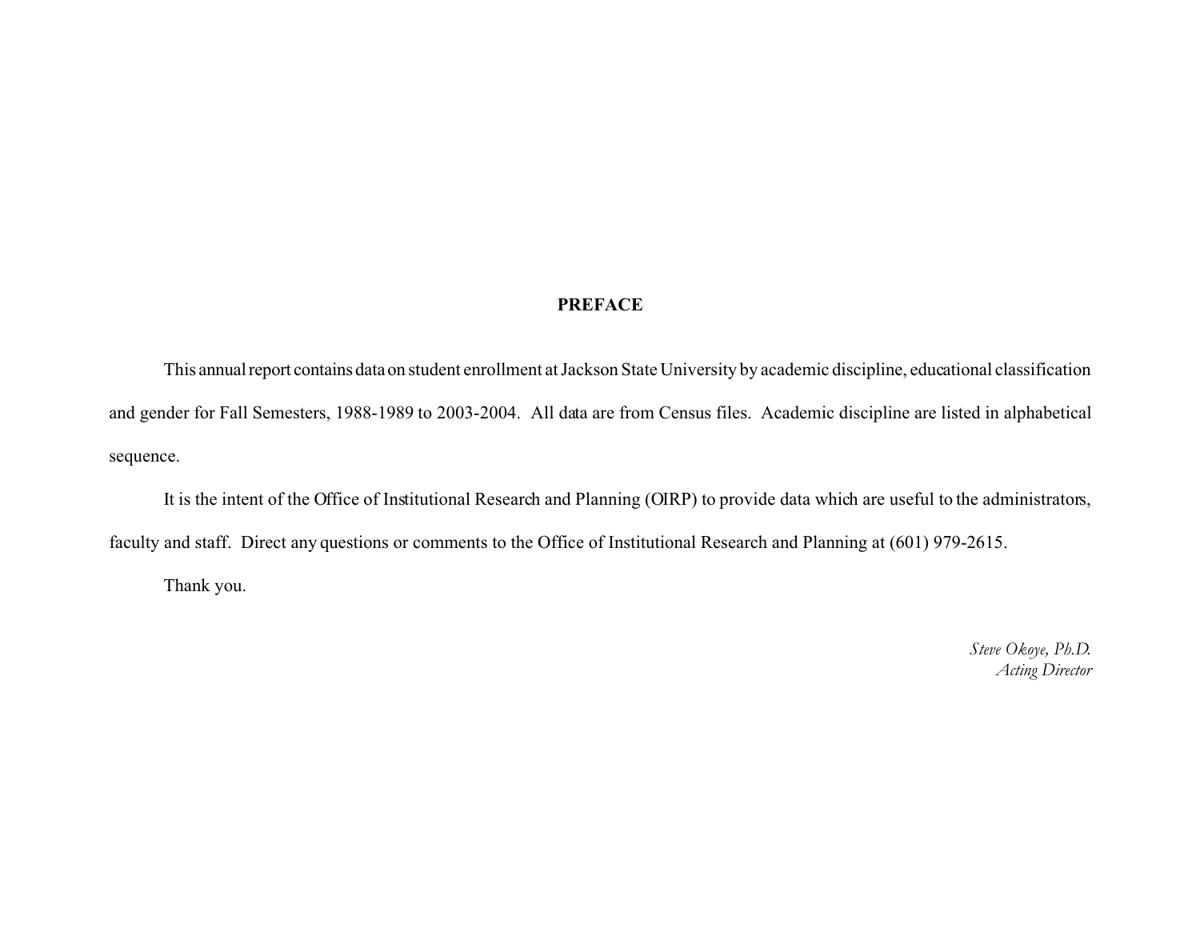# PREFACE

This annual report contains data on student enrollment at Jackson State University by academic discipline, educational classification and gender for Fall Semesters, 1988-1989 to 2003-2004. All data are from Census files. Academic discipline are listed in alphabetical sequence.

It is the intent of the Office of Institutional Research and Planning (OIRP) to provide data which are useful to the administrators, faculty and staff. Direct any questions or comments to the Office of Institutional Research and Planning at (601) 979-2615.

Thank you.

*Steve Okoye, Ph.D.*
*Acting Director*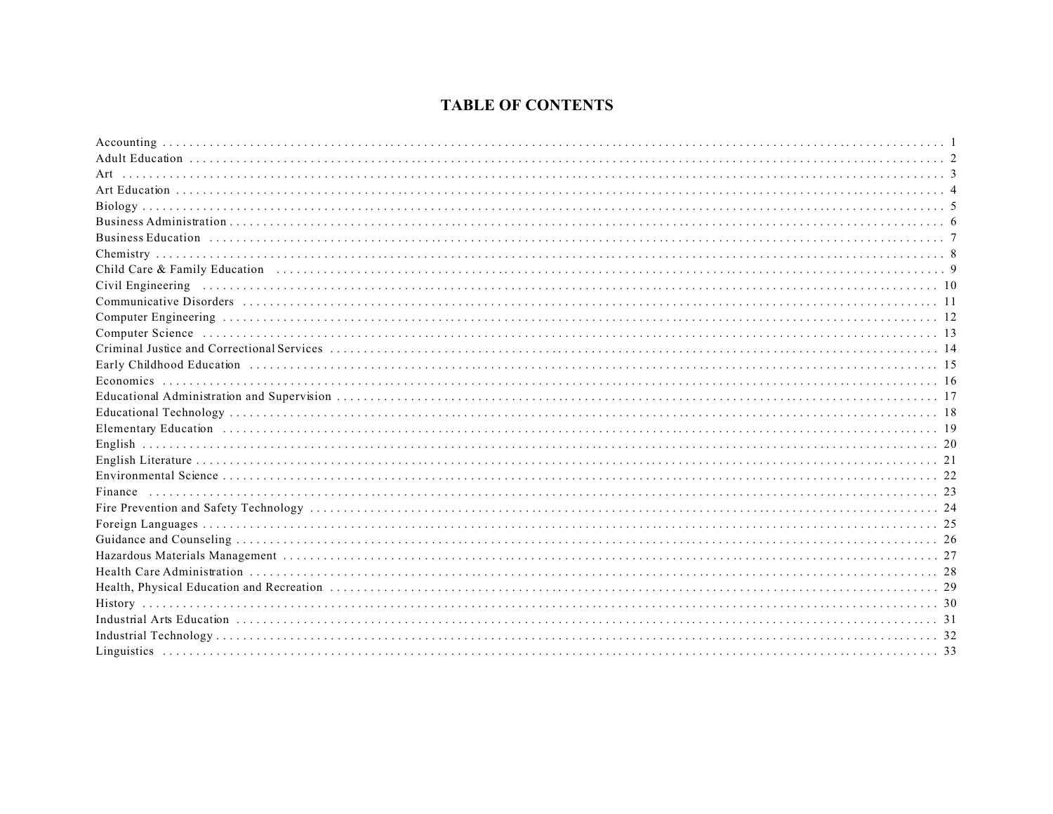# TABLE OF CONTENTS

| | |
|---|---|
| Accounting | 1 |
| Adult Education | 2 |
| Art | 3 |
| Art Education | 4 |
| Biology | 5 |
| Business Administration | 6 |
| Business Education | 7 |
| Chemistry | 8 |
| Child Care & Family Education | 9 |
| Civil Engineering | 10 |
| Communicative Disorders | 11 |
| Computer Engineering | 12 |
| Computer Science | 13 |
| Criminal Justice and Correctional Services | 14 |
| Early Childhood Education | 15 |
| Economics | 16 |
| Educational Administration and Supervision | 17 |
| Educational Technology | 18 |
| Elementary Education | 19 |
| English | 20 |
| English Literature | 21 |
| Environmental Science | 22 |
| Finance | 23 |
| Fire Prevention and Safety Technology | 24 |
| Foreign Languages | 25 |
| Guidance and Counseling | 26 |
| Hazardous Materials Management | 27 |
| Health Care Administration | 28 |
| Health, Physical Education and Recreation | 29 |
| History | 30 |
| Industrial Arts Education | 31 |
| Industrial Technology | 32 |
| Linguistics | 33 |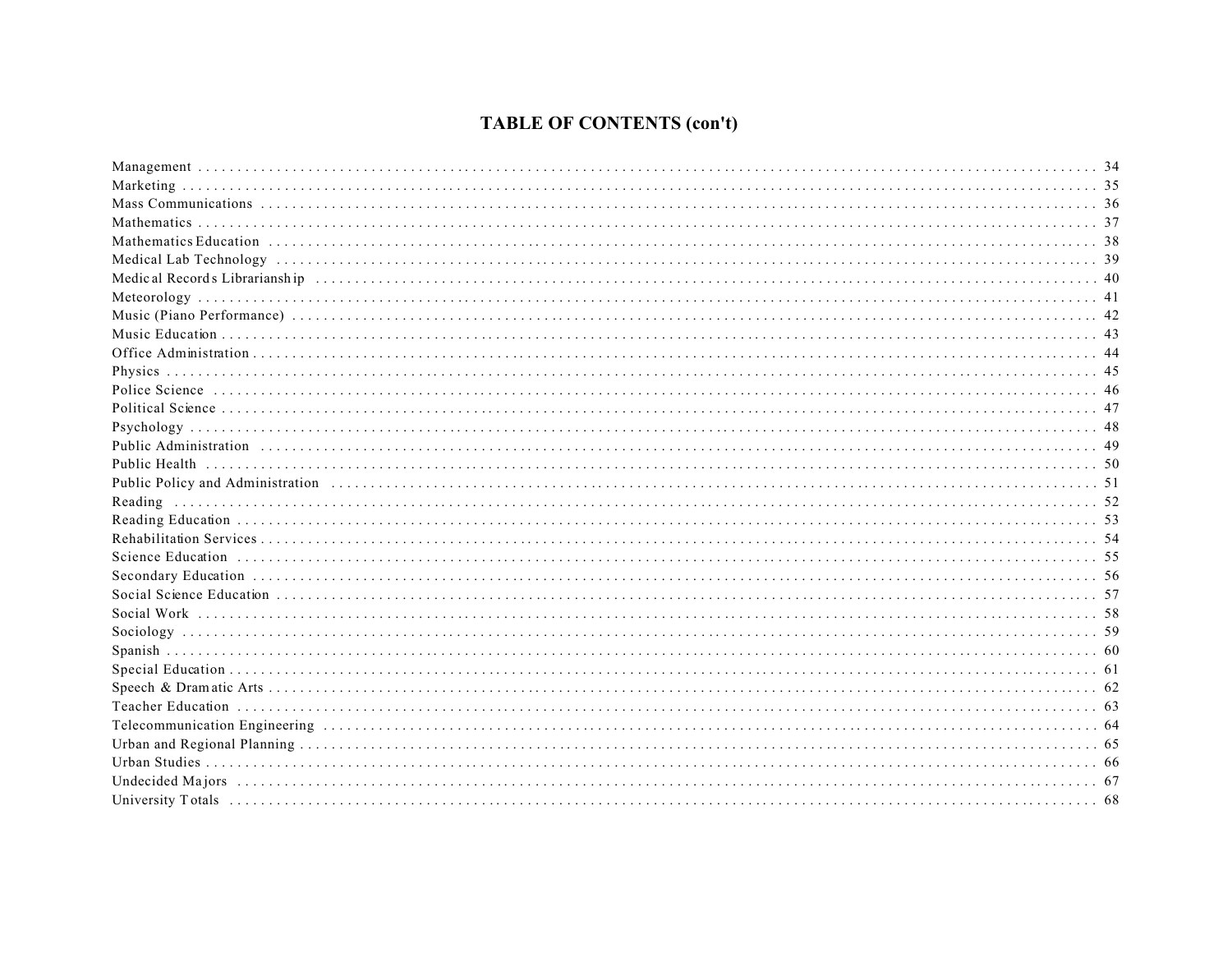# TABLE OF CONTENTS (con't)

| Section | Page |
|---|---|
| Management | 34 |
| Marketing | 35 |
| Mass Communications | 36 |
| Mathematics | 37 |
| Mathematics Education | 38 |
| Medical Lab Technology | 39 |
| Medical Records Librarianship | 40 |
| Meteorology | 41 |
| Music (Piano Performance) | 42 |
| Music Education | 43 |
| Office Administration | 44 |
| Physics | 45 |
| Police Science | 46 |
| Political Science | 47 |
| Psychology | 48 |
| Public Administration | 49 |
| Public Health | 50 |
| Public Policy and Administration | 51 |
| Reading | 52 |
| Reading Education | 53 |
| Rehabilitation Services | 54 |
| Science Education | 55 |
| Secondary Education | 56 |
| Social Science Education | 57 |
| Social Work | 58 |
| Sociology | 59 |
| Spanish | 60 |
| Special Education | 61 |
| Speech & Dramatic Arts | 62 |
| Teacher Education | 63 |
| Telecommunication Engineering | 64 |
| Urban and Regional Planning | 65 |
| Urban Studies | 66 |
| Undecided Majors | 67 |
| University Totals | 68 |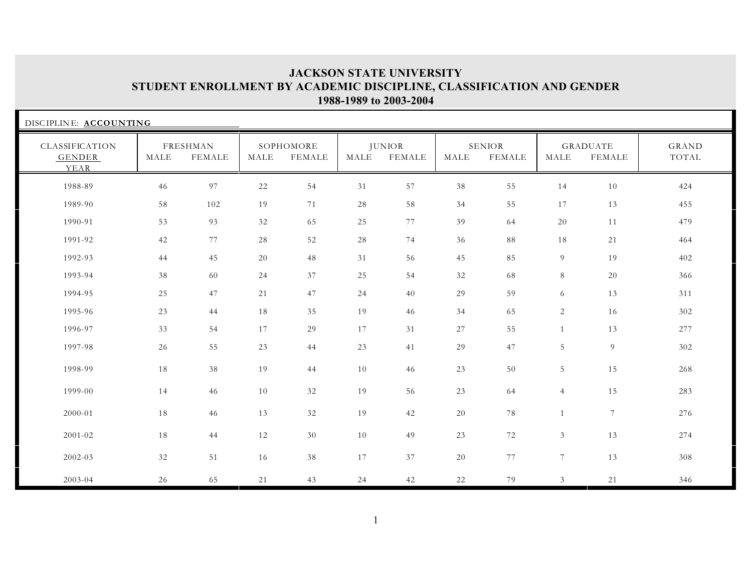# JACKSON STATE UNIVERSITY
## STUDENT ENROLLMENT BY ACADEMIC DISCIPLINE, CLASSIFICATION AND GENDER
### 1988-1989 to 2003-2004

DISCIPLINE: **ACCOUNTING**

| CLASSIFICATION | FRESHMAN | | SOPHOMORE | | JUNIOR | | SENIOR | | GRADUATE | | GRAND |
|---|---|---|---|---|---|---|---|---|---|---|---|
| GENDER / YEAR | MALE | FEMALE | MALE | FEMALE | MALE | FEMALE | MALE | FEMALE | MALE | FEMALE | TOTAL |
| 1988-89 | 46 | 97 | 22 | 54 | 31 | 57 | 38 | 55 | 14 | 10 | 424 |
| 1989-90 | 58 | 102 | 19 | 71 | 28 | 58 | 34 | 55 | 17 | 13 | 455 |
| 1990-91 | 53 | 93 | 32 | 65 | 25 | 77 | 39 | 64 | 20 | 11 | 479 |
| 1991-92 | 42 | 77 | 28 | 52 | 28 | 74 | 36 | 88 | 18 | 21 | 464 |
| 1992-93 | 44 | 45 | 20 | 48 | 31 | 56 | 45 | 85 | 9 | 19 | 402 |
| 1993-94 | 38 | 60 | 24 | 37 | 25 | 54 | 32 | 68 | 8 | 20 | 366 |
| 1994-95 | 25 | 47 | 21 | 47 | 24 | 40 | 29 | 59 | 6 | 13 | 311 |
| 1995-96 | 23 | 44 | 18 | 35 | 19 | 46 | 34 | 65 | 2 | 16 | 302 |
| 1996-97 | 33 | 54 | 17 | 29 | 17 | 31 | 27 | 55 | 1 | 13 | 277 |
| 1997-98 | 26 | 55 | 23 | 44 | 23 | 41 | 29 | 47 | 5 | 9 | 302 |
| 1998-99 | 18 | 38 | 19 | 44 | 10 | 46 | 23 | 50 | 5 | 15 | 268 |
| 1999-00 | 14 | 46 | 10 | 32 | 19 | 56 | 23 | 64 | 4 | 15 | 283 |
| 2000-01 | 18 | 46 | 13 | 32 | 19 | 42 | 20 | 78 | 1 | 7 | 276 |
| 2001-02 | 18 | 44 | 12 | 30 | 10 | 49 | 23 | 72 | 3 | 13 | 274 |
| 2002-03 | 32 | 51 | 16 | 38 | 17 | 37 | 20 | 77 | 7 | 13 | 308 |
| 2003-04 | 26 | 65 | 21 | 43 | 24 | 42 | 22 | 79 | 3 | 21 | 346 |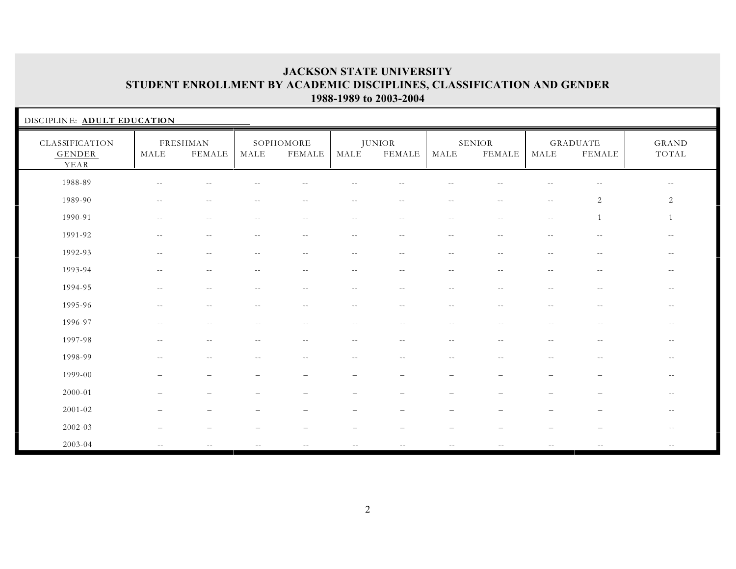# JACKSON STATE UNIVERSITY
## STUDENT ENROLLMENT BY ACADEMIC DISCIPLINES, CLASSIFICATION AND GENDER
### 1988-1989 to 2003-2004

DISCIPLINE: **ADULT EDUCATION**

| CLASSIFICATION | FRESHMAN | | SOPHOMORE | | JUNIOR | | SENIOR | | GRADUATE | | GRAND |
|---|---|---|---|---|---|---|---|---|---|---|---|
| GENDER / YEAR | MALE | FEMALE | MALE | FEMALE | MALE | FEMALE | MALE | FEMALE | MALE | FEMALE | TOTAL |
| 1988-89 | -- | -- | -- | -- | -- | -- | -- | -- | -- | -- | -- |
| 1989-90 | -- | -- | -- | -- | -- | -- | -- | -- | -- | 2 | 2 |
| 1990-91 | -- | -- | -- | -- | -- | -- | -- | -- | -- | 1 | 1 |
| 1991-92 | -- | -- | -- | -- | -- | -- | -- | -- | -- | -- | -- |
| 1992-93 | -- | -- | -- | -- | -- | -- | -- | -- | -- | -- | -- |
| 1993-94 | -- | -- | -- | -- | -- | -- | -- | -- | -- | -- | -- |
| 1994-95 | -- | -- | -- | -- | -- | -- | -- | -- | -- | -- | -- |
| 1995-96 | -- | -- | -- | -- | -- | -- | -- | -- | -- | -- | -- |
| 1996-97 | -- | -- | -- | -- | -- | -- | -- | -- | -- | -- | -- |
| 1997-98 | -- | -- | -- | -- | -- | -- | -- | -- | -- | -- | -- |
| 1998-99 | -- | -- | -- | -- | -- | -- | -- | -- | -- | -- | -- |
| 1999-00 | – | – | – | – | – | – | – | – | – | – | -- |
| 2000-01 | – | – | – | – | – | – | – | – | – | – | -- |
| 2001-02 | – | – | – | – | – | – | – | – | – | – | -- |
| 2002-03 | – | – | – | – | – | – | – | – | – | – | -- |
| 2003-04 | -- | -- | -- | -- | -- | -- | -- | -- | -- | -- | -- |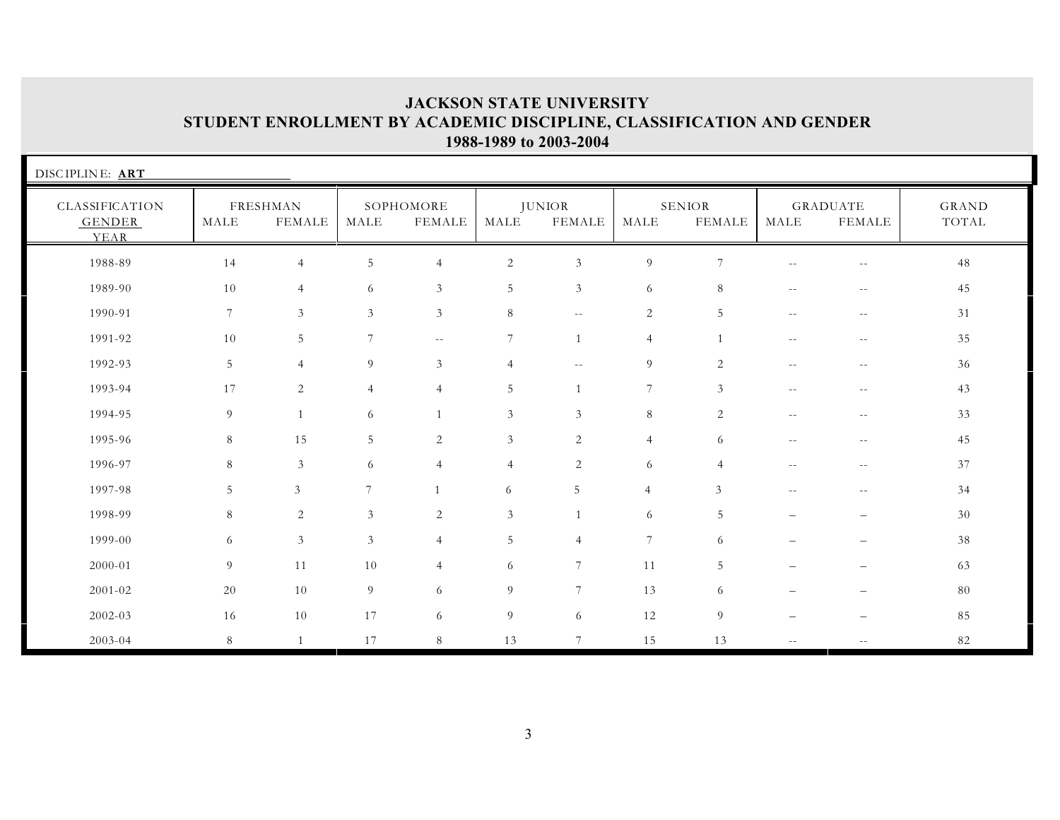# JACKSON STATE UNIVERSITY
## STUDENT ENROLLMENT BY ACADEMIC DISCIPLINE, CLASSIFICATION AND GENDER
## 1988-1989 to 2003-2004

DISCIPLINE: **ART**

| CLASSIFICATION GENDER YEAR | FRESHMAN | | SOPHOMORE | | JUNIOR | | SENIOR | | GRADUATE | | GRAND TOTAL |
|---|---|---|---|---|---|---|---|---|---|---|---|
| | MALE | FEMALE | MALE | FEMALE | MALE | FEMALE | MALE | FEMALE | MALE | FEMALE | |
| 1988-89 | 14 | 4 | 5 | 4 | 2 | 3 | 9 | 7 | -- | -- | 48 |
| 1989-90 | 10 | 4 | 6 | 3 | 5 | 3 | 6 | 8 | -- | -- | 45 |
| 1990-91 | 7 | 3 | 3 | 3 | 8 | -- | 2 | 5 | -- | -- | 31 |
| 1991-92 | 10 | 5 | 7 | -- | 7 | 1 | 4 | 1 | -- | -- | 35 |
| 1992-93 | 5 | 4 | 9 | 3 | 4 | -- | 9 | 2 | -- | -- | 36 |
| 1993-94 | 17 | 2 | 4 | 4 | 5 | 1 | 7 | 3 | -- | -- | 43 |
| 1994-95 | 9 | 1 | 6 | 1 | 3 | 3 | 8 | 2 | -- | -- | 33 |
| 1995-96 | 8 | 15 | 5 | 2 | 3 | 2 | 4 | 6 | -- | -- | 45 |
| 1996-97 | 8 | 3 | 6 | 4 | 4 | 2 | 6 | 4 | -- | -- | 37 |
| 1997-98 | 5 | 3 | 7 | 1 | 6 | 5 | 4 | 3 | -- | -- | 34 |
| 1998-99 | 8 | 2 | 3 | 2 | 3 | 1 | 6 | 5 | – | – | 30 |
| 1999-00 | 6 | 3 | 3 | 4 | 5 | 4 | 7 | 6 | – | – | 38 |
| 2000-01 | 9 | 11 | 10 | 4 | 6 | 7 | 11 | 5 | – | – | 63 |
| 2001-02 | 20 | 10 | 9 | 6 | 9 | 7 | 13 | 6 | – | – | 80 |
| 2002-03 | 16 | 10 | 17 | 6 | 9 | 6 | 12 | 9 | – | – | 85 |
| 2003-04 | 8 | 1 | 17 | 8 | 13 | 7 | 15 | 13 | -- | -- | 82 |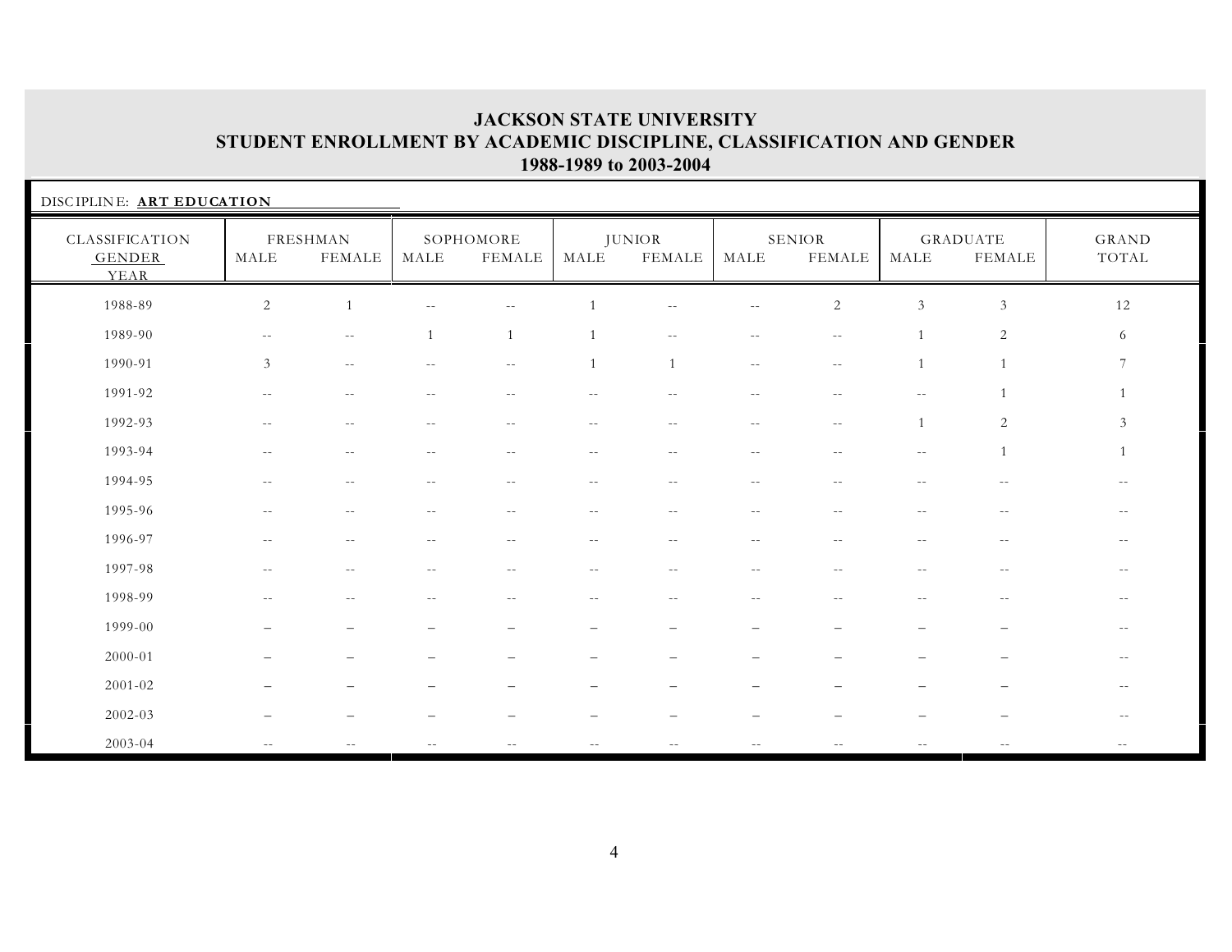# JACKSON STATE UNIVERSITY
## STUDENT ENROLLMENT BY ACADEMIC DISCIPLINE, CLASSIFICATION AND GENDER
### 1988-1989 to 2003-2004

DISCIPLINE: **ART EDUCATION**

| CLASSIFICATION GENDER YEAR | FRESHMAN MALE | FRESHMAN FEMALE | SOPHOMORE MALE | SOPHOMORE FEMALE | JUNIOR MALE | JUNIOR FEMALE | SENIOR MALE | SENIOR FEMALE | GRADUATE MALE | GRADUATE FEMALE | GRAND TOTAL |
|---|---|---|---|---|---|---|---|---|---|---|---|
| 1988-89 | 2 | 1 | -- | -- | 1 | -- | -- | 2 | 3 | 3 | 12 |
| 1989-90 | -- | -- | 1 | 1 | 1 | -- | -- | -- | 1 | 2 | 6 |
| 1990-91 | 3 | -- | -- | -- | 1 | 1 | -- | -- | 1 | 1 | 7 |
| 1991-92 | -- | -- | -- | -- | -- | -- | -- | -- | -- | 1 | 1 |
| 1992-93 | -- | -- | -- | -- | -- | -- | -- | -- | 1 | 2 | 3 |
| 1993-94 | -- | -- | -- | -- | -- | -- | -- | -- | -- | 1 | 1 |
| 1994-95 | -- | -- | -- | -- | -- | -- | -- | -- | -- | -- | -- |
| 1995-96 | -- | -- | -- | -- | -- | -- | -- | -- | -- | -- | -- |
| 1996-97 | -- | -- | -- | -- | -- | -- | -- | -- | -- | -- | -- |
| 1997-98 | -- | -- | -- | -- | -- | -- | -- | -- | -- | -- | -- |
| 1998-99 | -- | -- | -- | -- | -- | -- | -- | -- | -- | -- | -- |
| 1999-00 | – | – | – | – | – | – | – | – | – | – | -- |
| 2000-01 | – | – | – | – | – | – | – | – | – | – | -- |
| 2001-02 | – | – | – | – | – | – | – | – | – | – | -- |
| 2002-03 | – | – | – | – | – | – | – | – | – | – | -- |
| 2003-04 | -- | -- | -- | -- | -- | -- | -- | -- | -- | -- | -- |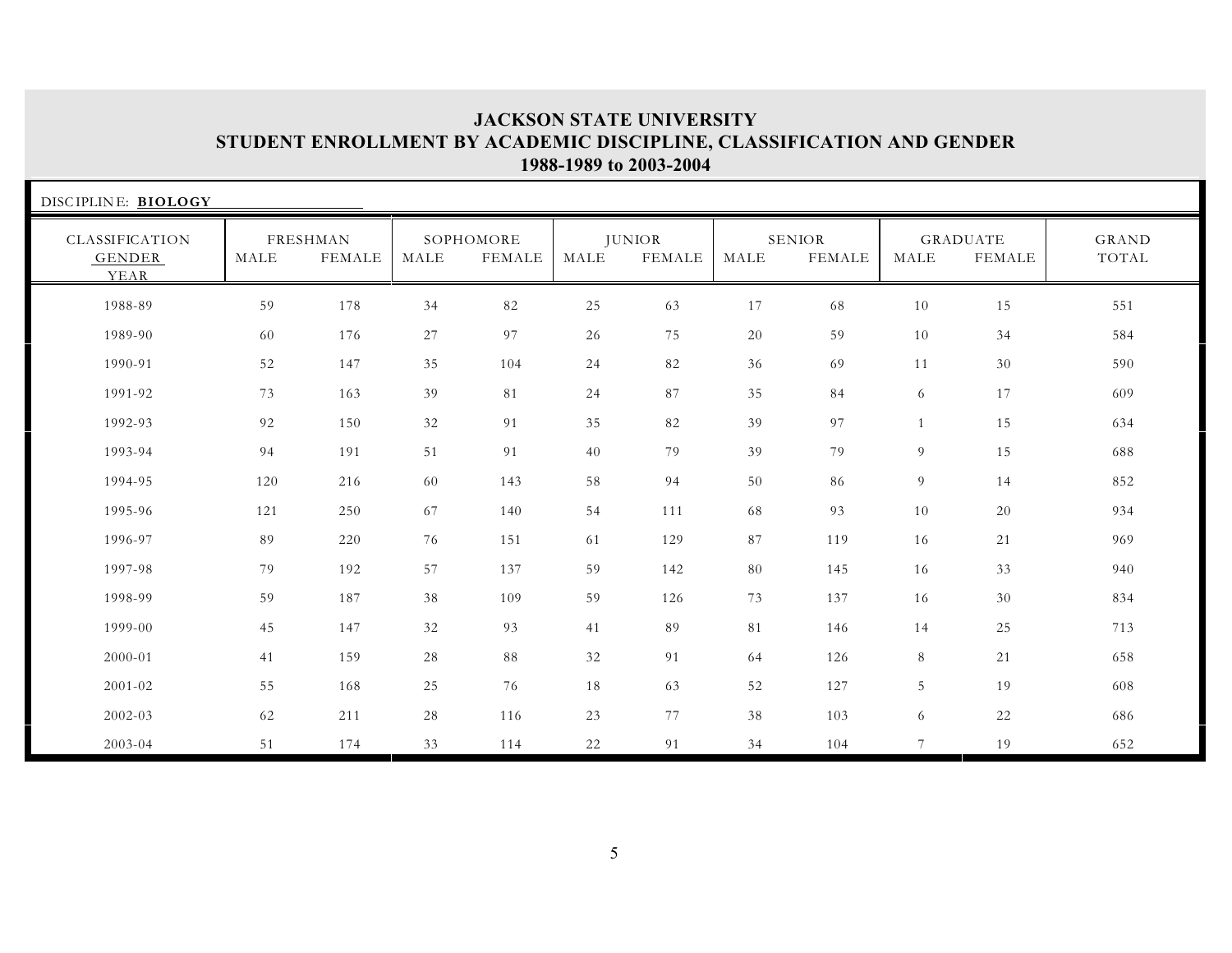# JACKSON STATE UNIVERSITY
## STUDENT ENROLLMENT BY ACADEMIC DISCIPLINE, CLASSIFICATION AND GENDER
### 1988-1989 to 2003-2004

DISCIPLINE: **BIOLOGY**

| CLASSIFICATION GENDER YEAR | FRESHMAN | | SOPHOMORE | | JUNIOR | | SENIOR | | GRADUATE | | GRAND TOTAL |
|---|---|---|---|---|---|---|---|---|---|---|---|
| | MALE | FEMALE | MALE | FEMALE | MALE | FEMALE | MALE | FEMALE | MALE | FEMALE | |
| 1988-89 | 59 | 178 | 34 | 82 | 25 | 63 | 17 | 68 | 10 | 15 | 551 |
| 1989-90 | 60 | 176 | 27 | 97 | 26 | 75 | 20 | 59 | 10 | 34 | 584 |
| 1990-91 | 52 | 147 | 35 | 104 | 24 | 82 | 36 | 69 | 11 | 30 | 590 |
| 1991-92 | 73 | 163 | 39 | 81 | 24 | 87 | 35 | 84 | 6 | 17 | 609 |
| 1992-93 | 92 | 150 | 32 | 91 | 35 | 82 | 39 | 97 | 1 | 15 | 634 |
| 1993-94 | 94 | 191 | 51 | 91 | 40 | 79 | 39 | 79 | 9 | 15 | 688 |
| 1994-95 | 120 | 216 | 60 | 143 | 58 | 94 | 50 | 86 | 9 | 14 | 852 |
| 1995-96 | 121 | 250 | 67 | 140 | 54 | 111 | 68 | 93 | 10 | 20 | 934 |
| 1996-97 | 89 | 220 | 76 | 151 | 61 | 129 | 87 | 119 | 16 | 21 | 969 |
| 1997-98 | 79 | 192 | 57 | 137 | 59 | 142 | 80 | 145 | 16 | 33 | 940 |
| 1998-99 | 59 | 187 | 38 | 109 | 59 | 126 | 73 | 137 | 16 | 30 | 834 |
| 1999-00 | 45 | 147 | 32 | 93 | 41 | 89 | 81 | 146 | 14 | 25 | 713 |
| 2000-01 | 41 | 159 | 28 | 88 | 32 | 91 | 64 | 126 | 8 | 21 | 658 |
| 2001-02 | 55 | 168 | 25 | 76 | 18 | 63 | 52 | 127 | 5 | 19 | 608 |
| 2002-03 | 62 | 211 | 28 | 116 | 23 | 77 | 38 | 103 | 6 | 22 | 686 |
| 2003-04 | 51 | 174 | 33 | 114 | 22 | 91 | 34 | 104 | 7 | 19 | 652 |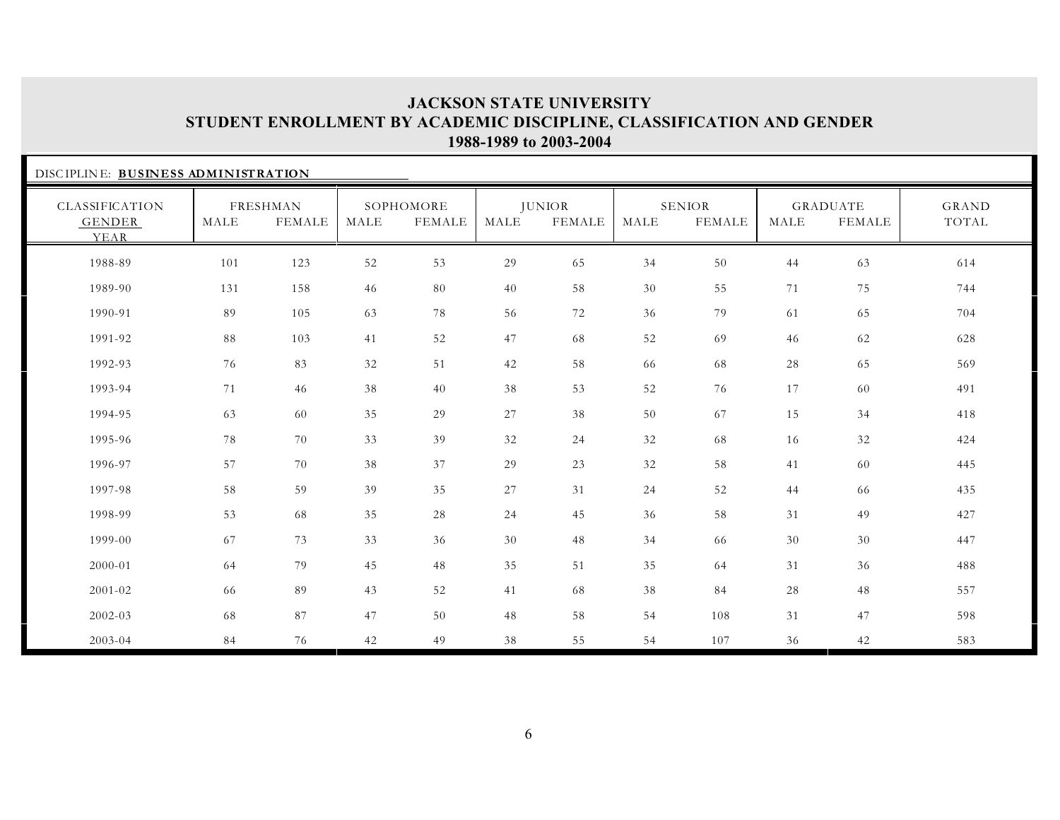# JACKSON STATE UNIVERSITY
## STUDENT ENROLLMENT BY ACADEMIC DISCIPLINE, CLASSIFICATION AND GENDER
### 1988-1989 to 2003-2004

DISCIPLINE: **BUSINESS ADMINISTRATION**

| CLASSIFICATION | FRESHMAN | | SOPHOMORE | | JUNIOR | | SENIOR | | GRADUATE | | GRAND |
|---|---|---|---|---|---|---|---|---|---|---|---|
| GENDER<br>YEAR | MALE | FEMALE | MALE | FEMALE | MALE | FEMALE | MALE | FEMALE | MALE | FEMALE | TOTAL |
| 1988-89 | 101 | 123 | 52 | 53 | 29 | 65 | 34 | 50 | 44 | 63 | 614 |
| 1989-90 | 131 | 158 | 46 | 80 | 40 | 58 | 30 | 55 | 71 | 75 | 744 |
| 1990-91 | 89 | 105 | 63 | 78 | 56 | 72 | 36 | 79 | 61 | 65 | 704 |
| 1991-92 | 88 | 103 | 41 | 52 | 47 | 68 | 52 | 69 | 46 | 62 | 628 |
| 1992-93 | 76 | 83 | 32 | 51 | 42 | 58 | 66 | 68 | 28 | 65 | 569 |
| 1993-94 | 71 | 46 | 38 | 40 | 38 | 53 | 52 | 76 | 17 | 60 | 491 |
| 1994-95 | 63 | 60 | 35 | 29 | 27 | 38 | 50 | 67 | 15 | 34 | 418 |
| 1995-96 | 78 | 70 | 33 | 39 | 32 | 24 | 32 | 68 | 16 | 32 | 424 |
| 1996-97 | 57 | 70 | 38 | 37 | 29 | 23 | 32 | 58 | 41 | 60 | 445 |
| 1997-98 | 58 | 59 | 39 | 35 | 27 | 31 | 24 | 52 | 44 | 66 | 435 |
| 1998-99 | 53 | 68 | 35 | 28 | 24 | 45 | 36 | 58 | 31 | 49 | 427 |
| 1999-00 | 67 | 73 | 33 | 36 | 30 | 48 | 34 | 66 | 30 | 30 | 447 |
| 2000-01 | 64 | 79 | 45 | 48 | 35 | 51 | 35 | 64 | 31 | 36 | 488 |
| 2001-02 | 66 | 89 | 43 | 52 | 41 | 68 | 38 | 84 | 28 | 48 | 557 |
| 2002-03 | 68 | 87 | 47 | 50 | 48 | 58 | 54 | 108 | 31 | 47 | 598 |
| 2003-04 | 84 | 76 | 42 | 49 | 38 | 55 | 54 | 107 | 36 | 42 | 583 |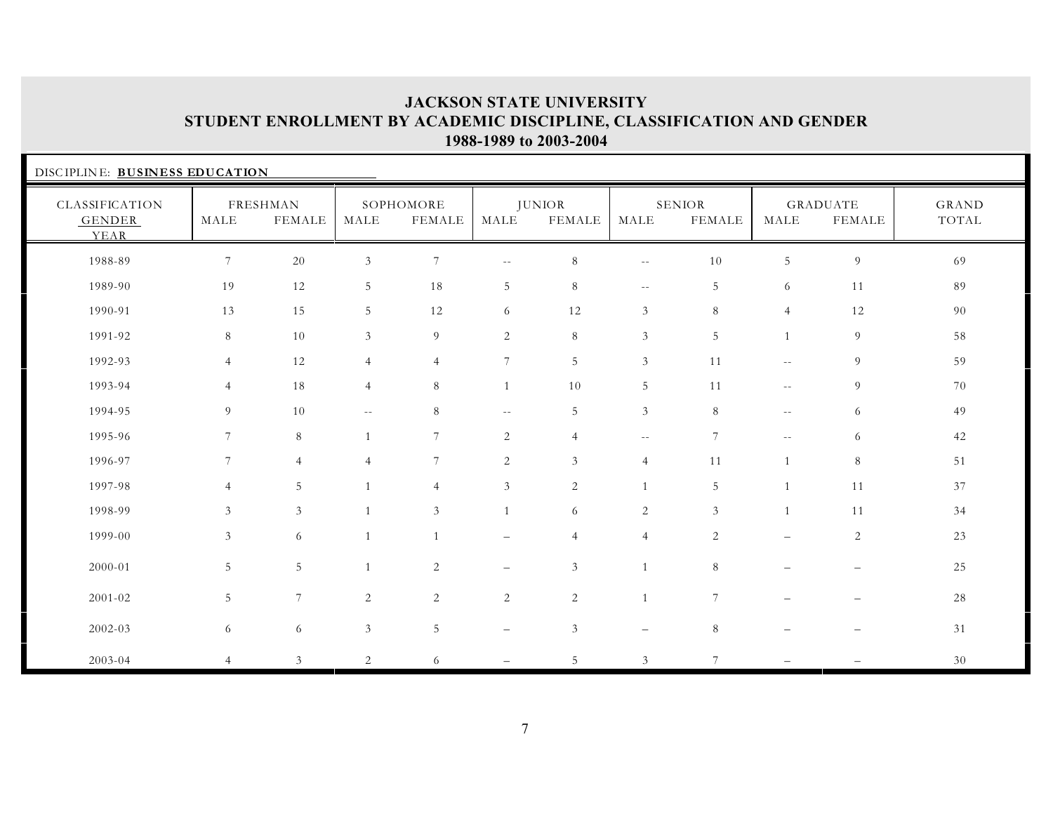# JACKSON STATE UNIVERSITY
## STUDENT ENROLLMENT BY ACADEMIC DISCIPLINE, CLASSIFICATION AND GENDER
### 1988-1989 to 2003-2004

DISCIPLINE: **BUSINESS EDUCATION**

| CLASSIFICATION | FRESHMAN | | SOPHOMORE | | JUNIOR | | SENIOR | | GRADUATE | | GRAND |
|---|---|---|---|---|---|---|---|---|---|---|---|
| GENDER / YEAR | MALE | FEMALE | MALE | FEMALE | MALE | FEMALE | MALE | FEMALE | MALE | FEMALE | TOTAL |
| 1988-89 | 7 | 20 | 3 | 7 | -- | 8 | -- | 10 | 5 | 9 | 69 |
| 1989-90 | 19 | 12 | 5 | 18 | 5 | 8 | -- | 5 | 6 | 11 | 89 |
| 1990-91 | 13 | 15 | 5 | 12 | 6 | 12 | 3 | 8 | 4 | 12 | 90 |
| 1991-92 | 8 | 10 | 3 | 9 | 2 | 8 | 3 | 5 | 1 | 9 | 58 |
| 1992-93 | 4 | 12 | 4 | 4 | 7 | 5 | 3 | 11 | -- | 9 | 59 |
| 1993-94 | 4 | 18 | 4 | 8 | 1 | 10 | 5 | 11 | -- | 9 | 70 |
| 1994-95 | 9 | 10 | -- | 8 | -- | 5 | 3 | 8 | -- | 6 | 49 |
| 1995-96 | 7 | 8 | 1 | 7 | 2 | 4 | -- | 7 | -- | 6 | 42 |
| 1996-97 | 7 | 4 | 4 | 7 | 2 | 3 | 4 | 11 | 1 | 8 | 51 |
| 1997-98 | 4 | 5 | 1 | 4 | 3 | 2 | 1 | 5 | 1 | 11 | 37 |
| 1998-99 | 3 | 3 | 1 | 3 | 1 | 6 | 2 | 3 | 1 | 11 | 34 |
| 1999-00 | 3 | 6 | 1 | 1 | – | 4 | 4 | 2 | – | 2 | 23 |
| 2000-01 | 5 | 5 | 1 | 2 | – | 3 | 1 | 8 | – | – | 25 |
| 2001-02 | 5 | 7 | 2 | 2 | 2 | 2 | 1 | 7 | – | – | 28 |
| 2002-03 | 6 | 6 | 3 | 5 | – | 3 | – | 8 | – | – | 31 |
| 2003-04 | 4 | 3 | 2 | 6 | – | 5 | 3 | 7 | – | – | 30 |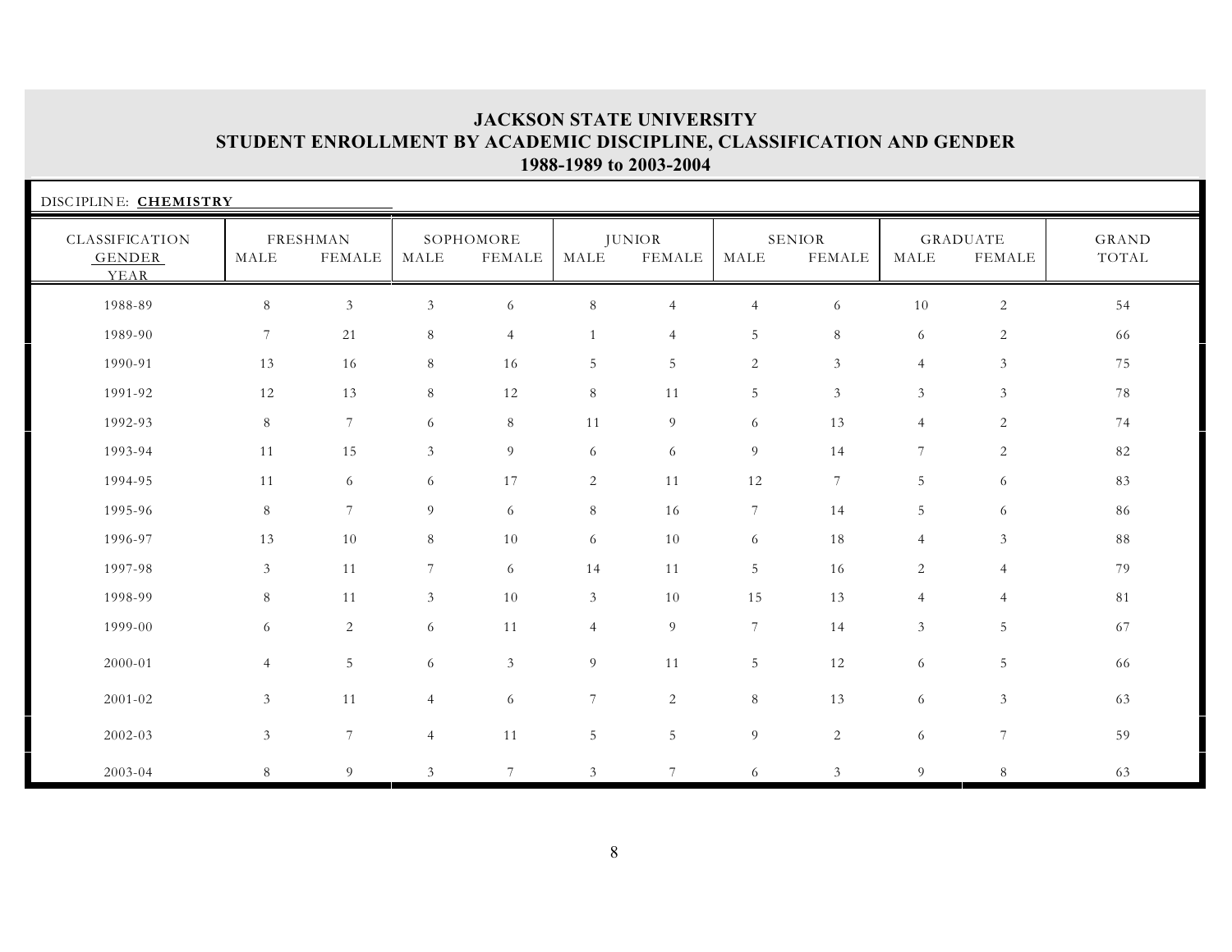# JACKSON STATE UNIVERSITY
## STUDENT ENROLLMENT BY ACADEMIC DISCIPLINE, CLASSIFICATION AND GENDER
## 1988-1989 to 2003-2004

DISCIPLINE: **CHEMISTRY**

| CLASSIFICATION | FRESHMAN | | SOPHOMORE | | JUNIOR | | SENIOR | | GRADUATE | | GRAND |
|---|---|---|---|---|---|---|---|---|---|---|---|
| GENDER / YEAR | MALE | FEMALE | MALE | FEMALE | MALE | FEMALE | MALE | FEMALE | MALE | FEMALE | TOTAL |
| 1988-89 | 8 | 3 | 3 | 6 | 8 | 4 | 4 | 6 | 10 | 2 | 54 |
| 1989-90 | 7 | 21 | 8 | 4 | 1 | 4 | 5 | 8 | 6 | 2 | 66 |
| 1990-91 | 13 | 16 | 8 | 16 | 5 | 5 | 2 | 3 | 4 | 3 | 75 |
| 1991-92 | 12 | 13 | 8 | 12 | 8 | 11 | 5 | 3 | 3 | 3 | 78 |
| 1992-93 | 8 | 7 | 6 | 8 | 11 | 9 | 6 | 13 | 4 | 2 | 74 |
| 1993-94 | 11 | 15 | 3 | 9 | 6 | 6 | 9 | 14 | 7 | 2 | 82 |
| 1994-95 | 11 | 6 | 6 | 17 | 2 | 11 | 12 | 7 | 5 | 6 | 83 |
| 1995-96 | 8 | 7 | 9 | 6 | 8 | 16 | 7 | 14 | 5 | 6 | 86 |
| 1996-97 | 13 | 10 | 8 | 10 | 6 | 10 | 6 | 18 | 4 | 3 | 88 |
| 1997-98 | 3 | 11 | 7 | 6 | 14 | 11 | 5 | 16 | 2 | 4 | 79 |
| 1998-99 | 8 | 11 | 3 | 10 | 3 | 10 | 15 | 13 | 4 | 4 | 81 |
| 1999-00 | 6 | 2 | 6 | 11 | 4 | 9 | 7 | 14 | 3 | 5 | 67 |
| 2000-01 | 4 | 5 | 6 | 3 | 9 | 11 | 5 | 12 | 6 | 5 | 66 |
| 2001-02 | 3 | 11 | 4 | 6 | 7 | 2 | 8 | 13 | 6 | 3 | 63 |
| 2002-03 | 3 | 7 | 4 | 11 | 5 | 5 | 9 | 2 | 6 | 7 | 59 |
| 2003-04 | 8 | 9 | 3 | 7 | 3 | 7 | 6 | 3 | 9 | 8 | 63 |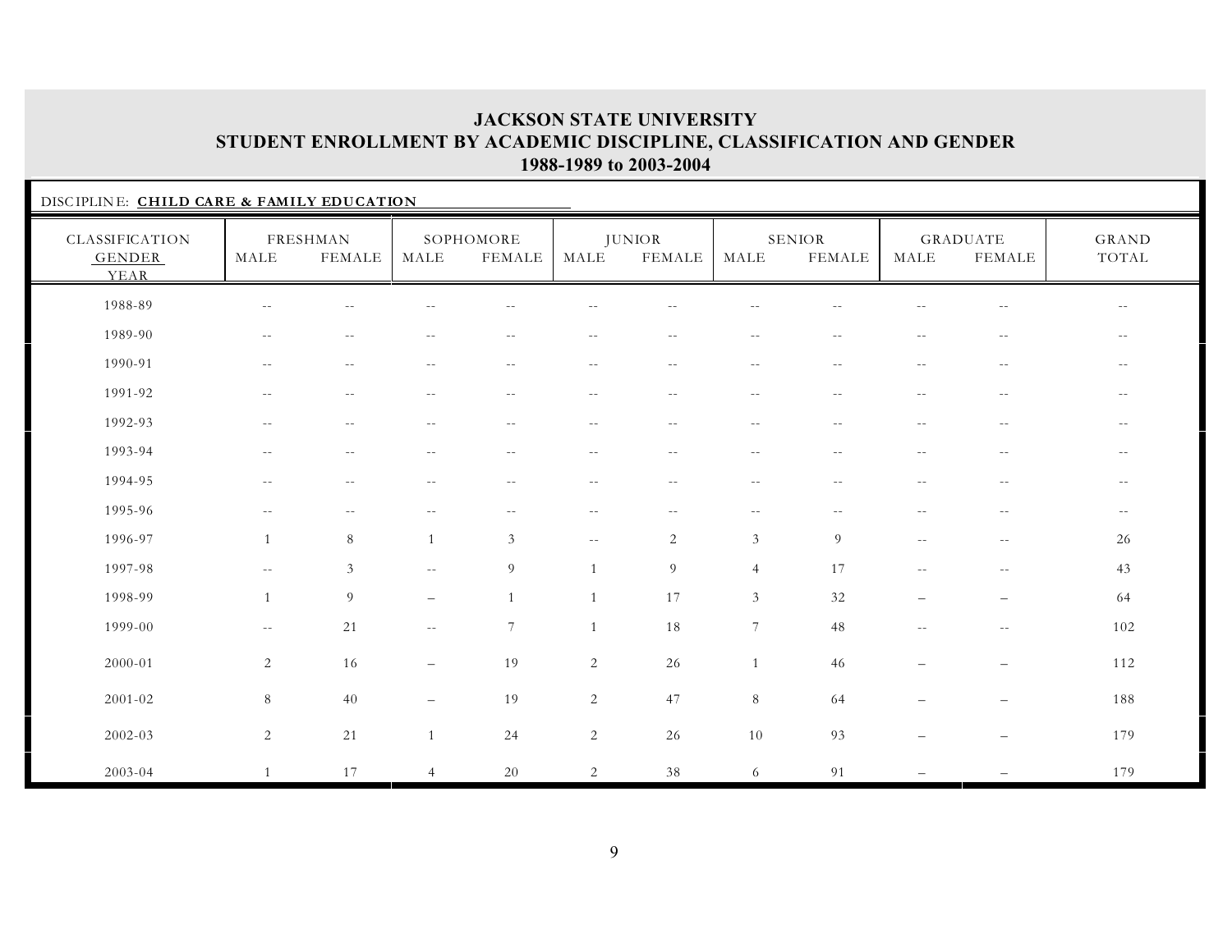# JACKSON STATE UNIVERSITY
## STUDENT ENROLLMENT BY ACADEMIC DISCIPLINE, CLASSIFICATION AND GENDER
### 1988-1989 to 2003-2004

DISCIPLINE: **CHILD CARE & FAMILY EDUCATION**

| CLASSIFICATION GENDER YEAR | FRESHMAN | | SOPHOMORE | | JUNIOR | | SENIOR | | GRADUATE | | GRAND TOTAL |
|---|---|---|---|---|---|---|---|---|---|---|---|
| | MALE | FEMALE | MALE | FEMALE | MALE | FEMALE | MALE | FEMALE | MALE | FEMALE | |
| 1988-89 | -- | -- | -- | -- | -- | -- | -- | -- | -- | -- | -- |
| 1989-90 | -- | -- | -- | -- | -- | -- | -- | -- | -- | -- | -- |
| 1990-91 | -- | -- | -- | -- | -- | -- | -- | -- | -- | -- | -- |
| 1991-92 | -- | -- | -- | -- | -- | -- | -- | -- | -- | -- | -- |
| 1992-93 | -- | -- | -- | -- | -- | -- | -- | -- | -- | -- | -- |
| 1993-94 | -- | -- | -- | -- | -- | -- | -- | -- | -- | -- | -- |
| 1994-95 | -- | -- | -- | -- | -- | -- | -- | -- | -- | -- | -- |
| 1995-96 | -- | -- | -- | -- | -- | -- | -- | -- | -- | -- | -- |
| 1996-97 | 1 | 8 | 1 | 3 | -- | 2 | 3 | 9 | -- | -- | 26 |
| 1997-98 | -- | 3 | -- | 9 | 1 | 9 | 4 | 17 | -- | -- | 43 |
| 1998-99 | 1 | 9 | – | 1 | 1 | 17 | 3 | 32 | – | – | 64 |
| 1999-00 | -- | 21 | -- | 7 | 1 | 18 | 7 | 48 | -- | -- | 102 |
| 2000-01 | 2 | 16 | – | 19 | 2 | 26 | 1 | 46 | – | – | 112 |
| 2001-02 | 8 | 40 | – | 19 | 2 | 47 | 8 | 64 | – | – | 188 |
| 2002-03 | 2 | 21 | 1 | 24 | 2 | 26 | 10 | 93 | – | – | 179 |
| 2003-04 | 1 | 17 | 4 | 20 | 2 | 38 | 6 | 91 | – | – | 179 |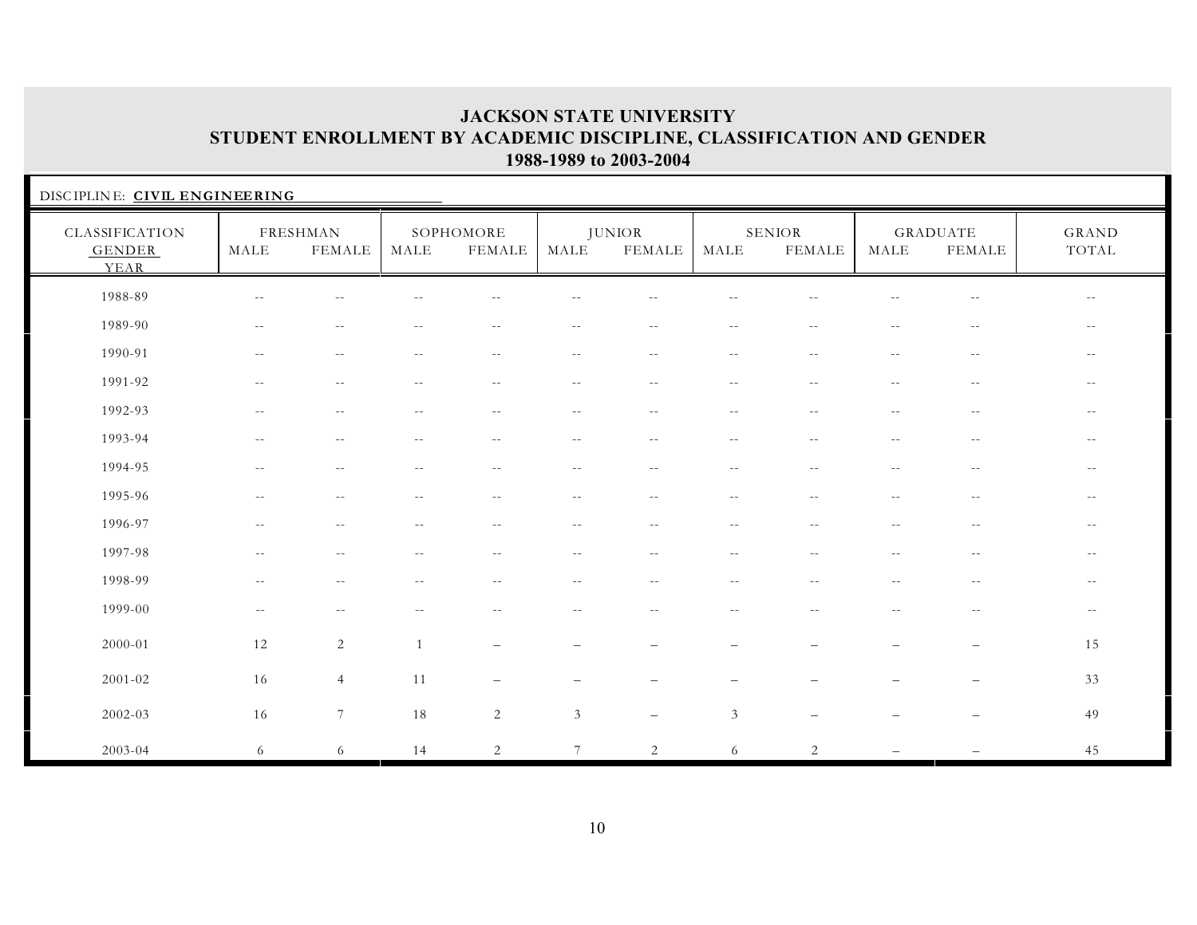# JACKSON STATE UNIVERSITY
## STUDENT ENROLLMENT BY ACADEMIC DISCIPLINE, CLASSIFICATION AND GENDER
### 1988-1989 to 2003-2004

DISCIPLINE: **CIVIL ENGINEERING**

| CLASSIFICATION | FRESHMAN | | SOPHOMORE | | JUNIOR | | SENIOR | | GRADUATE | | GRAND |
|---|---|---|---|---|---|---|---|---|---|---|---|
| GENDER / YEAR | MALE | FEMALE | MALE | FEMALE | MALE | FEMALE | MALE | FEMALE | MALE | FEMALE | TOTAL |
| 1988-89 | -- | -- | -- | -- | -- | -- | -- | -- | -- | -- | -- |
| 1989-90 | -- | -- | -- | -- | -- | -- | -- | -- | -- | -- | -- |
| 1990-91 | -- | -- | -- | -- | -- | -- | -- | -- | -- | -- | -- |
| 1991-92 | -- | -- | -- | -- | -- | -- | -- | -- | -- | -- | -- |
| 1992-93 | -- | -- | -- | -- | -- | -- | -- | -- | -- | -- | -- |
| 1993-94 | -- | -- | -- | -- | -- | -- | -- | -- | -- | -- | -- |
| 1994-95 | -- | -- | -- | -- | -- | -- | -- | -- | -- | -- | -- |
| 1995-96 | -- | -- | -- | -- | -- | -- | -- | -- | -- | -- | -- |
| 1996-97 | -- | -- | -- | -- | -- | -- | -- | -- | -- | -- | -- |
| 1997-98 | -- | -- | -- | -- | -- | -- | -- | -- | -- | -- | -- |
| 1998-99 | -- | -- | -- | -- | -- | -- | -- | -- | -- | -- | -- |
| 1999-00 | -- | -- | -- | -- | -- | -- | -- | -- | -- | -- | -- |
| 2000-01 | 12 | 2 | 1 | – | – | – | – | – | – | – | 15 |
| 2001-02 | 16 | 4 | 11 | – | – | – | – | – | – | – | 33 |
| 2002-03 | 16 | 7 | 18 | 2 | 3 | – | 3 | – | – | – | 49 |
| 2003-04 | 6 | 6 | 14 | 2 | 7 | 2 | 6 | 2 | – | – | 45 |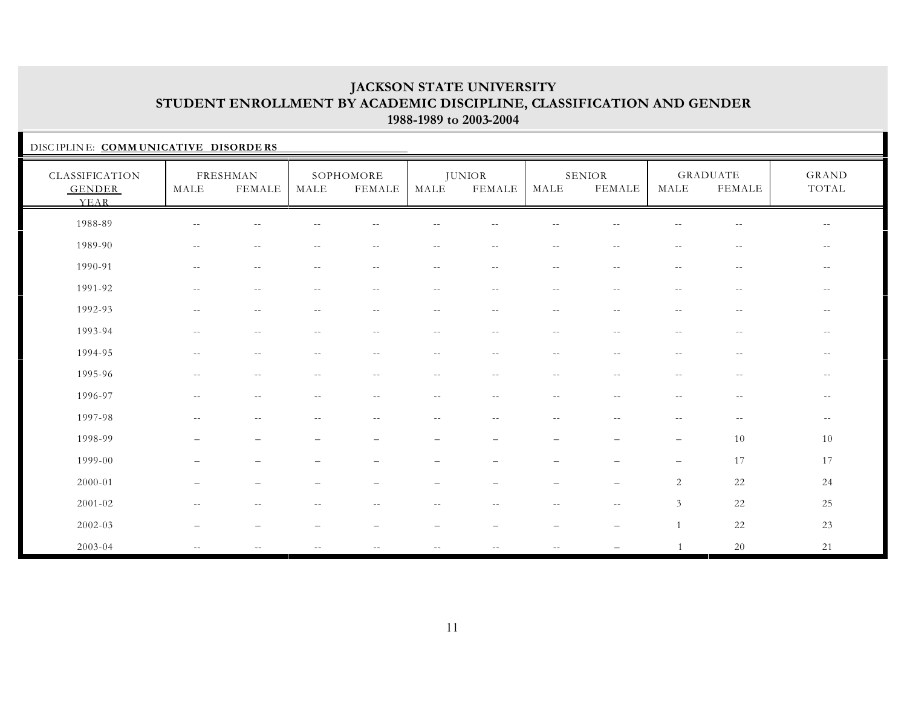# JACKSON STATE UNIVERSITY
## STUDENT ENROLLMENT BY ACADEMIC DISCIPLINE, CLASSIFICATION AND GENDER
### 1988-1989 to 2003-2004

DISCIPLINE: **COMMUNICATIVE DISORDERS**

| CLASSIFICATION GENDER YEAR | FRESHMAN | | SOPHOMORE | | JUNIOR | | SENIOR | | GRADUATE | | GRAND TOTAL |
|---|---|---|---|---|---|---|---|---|---|---|---|
| | MALE | FEMALE | MALE | FEMALE | MALE | FEMALE | MALE | FEMALE | MALE | FEMALE | |
| 1988-89 | -- | -- | -- | -- | -- | -- | -- | -- | -- | -- | -- |
| 1989-90 | -- | -- | -- | -- | -- | -- | -- | -- | -- | -- | -- |
| 1990-91 | -- | -- | -- | -- | -- | -- | -- | -- | -- | -- | -- |
| 1991-92 | -- | -- | -- | -- | -- | -- | -- | -- | -- | -- | -- |
| 1992-93 | -- | -- | -- | -- | -- | -- | -- | -- | -- | -- | -- |
| 1993-94 | -- | -- | -- | -- | -- | -- | -- | -- | -- | -- | -- |
| 1994-95 | -- | -- | -- | -- | -- | -- | -- | -- | -- | -- | -- |
| 1995-96 | -- | -- | -- | -- | -- | -- | -- | -- | -- | -- | -- |
| 1996-97 | -- | -- | -- | -- | -- | -- | -- | -- | -- | -- | -- |
| 1997-98 | -- | -- | -- | -- | -- | -- | -- | -- | -- | -- | -- |
| 1998-99 | – | – | – | – | – | – | – | – | – | 10 | 10 |
| 1999-00 | – | – | – | – | – | – | – | – | – | 17 | 17 |
| 2000-01 | – | – | – | – | – | – | – | – | 2 | 22 | 24 |
| 2001-02 | -- | -- | -- | -- | -- | -- | -- | -- | 3 | 22 | 25 |
| 2002-03 | – | – | – | – | – | – | – | – | 1 | 22 | 23 |
| 2003-04 | -- | -- | -- | -- | -- | -- | -- | – | 1 | 20 | 21 |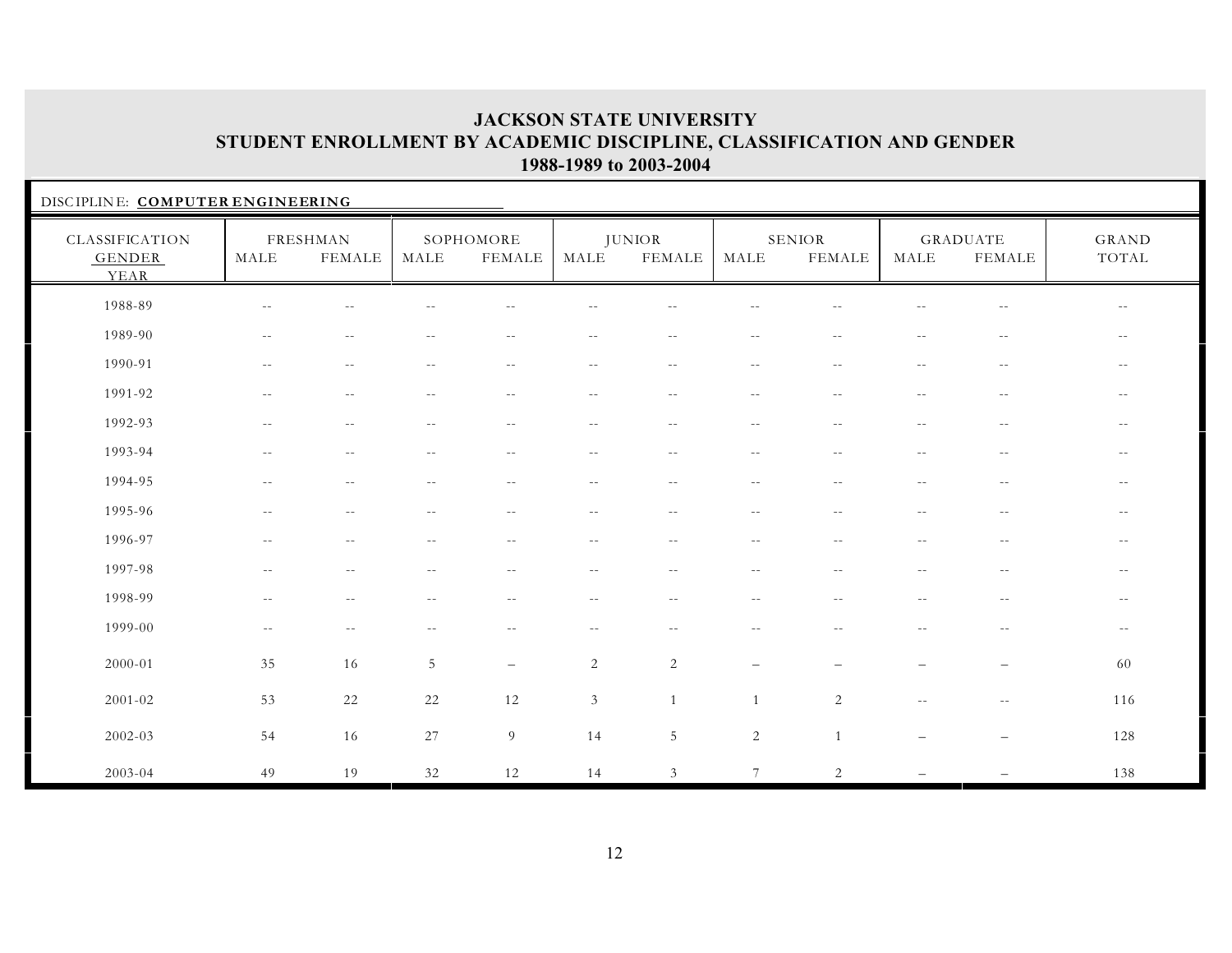# JACKSON STATE UNIVERSITY
## STUDENT ENROLLMENT BY ACADEMIC DISCIPLINE, CLASSIFICATION AND GENDER
### 1988-1989 to 2003-2004

DISCIPLINE: **COMPUTER ENGINEERING**

| CLASSIFICATION GENDER YEAR | FRESHMAN | | SOPHOMORE | | JUNIOR | | SENIOR | | GRADUATE | | GRAND TOTAL |
|---|---|---|---|---|---|---|---|---|---|---|---|
| | MALE | FEMALE | MALE | FEMALE | MALE | FEMALE | MALE | FEMALE | MALE | FEMALE | |
| 1988-89 | -- | -- | -- | -- | -- | -- | -- | -- | -- | -- | -- |
| 1989-90 | -- | -- | -- | -- | -- | -- | -- | -- | -- | -- | -- |
| 1990-91 | -- | -- | -- | -- | -- | -- | -- | -- | -- | -- | -- |
| 1991-92 | -- | -- | -- | -- | -- | -- | -- | -- | -- | -- | -- |
| 1992-93 | -- | -- | -- | -- | -- | -- | -- | -- | -- | -- | -- |
| 1993-94 | -- | -- | -- | -- | -- | -- | -- | -- | -- | -- | -- |
| 1994-95 | -- | -- | -- | -- | -- | -- | -- | -- | -- | -- | -- |
| 1995-96 | -- | -- | -- | -- | -- | -- | -- | -- | -- | -- | -- |
| 1996-97 | -- | -- | -- | -- | -- | -- | -- | -- | -- | -- | -- |
| 1997-98 | -- | -- | -- | -- | -- | -- | -- | -- | -- | -- | -- |
| 1998-99 | -- | -- | -- | -- | -- | -- | -- | -- | -- | -- | -- |
| 1999-00 | -- | -- | -- | -- | -- | -- | -- | -- | -- | -- | -- |
| 2000-01 | 35 | 16 | 5 | – | 2 | 2 | – | – | – | – | 60 |
| 2001-02 | 53 | 22 | 22 | 12 | 3 | 1 | 1 | 2 | -- | -- | 116 |
| 2002-03 | 54 | 16 | 27 | 9 | 14 | 5 | 2 | 1 | – | – | 128 |
| 2003-04 | 49 | 19 | 32 | 12 | 14 | 3 | 7 | 2 | – | – | 138 |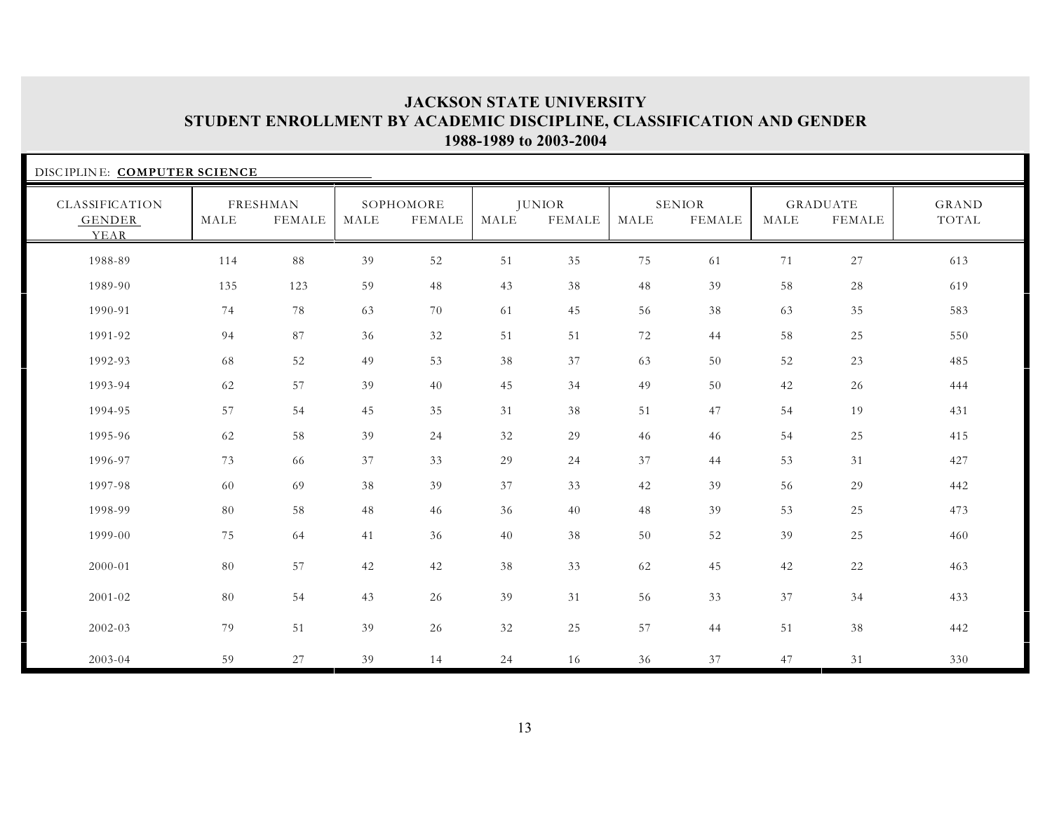# JACKSON STATE UNIVERSITY
## STUDENT ENROLLMENT BY ACADEMIC DISCIPLINE, CLASSIFICATION AND GENDER
### 1988-1989 to 2003-2004

DISCIPLINE: **COMPUTER SCIENCE**

| CLASSIFICATION GENDER YEAR | FRESHMAN | | SOPHOMORE | | JUNIOR | | SENIOR | | GRADUATE | | GRAND TOTAL |
|---|---|---|---|---|---|---|---|---|---|---|---|
| | MALE | FEMALE | MALE | FEMALE | MALE | FEMALE | MALE | FEMALE | MALE | FEMALE | |
| 1988-89 | 114 | 88 | 39 | 52 | 51 | 35 | 75 | 61 | 71 | 27 | 613 |
| 1989-90 | 135 | 123 | 59 | 48 | 43 | 38 | 48 | 39 | 58 | 28 | 619 |
| 1990-91 | 74 | 78 | 63 | 70 | 61 | 45 | 56 | 38 | 63 | 35 | 583 |
| 1991-92 | 94 | 87 | 36 | 32 | 51 | 51 | 72 | 44 | 58 | 25 | 550 |
| 1992-93 | 68 | 52 | 49 | 53 | 38 | 37 | 63 | 50 | 52 | 23 | 485 |
| 1993-94 | 62 | 57 | 39 | 40 | 45 | 34 | 49 | 50 | 42 | 26 | 444 |
| 1994-95 | 57 | 54 | 45 | 35 | 31 | 38 | 51 | 47 | 54 | 19 | 431 |
| 1995-96 | 62 | 58 | 39 | 24 | 32 | 29 | 46 | 46 | 54 | 25 | 415 |
| 1996-97 | 73 | 66 | 37 | 33 | 29 | 24 | 37 | 44 | 53 | 31 | 427 |
| 1997-98 | 60 | 69 | 38 | 39 | 37 | 33 | 42 | 39 | 56 | 29 | 442 |
| 1998-99 | 80 | 58 | 48 | 46 | 36 | 40 | 48 | 39 | 53 | 25 | 473 |
| 1999-00 | 75 | 64 | 41 | 36 | 40 | 38 | 50 | 52 | 39 | 25 | 460 |
| 2000-01 | 80 | 57 | 42 | 42 | 38 | 33 | 62 | 45 | 42 | 22 | 463 |
| 2001-02 | 80 | 54 | 43 | 26 | 39 | 31 | 56 | 33 | 37 | 34 | 433 |
| 2002-03 | 79 | 51 | 39 | 26 | 32 | 25 | 57 | 44 | 51 | 38 | 442 |
| 2003-04 | 59 | 27 | 39 | 14 | 24 | 16 | 36 | 37 | 47 | 31 | 330 |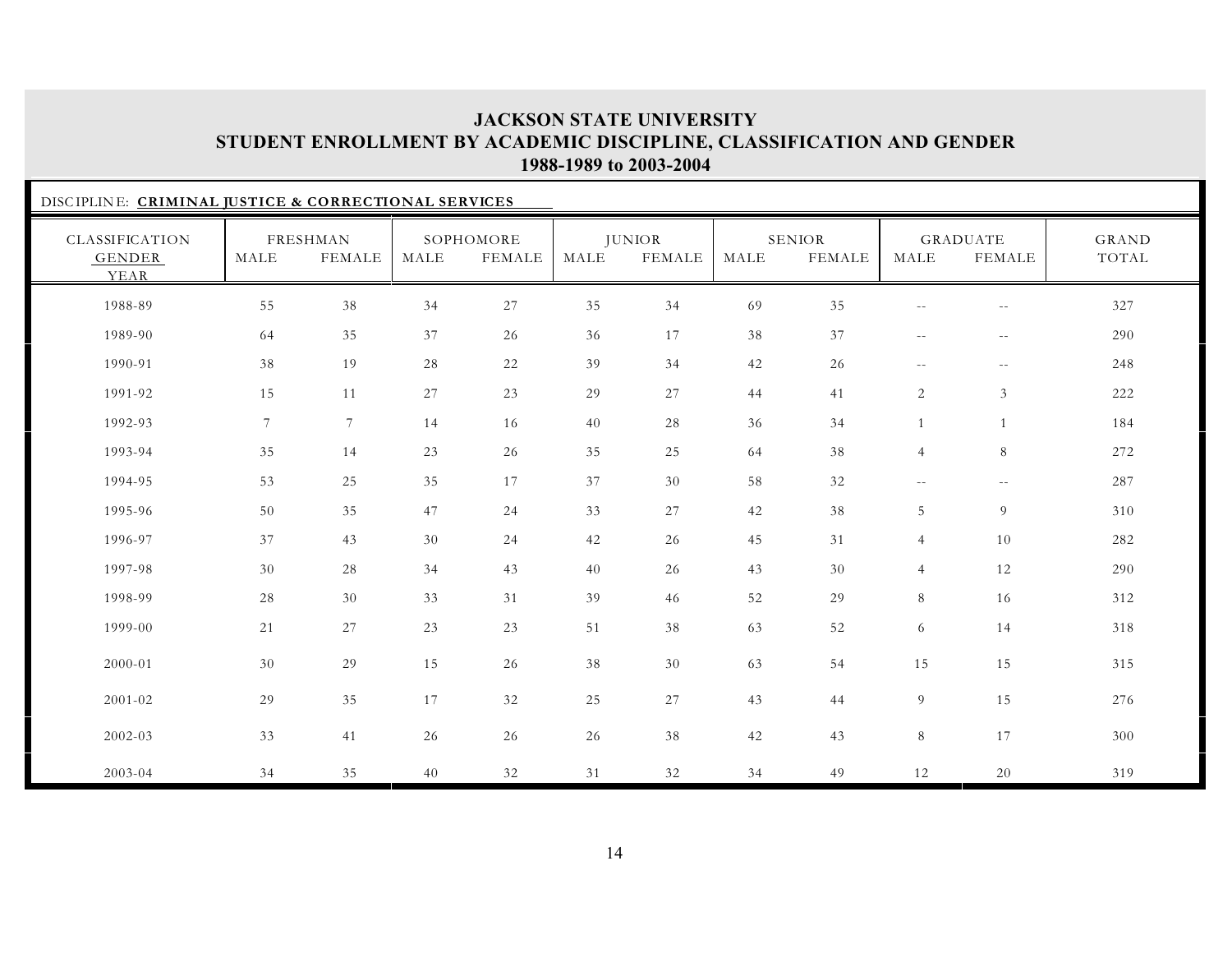# JACKSON STATE UNIVERSITY
## STUDENT ENROLLMENT BY ACADEMIC DISCIPLINE, CLASSIFICATION AND GENDER
### 1988-1989 to 2003-2004

DISCIPLINE: **CRIMINAL JUSTICE & CORRECTIONAL SERVICES**

| CLASSIFICATION | FRESHMAN | | SOPHOMORE | | JUNIOR | | SENIOR | | GRADUATE | | GRAND |
|---|---|---|---|---|---|---|---|---|---|---|---|
| GENDER / YEAR | MALE | FEMALE | MALE | FEMALE | MALE | FEMALE | MALE | FEMALE | MALE | FEMALE | TOTAL |
| 1988-89 | 55 | 38 | 34 | 27 | 35 | 34 | 69 | 35 | -- | -- | 327 |
| 1989-90 | 64 | 35 | 37 | 26 | 36 | 17 | 38 | 37 | -- | -- | 290 |
| 1990-91 | 38 | 19 | 28 | 22 | 39 | 34 | 42 | 26 | -- | -- | 248 |
| 1991-92 | 15 | 11 | 27 | 23 | 29 | 27 | 44 | 41 | 2 | 3 | 222 |
| 1992-93 | 7 | 7 | 14 | 16 | 40 | 28 | 36 | 34 | 1 | 1 | 184 |
| 1993-94 | 35 | 14 | 23 | 26 | 35 | 25 | 64 | 38 | 4 | 8 | 272 |
| 1994-95 | 53 | 25 | 35 | 17 | 37 | 30 | 58 | 32 | -- | -- | 287 |
| 1995-96 | 50 | 35 | 47 | 24 | 33 | 27 | 42 | 38 | 5 | 9 | 310 |
| 1996-97 | 37 | 43 | 30 | 24 | 42 | 26 | 45 | 31 | 4 | 10 | 282 |
| 1997-98 | 30 | 28 | 34 | 43 | 40 | 26 | 43 | 30 | 4 | 12 | 290 |
| 1998-99 | 28 | 30 | 33 | 31 | 39 | 46 | 52 | 29 | 8 | 16 | 312 |
| 1999-00 | 21 | 27 | 23 | 23 | 51 | 38 | 63 | 52 | 6 | 14 | 318 |
| 2000-01 | 30 | 29 | 15 | 26 | 38 | 30 | 63 | 54 | 15 | 15 | 315 |
| 2001-02 | 29 | 35 | 17 | 32 | 25 | 27 | 43 | 44 | 9 | 15 | 276 |
| 2002-03 | 33 | 41 | 26 | 26 | 26 | 38 | 42 | 43 | 8 | 17 | 300 |
| 2003-04 | 34 | 35 | 40 | 32 | 31 | 32 | 34 | 49 | 12 | 20 | 319 |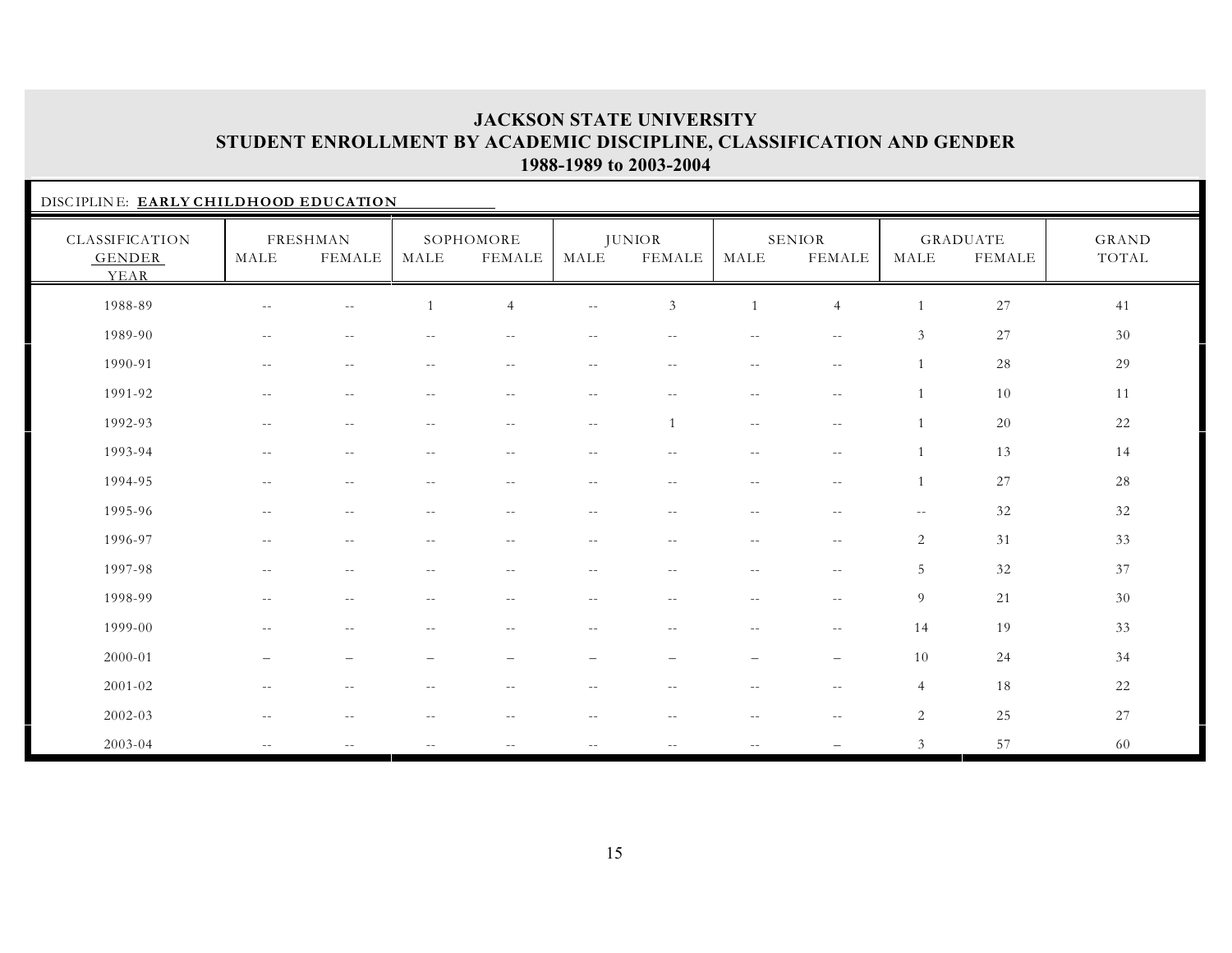# JACKSON STATE UNIVERSITY
## STUDENT ENROLLMENT BY ACADEMIC DISCIPLINE, CLASSIFICATION AND GENDER
### 1988-1989 to 2003-2004

DISCIPLINE: **EARLY CHILDHOOD EDUCATION**

| CLASSIFICATION GENDER YEAR | FRESHMAN | | SOPHOMORE | | JUNIOR | | SENIOR | | GRADUATE | | GRAND TOTAL |
|---|---|---|---|---|---|---|---|---|---|---|---|
| | MALE | FEMALE | MALE | FEMALE | MALE | FEMALE | MALE | FEMALE | MALE | FEMALE | |
| 1988-89 | -- | -- | 1 | 4 | -- | 3 | 1 | 4 | 1 | 27 | 41 |
| 1989-90 | -- | -- | -- | -- | -- | -- | -- | -- | 3 | 27 | 30 |
| 1990-91 | -- | -- | -- | -- | -- | -- | -- | -- | 1 | 28 | 29 |
| 1991-92 | -- | -- | -- | -- | -- | -- | -- | -- | 1 | 10 | 11 |
| 1992-93 | -- | -- | -- | -- | -- | 1 | -- | -- | 1 | 20 | 22 |
| 1993-94 | -- | -- | -- | -- | -- | -- | -- | -- | 1 | 13 | 14 |
| 1994-95 | -- | -- | -- | -- | -- | -- | -- | -- | 1 | 27 | 28 |
| 1995-96 | -- | -- | -- | -- | -- | -- | -- | -- | -- | 32 | 32 |
| 1996-97 | -- | -- | -- | -- | -- | -- | -- | -- | 2 | 31 | 33 |
| 1997-98 | -- | -- | -- | -- | -- | -- | -- | -- | 5 | 32 | 37 |
| 1998-99 | -- | -- | -- | -- | -- | -- | -- | -- | 9 | 21 | 30 |
| 1999-00 | -- | -- | -- | -- | -- | -- | -- | -- | 14 | 19 | 33 |
| 2000-01 | – | – | – | – | – | – | – | – | 10 | 24 | 34 |
| 2001-02 | -- | -- | -- | -- | -- | -- | -- | -- | 4 | 18 | 22 |
| 2002-03 | -- | -- | -- | -- | -- | -- | -- | -- | 2 | 25 | 27 |
| 2003-04 | -- | -- | -- | -- | -- | -- | -- | – | 3 | 57 | 60 |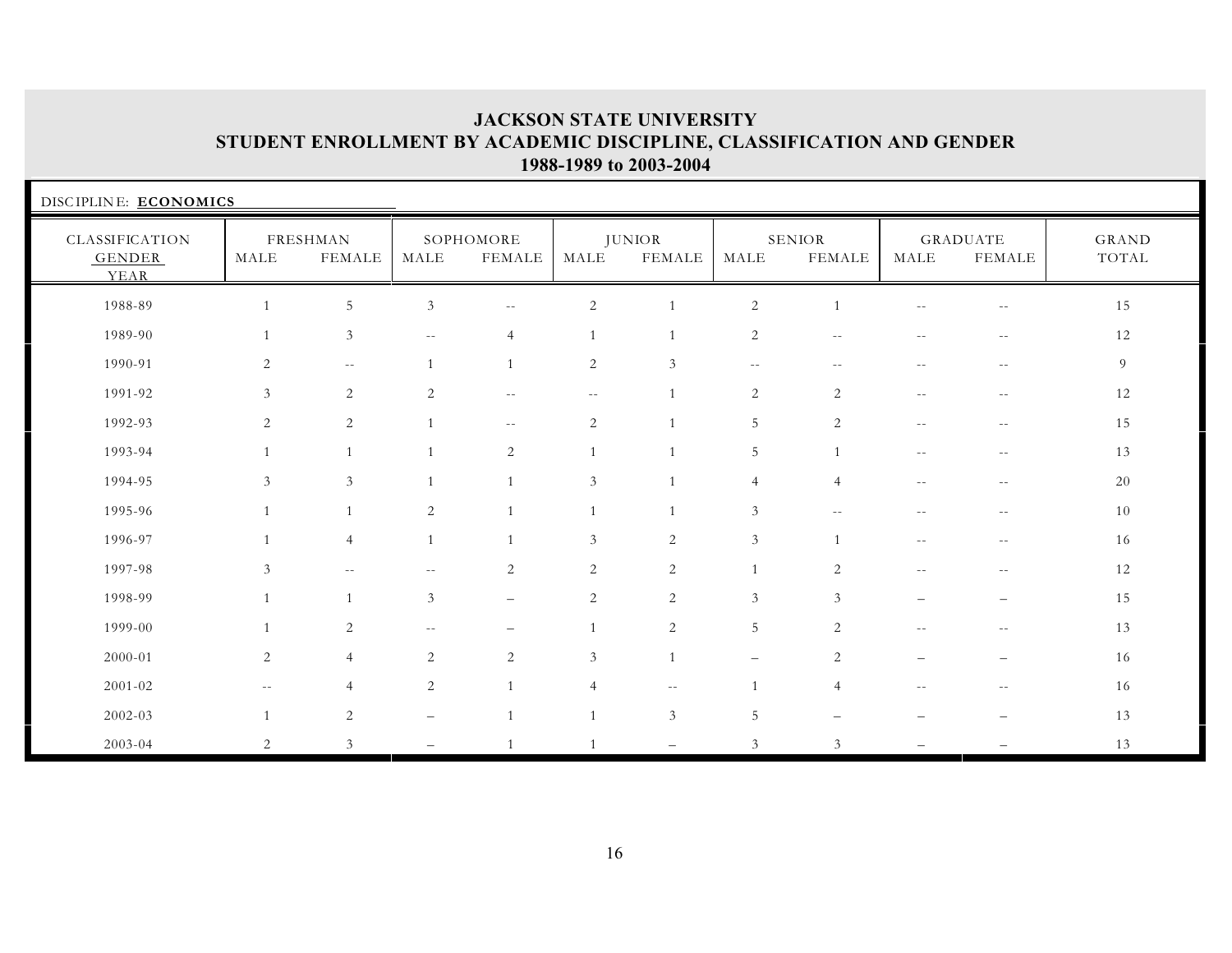# JACKSON STATE UNIVERSITY
## STUDENT ENROLLMENT BY ACADEMIC DISCIPLINE, CLASSIFICATION AND GENDER
### 1988-1989 to 2003-2004

DISCIPLINE: **ECONOMICS**

| CLASSIFICATION GENDER YEAR | FRESHMAN | | SOPHOMORE | | JUNIOR | | SENIOR | | GRADUATE | | GRAND TOTAL |
|---|---|---|---|---|---|---|---|---|---|---|---|
| | MALE | FEMALE | MALE | FEMALE | MALE | FEMALE | MALE | FEMALE | MALE | FEMALE | |
| 1988-89 | 1 | 5 | 3 | -- | 2 | 1 | 2 | 1 | -- | -- | 15 |
| 1989-90 | 1 | 3 | -- | 4 | 1 | 1 | 2 | -- | -- | -- | 12 |
| 1990-91 | 2 | -- | 1 | 1 | 2 | 3 | -- | -- | -- | -- | 9 |
| 1991-92 | 3 | 2 | 2 | -- | -- | 1 | 2 | 2 | -- | -- | 12 |
| 1992-93 | 2 | 2 | 1 | -- | 2 | 1 | 5 | 2 | -- | -- | 15 |
| 1993-94 | 1 | 1 | 1 | 2 | 1 | 1 | 5 | 1 | -- | -- | 13 |
| 1994-95 | 3 | 3 | 1 | 1 | 3 | 1 | 4 | 4 | -- | -- | 20 |
| 1995-96 | 1 | 1 | 2 | 1 | 1 | 1 | 3 | -- | -- | -- | 10 |
| 1996-97 | 1 | 4 | 1 | 1 | 3 | 2 | 3 | 1 | -- | -- | 16 |
| 1997-98 | 3 | -- | -- | 2 | 2 | 2 | 1 | 2 | -- | -- | 12 |
| 1998-99 | 1 | 1 | 3 | – | 2 | 2 | 3 | 3 | – | – | 15 |
| 1999-00 | 1 | 2 | -- | – | 1 | 2 | 5 | 2 | -- | -- | 13 |
| 2000-01 | 2 | 4 | 2 | 2 | 3 | 1 | – | 2 | – | – | 16 |
| 2001-02 | -- | 4 | 2 | 1 | 4 | -- | 1 | 4 | -- | -- | 16 |
| 2002-03 | 1 | 2 | – | 1 | 1 | 3 | 5 | – | – | – | 13 |
| 2003-04 | 2 | 3 | – | 1 | 1 | – | 3 | 3 | – | – | 13 |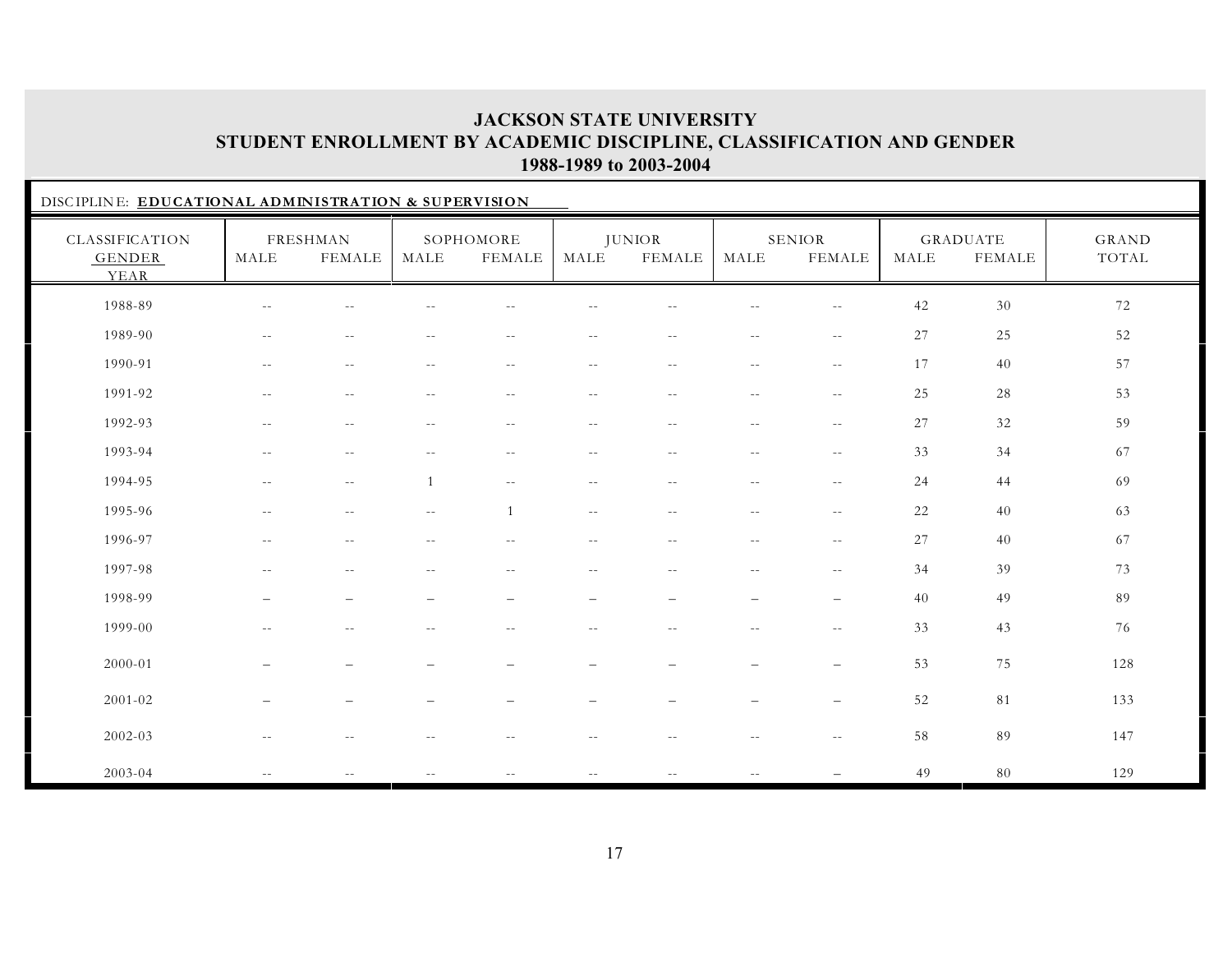# JACKSON STATE UNIVERSITY
## STUDENT ENROLLMENT BY ACADEMIC DISCIPLINE, CLASSIFICATION AND GENDER
### 1988-1989 to 2003-2004

DISCIPLINE: **EDUCATIONAL ADMINISTRATION & SUPERVISION**

| CLASSIFICATION | FRESHMAN | | SOPHOMORE | | JUNIOR | | SENIOR | | GRADUATE | | GRAND |
|---|---|---|---|---|---|---|---|---|---|---|---|
| GENDER / YEAR | MALE | FEMALE | MALE | FEMALE | MALE | FEMALE | MALE | FEMALE | MALE | FEMALE | TOTAL |
| 1988-89 | -- | -- | -- | -- | -- | -- | -- | -- | 42 | 30 | 72 |
| 1989-90 | -- | -- | -- | -- | -- | -- | -- | -- | 27 | 25 | 52 |
| 1990-91 | -- | -- | -- | -- | -- | -- | -- | -- | 17 | 40 | 57 |
| 1991-92 | -- | -- | -- | -- | -- | -- | -- | -- | 25 | 28 | 53 |
| 1992-93 | -- | -- | -- | -- | -- | -- | -- | -- | 27 | 32 | 59 |
| 1993-94 | -- | -- | -- | -- | -- | -- | -- | -- | 33 | 34 | 67 |
| 1994-95 | -- | -- | 1 | -- | -- | -- | -- | -- | 24 | 44 | 69 |
| 1995-96 | -- | -- | -- | 1 | -- | -- | -- | -- | 22 | 40 | 63 |
| 1996-97 | -- | -- | -- | -- | -- | -- | -- | -- | 27 | 40 | 67 |
| 1997-98 | -- | -- | -- | -- | -- | -- | -- | -- | 34 | 39 | 73 |
| 1998-99 | – | – | – | – | – | – | – | – | 40 | 49 | 89 |
| 1999-00 | -- | -- | -- | -- | -- | -- | -- | -- | 33 | 43 | 76 |
| 2000-01 | – | – | – | – | – | – | – | – | 53 | 75 | 128 |
| 2001-02 | – | – | – | – | – | – | – | – | 52 | 81 | 133 |
| 2002-03 | -- | -- | -- | -- | -- | -- | -- | -- | 58 | 89 | 147 |
| 2003-04 | -- | -- | -- | -- | -- | -- | -- | – | 49 | 80 | 129 |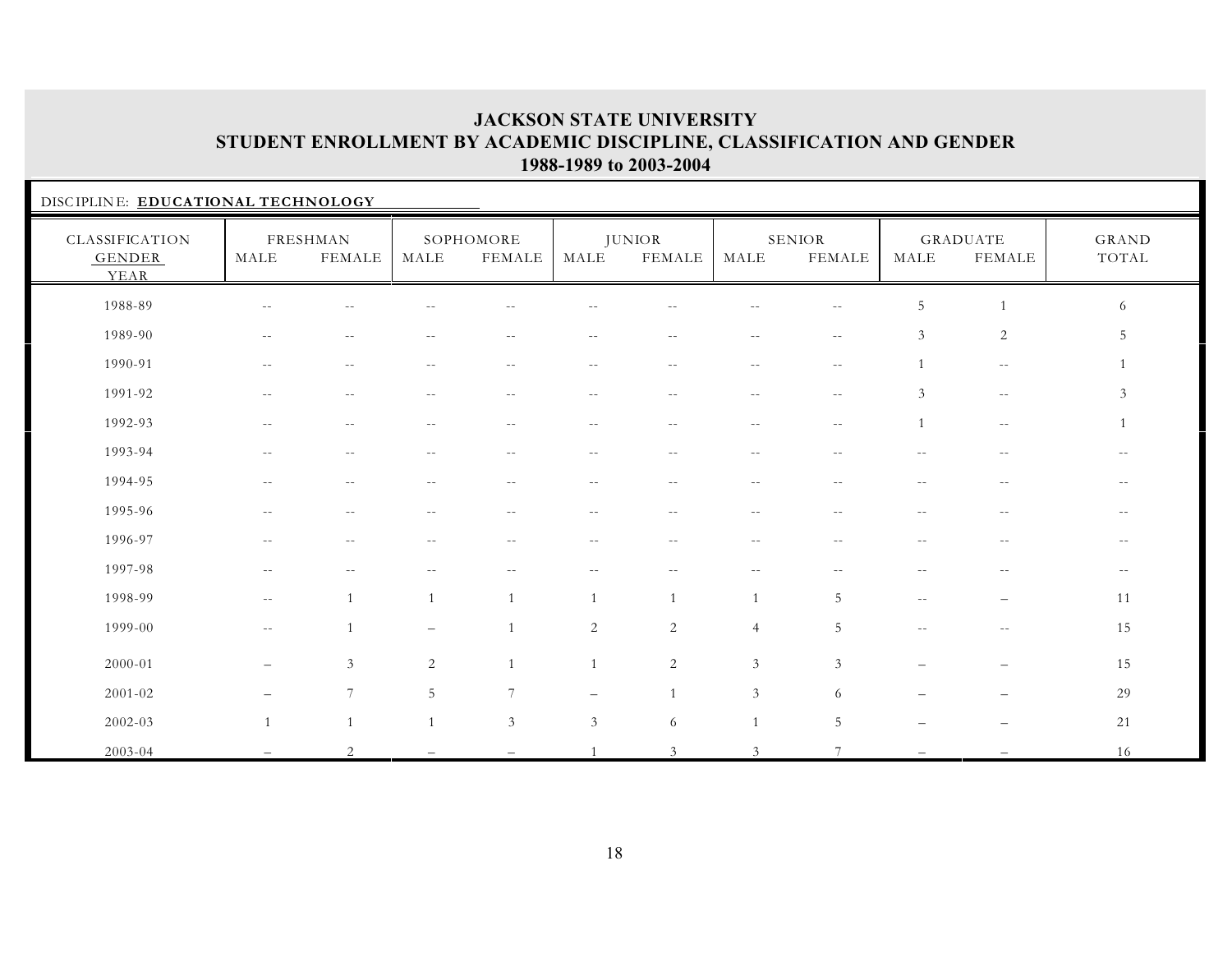# JACKSON STATE UNIVERSITY
## STUDENT ENROLLMENT BY ACADEMIC DISCIPLINE, CLASSIFICATION AND GENDER
### 1988-1989 to 2003-2004

DISCIPLINE: **EDUCATIONAL TECHNOLOGY**

| CLASSIFICATION GENDER YEAR | FRESHMAN | | SOPHOMORE | | JUNIOR | | SENIOR | | GRADUATE | | GRAND TOTAL |
|---|---|---|---|---|---|---|---|---|---|---|---|
| | MALE | FEMALE | MALE | FEMALE | MALE | FEMALE | MALE | FEMALE | MALE | FEMALE | |
| 1988-89 | -- | -- | -- | -- | -- | -- | -- | -- | 5 | 1 | 6 |
| 1989-90 | -- | -- | -- | -- | -- | -- | -- | -- | 3 | 2 | 5 |
| 1990-91 | -- | -- | -- | -- | -- | -- | -- | -- | 1 | -- | 1 |
| 1991-92 | -- | -- | -- | -- | -- | -- | -- | -- | 3 | -- | 3 |
| 1992-93 | -- | -- | -- | -- | -- | -- | -- | -- | 1 | -- | 1 |
| 1993-94 | -- | -- | -- | -- | -- | -- | -- | -- | -- | -- | -- |
| 1994-95 | -- | -- | -- | -- | -- | -- | -- | -- | -- | -- | -- |
| 1995-96 | -- | -- | -- | -- | -- | -- | -- | -- | -- | -- | -- |
| 1996-97 | -- | -- | -- | -- | -- | -- | -- | -- | -- | -- | -- |
| 1997-98 | -- | -- | -- | -- | -- | -- | -- | -- | -- | -- | -- |
| 1998-99 | -- | 1 | 1 | 1 | 1 | 1 | 1 | 5 | -- | – | 11 |
| 1999-00 | -- | 1 | – | 1 | 2 | 2 | 4 | 5 | -- | -- | 15 |
| 2000-01 | – | 3 | 2 | 1 | 1 | 2 | 3 | 3 | – | – | 15 |
| 2001-02 | – | 7 | 5 | 7 | – | 1 | 3 | 6 | – | – | 29 |
| 2002-03 | 1 | 1 | 1 | 3 | 3 | 6 | 1 | 5 | – | – | 21 |
| 2003-04 | – | 2 | – | – | 1 | 3 | 3 | 7 | – | – | 16 |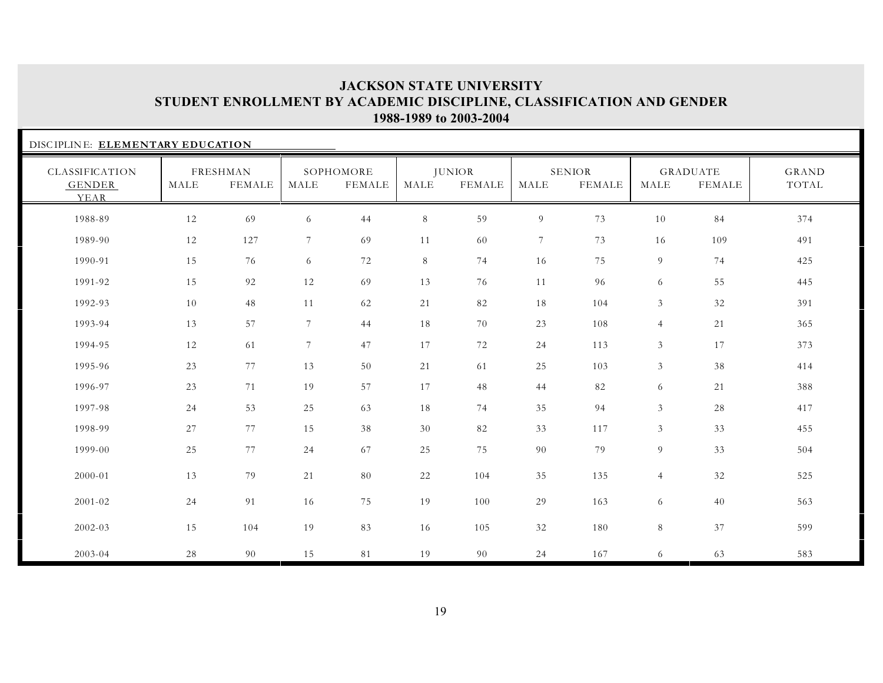# JACKSON STATE UNIVERSITY
## STUDENT ENROLLMENT BY ACADEMIC DISCIPLINE, CLASSIFICATION AND GENDER
### 1988-1989 to 2003-2004

DISCIPLINE: **ELEMENTARY EDUCATION**

| CLASSIFICATION | FRESHMAN | | SOPHOMORE | | JUNIOR | | SENIOR | | GRADUATE | | GRAND |
|---|---|---|---|---|---|---|---|---|---|---|---|
| GENDER / YEAR | MALE | FEMALE | MALE | FEMALE | MALE | FEMALE | MALE | FEMALE | MALE | FEMALE | TOTAL |
| 1988-89 | 12 | 69 | 6 | 44 | 8 | 59 | 9 | 73 | 10 | 84 | 374 |
| 1989-90 | 12 | 127 | 7 | 69 | 11 | 60 | 7 | 73 | 16 | 109 | 491 |
| 1990-91 | 15 | 76 | 6 | 72 | 8 | 74 | 16 | 75 | 9 | 74 | 425 |
| 1991-92 | 15 | 92 | 12 | 69 | 13 | 76 | 11 | 96 | 6 | 55 | 445 |
| 1992-93 | 10 | 48 | 11 | 62 | 21 | 82 | 18 | 104 | 3 | 32 | 391 |
| 1993-94 | 13 | 57 | 7 | 44 | 18 | 70 | 23 | 108 | 4 | 21 | 365 |
| 1994-95 | 12 | 61 | 7 | 47 | 17 | 72 | 24 | 113 | 3 | 17 | 373 |
| 1995-96 | 23 | 77 | 13 | 50 | 21 | 61 | 25 | 103 | 3 | 38 | 414 |
| 1996-97 | 23 | 71 | 19 | 57 | 17 | 48 | 44 | 82 | 6 | 21 | 388 |
| 1997-98 | 24 | 53 | 25 | 63 | 18 | 74 | 35 | 94 | 3 | 28 | 417 |
| 1998-99 | 27 | 77 | 15 | 38 | 30 | 82 | 33 | 117 | 3 | 33 | 455 |
| 1999-00 | 25 | 77 | 24 | 67 | 25 | 75 | 90 | 79 | 9 | 33 | 504 |
| 2000-01 | 13 | 79 | 21 | 80 | 22 | 104 | 35 | 135 | 4 | 32 | 525 |
| 2001-02 | 24 | 91 | 16 | 75 | 19 | 100 | 29 | 163 | 6 | 40 | 563 |
| 2002-03 | 15 | 104 | 19 | 83 | 16 | 105 | 32 | 180 | 8 | 37 | 599 |
| 2003-04 | 28 | 90 | 15 | 81 | 19 | 90 | 24 | 167 | 6 | 63 | 583 |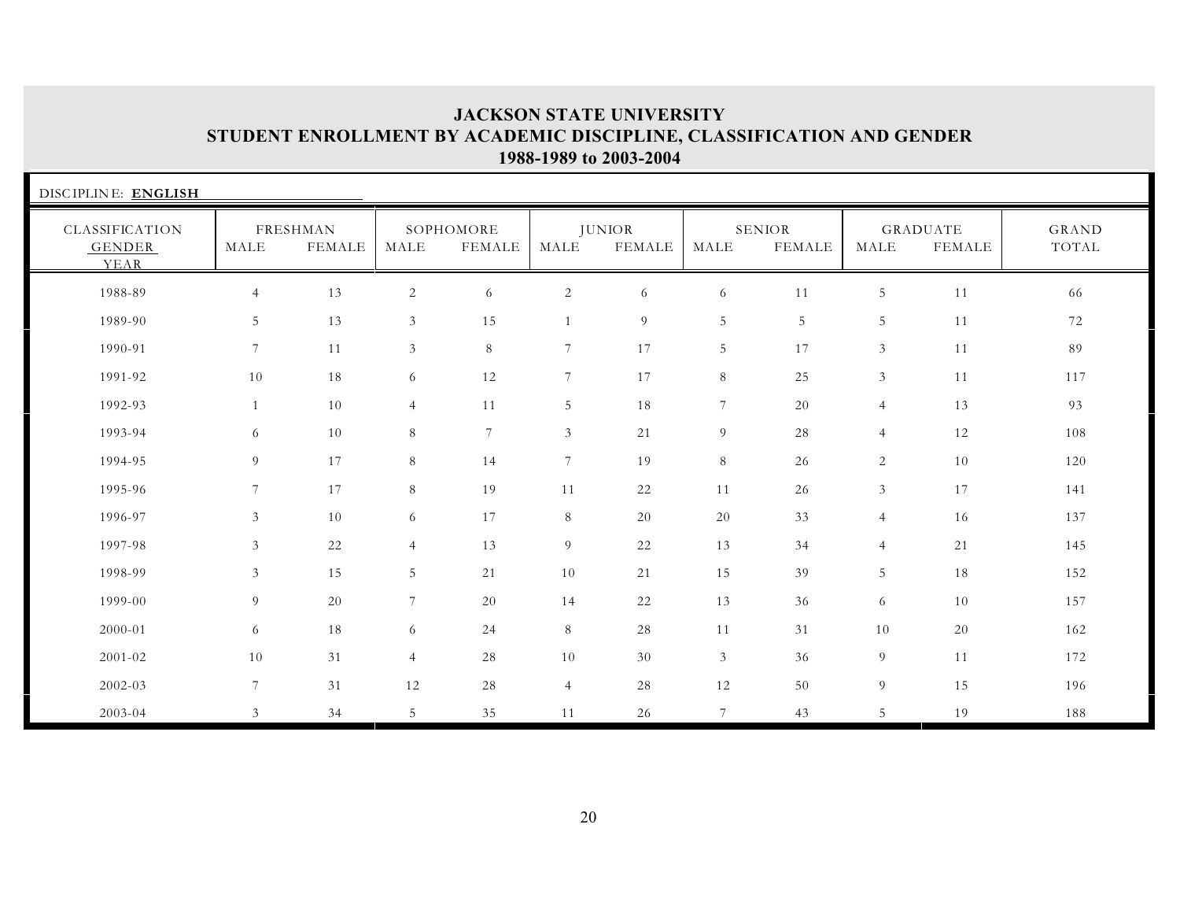# JACKSON STATE UNIVERSITY
## STUDENT ENROLLMENT BY ACADEMIC DISCIPLINE, CLASSIFICATION AND GENDER
### 1988-1989 to 2003-2004

DISCIPLINE: **ENGLISH**

| CLASSIFICATION GENDER YEAR | FRESHMAN | | SOPHOMORE | | JUNIOR | | SENIOR | | GRADUATE | | GRAND TOTAL |
|---|---|---|---|---|---|---|---|---|---|---|---|
| | MALE | FEMALE | MALE | FEMALE | MALE | FEMALE | MALE | FEMALE | MALE | FEMALE | |
| 1988-89 | 4 | 13 | 2 | 6 | 2 | 6 | 6 | 11 | 5 | 11 | 66 |
| 1989-90 | 5 | 13 | 3 | 15 | 1 | 9 | 5 | 5 | 5 | 11 | 72 |
| 1990-91 | 7 | 11 | 3 | 8 | 7 | 17 | 5 | 17 | 3 | 11 | 89 |
| 1991-92 | 10 | 18 | 6 | 12 | 7 | 17 | 8 | 25 | 3 | 11 | 117 |
| 1992-93 | 1 | 10 | 4 | 11 | 5 | 18 | 7 | 20 | 4 | 13 | 93 |
| 1993-94 | 6 | 10 | 8 | 7 | 3 | 21 | 9 | 28 | 4 | 12 | 108 |
| 1994-95 | 9 | 17 | 8 | 14 | 7 | 19 | 8 | 26 | 2 | 10 | 120 |
| 1995-96 | 7 | 17 | 8 | 19 | 11 | 22 | 11 | 26 | 3 | 17 | 141 |
| 1996-97 | 3 | 10 | 6 | 17 | 8 | 20 | 20 | 33 | 4 | 16 | 137 |
| 1997-98 | 3 | 22 | 4 | 13 | 9 | 22 | 13 | 34 | 4 | 21 | 145 |
| 1998-99 | 3 | 15 | 5 | 21 | 10 | 21 | 15 | 39 | 5 | 18 | 152 |
| 1999-00 | 9 | 20 | 7 | 20 | 14 | 22 | 13 | 36 | 6 | 10 | 157 |
| 2000-01 | 6 | 18 | 6 | 24 | 8 | 28 | 11 | 31 | 10 | 20 | 162 |
| 2001-02 | 10 | 31 | 4 | 28 | 10 | 30 | 3 | 36 | 9 | 11 | 172 |
| 2002-03 | 7 | 31 | 12 | 28 | 4 | 28 | 12 | 50 | 9 | 15 | 196 |
| 2003-04 | 3 | 34 | 5 | 35 | 11 | 26 | 7 | 43 | 5 | 19 | 188 |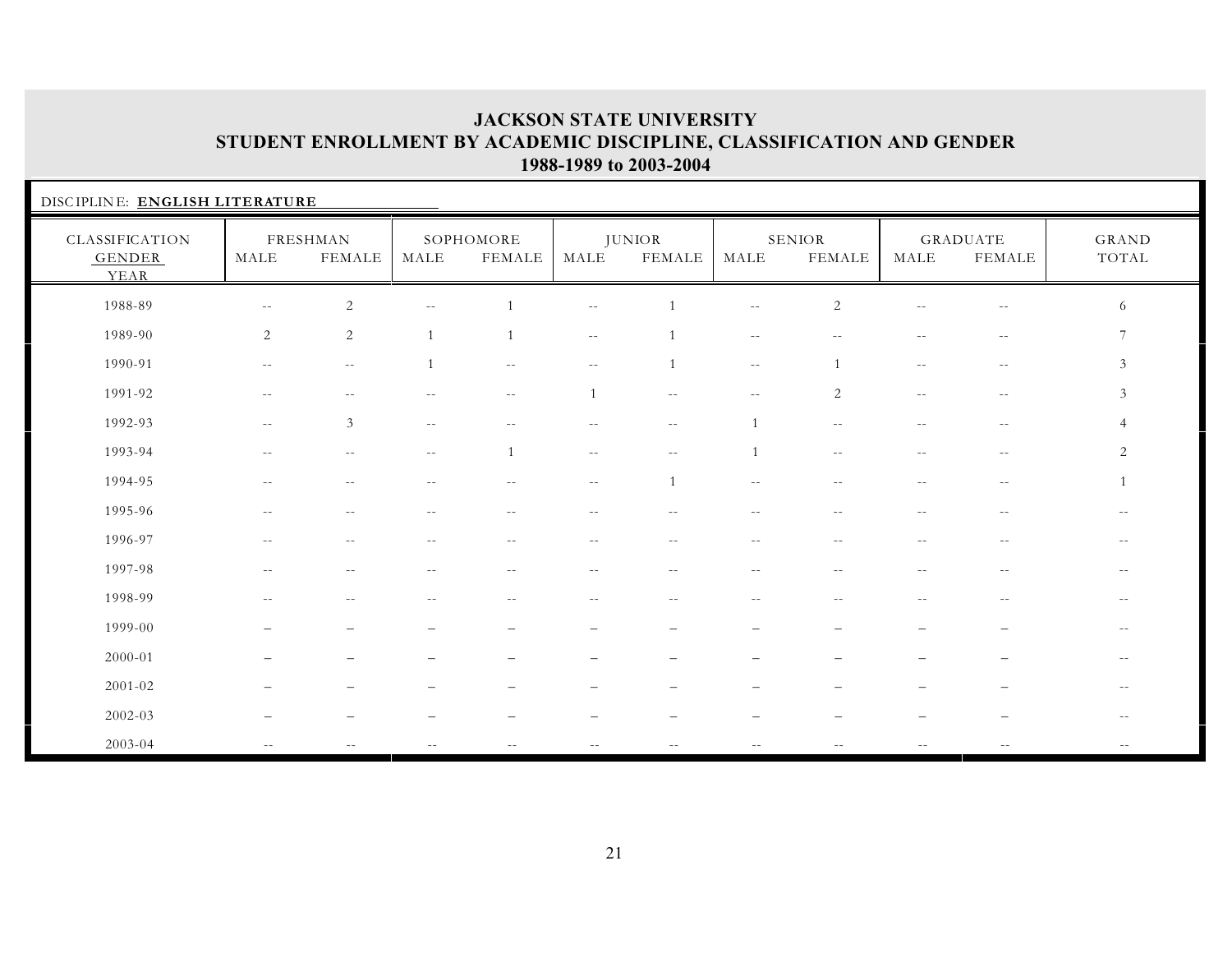# JACKSON STATE UNIVERSITY
## STUDENT ENROLLMENT BY ACADEMIC DISCIPLINE, CLASSIFICATION AND GENDER
### 1988-1989 to 2003-2004

DISCIPLINE: **ENGLISH LITERATURE**

| CLASSIFICATION | FRESHMAN | | SOPHOMORE | | JUNIOR | | SENIOR | | GRADUATE | | GRAND |
|---|---|---|---|---|---|---|---|---|---|---|---|
| GENDER / YEAR | MALE | FEMALE | MALE | FEMALE | MALE | FEMALE | MALE | FEMALE | MALE | FEMALE | TOTAL |
| 1988-89 | -- | 2 | -- | 1 | -- | 1 | -- | 2 | -- | -- | 6 |
| 1989-90 | 2 | 2 | 1 | 1 | -- | 1 | -- | -- | -- | -- | 7 |
| 1990-91 | -- | -- | 1 | -- | -- | 1 | -- | 1 | -- | -- | 3 |
| 1991-92 | -- | -- | -- | -- | 1 | -- | -- | 2 | -- | -- | 3 |
| 1992-93 | -- | 3 | -- | -- | -- | -- | 1 | -- | -- | -- | 4 |
| 1993-94 | -- | -- | -- | 1 | -- | -- | 1 | -- | -- | -- | 2 |
| 1994-95 | -- | -- | -- | -- | -- | 1 | -- | -- | -- | -- | 1 |
| 1995-96 | -- | -- | -- | -- | -- | -- | -- | -- | -- | -- | -- |
| 1996-97 | -- | -- | -- | -- | -- | -- | -- | -- | -- | -- | -- |
| 1997-98 | -- | -- | -- | -- | -- | -- | -- | -- | -- | -- | -- |
| 1998-99 | -- | -- | -- | -- | -- | -- | -- | -- | -- | -- | -- |
| 1999-00 | – | – | – | – | – | – | – | – | – | – | -- |
| 2000-01 | – | – | – | – | – | – | – | – | – | – | -- |
| 2001-02 | – | – | – | – | – | – | – | – | – | – | -- |
| 2002-03 | – | – | – | – | – | – | – | – | – | – | -- |
| 2003-04 | -- | -- | -- | -- | -- | -- | -- | -- | -- | -- | -- |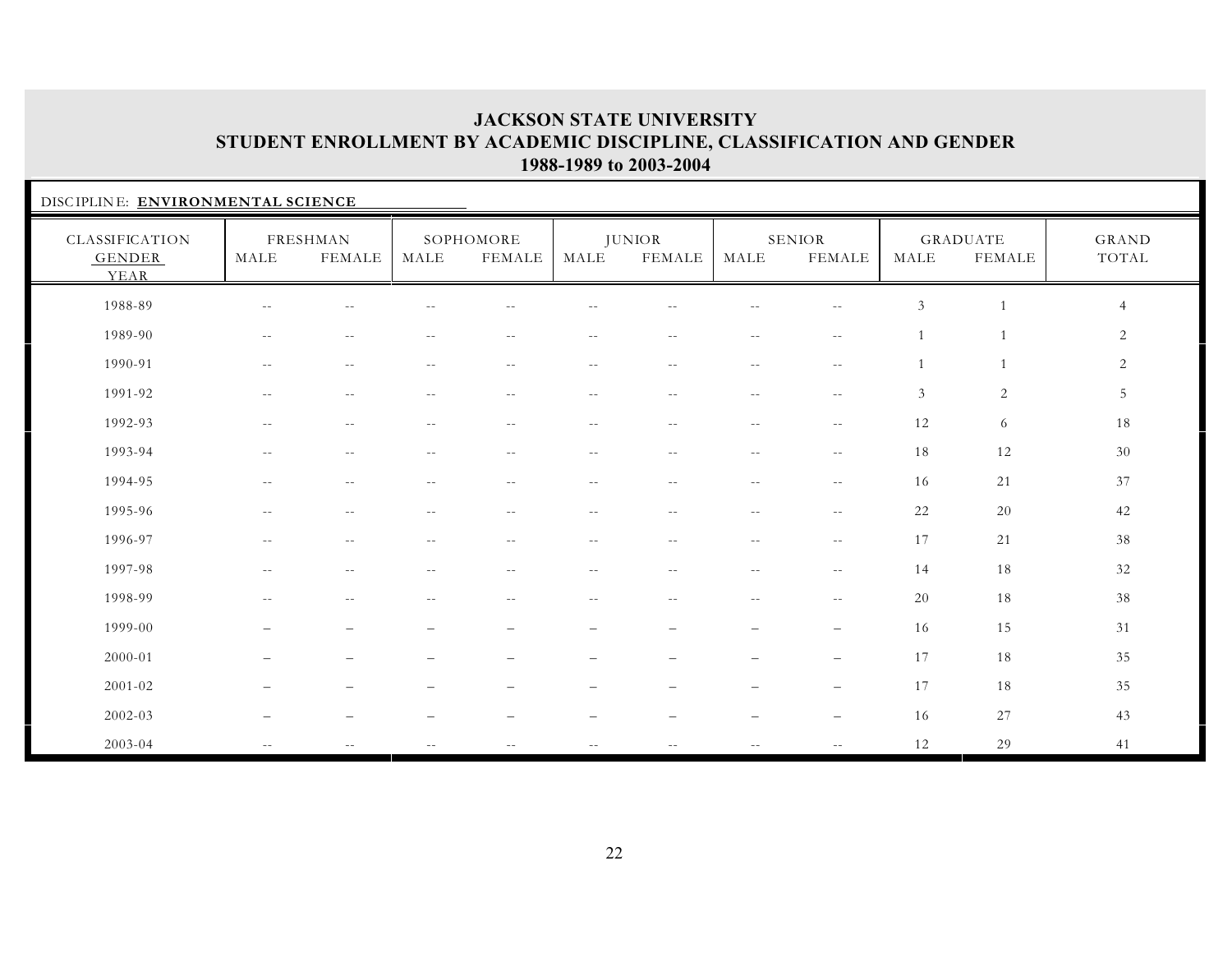# JACKSON STATE UNIVERSITY
## STUDENT ENROLLMENT BY ACADEMIC DISCIPLINE, CLASSIFICATION AND GENDER
### 1988-1989 to 2003-2004

DISCIPLINE: **ENVIRONMENTAL SCIENCE**

| CLASSIFICATION GENDER YEAR | FRESHMAN | | SOPHOMORE | | JUNIOR | | SENIOR | | GRADUATE | | GRAND TOTAL |
|---|---|---|---|---|---|---|---|---|---|---|---|
| | MALE | FEMALE | MALE | FEMALE | MALE | FEMALE | MALE | FEMALE | MALE | FEMALE | |
| 1988-89 | -- | -- | -- | -- | -- | -- | -- | -- | 3 | 1 | 4 |
| 1989-90 | -- | -- | -- | -- | -- | -- | -- | -- | 1 | 1 | 2 |
| 1990-91 | -- | -- | -- | -- | -- | -- | -- | -- | 1 | 1 | 2 |
| 1991-92 | -- | -- | -- | -- | -- | -- | -- | -- | 3 | 2 | 5 |
| 1992-93 | -- | -- | -- | -- | -- | -- | -- | -- | 12 | 6 | 18 |
| 1993-94 | -- | -- | -- | -- | -- | -- | -- | -- | 18 | 12 | 30 |
| 1994-95 | -- | -- | -- | -- | -- | -- | -- | -- | 16 | 21 | 37 |
| 1995-96 | -- | -- | -- | -- | -- | -- | -- | -- | 22 | 20 | 42 |
| 1996-97 | -- | -- | -- | -- | -- | -- | -- | -- | 17 | 21 | 38 |
| 1997-98 | -- | -- | -- | -- | -- | -- | -- | -- | 14 | 18 | 32 |
| 1998-99 | -- | -- | -- | -- | -- | -- | -- | -- | 20 | 18 | 38 |
| 1999-00 | – | – | – | – | – | – | – | – | 16 | 15 | 31 |
| 2000-01 | – | – | – | – | – | – | – | – | 17 | 18 | 35 |
| 2001-02 | – | – | – | – | – | – | – | – | 17 | 18 | 35 |
| 2002-03 | – | – | – | – | – | – | – | – | 16 | 27 | 43 |
| 2003-04 | -- | -- | -- | -- | -- | -- | -- | -- | 12 | 29 | 41 |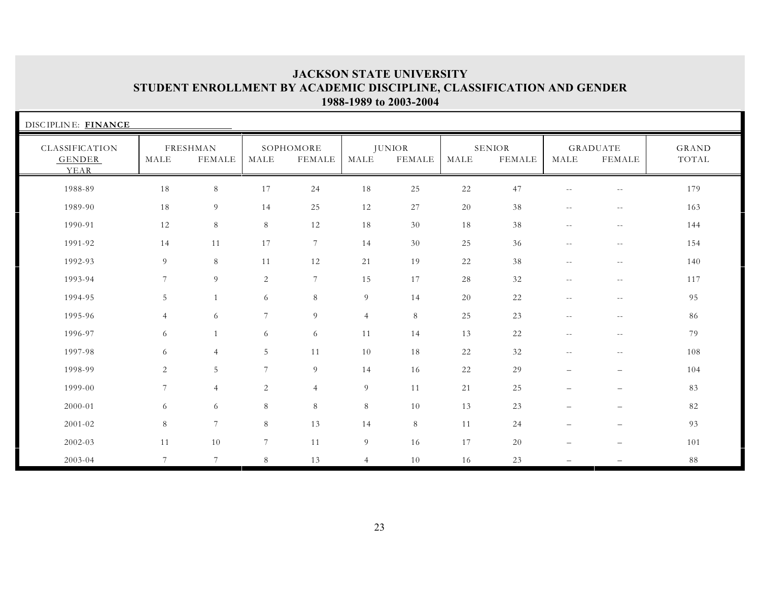# JACKSON STATE UNIVERSITY
## STUDENT ENROLLMENT BY ACADEMIC DISCIPLINE, CLASSIFICATION AND GENDER
### 1988-1989 to 2003-2004

DISCIPLINE: **FINANCE**

| CLASSIFICATION | FRESHMAN | | SOPHOMORE | | JUNIOR | | SENIOR | | GRADUATE | | GRAND |
|---|---|---|---|---|---|---|---|---|---|---|---|
| GENDER / YEAR | MALE | FEMALE | MALE | FEMALE | MALE | FEMALE | MALE | FEMALE | MALE | FEMALE | TOTAL |
| 1988-89 | 18 | 8 | 17 | 24 | 18 | 25 | 22 | 47 | -- | -- | 179 |
| 1989-90 | 18 | 9 | 14 | 25 | 12 | 27 | 20 | 38 | -- | -- | 163 |
| 1990-91 | 12 | 8 | 8 | 12 | 18 | 30 | 18 | 38 | -- | -- | 144 |
| 1991-92 | 14 | 11 | 17 | 7 | 14 | 30 | 25 | 36 | -- | -- | 154 |
| 1992-93 | 9 | 8 | 11 | 12 | 21 | 19 | 22 | 38 | -- | -- | 140 |
| 1993-94 | 7 | 9 | 2 | 7 | 15 | 17 | 28 | 32 | -- | -- | 117 |
| 1994-95 | 5 | 1 | 6 | 8 | 9 | 14 | 20 | 22 | -- | -- | 95 |
| 1995-96 | 4 | 6 | 7 | 9 | 4 | 8 | 25 | 23 | -- | -- | 86 |
| 1996-97 | 6 | 1 | 6 | 6 | 11 | 14 | 13 | 22 | -- | -- | 79 |
| 1997-98 | 6 | 4 | 5 | 11 | 10 | 18 | 22 | 32 | -- | -- | 108 |
| 1998-99 | 2 | 5 | 7 | 9 | 14 | 16 | 22 | 29 | – | – | 104 |
| 1999-00 | 7 | 4 | 2 | 4 | 9 | 11 | 21 | 25 | – | – | 83 |
| 2000-01 | 6 | 6 | 8 | 8 | 8 | 10 | 13 | 23 | – | – | 82 |
| 2001-02 | 8 | 7 | 8 | 13 | 14 | 8 | 11 | 24 | – | – | 93 |
| 2002-03 | 11 | 10 | 7 | 11 | 9 | 16 | 17 | 20 | – | – | 101 |
| 2003-04 | 7 | 7 | 8 | 13 | 4 | 10 | 16 | 23 | – | – | 88 |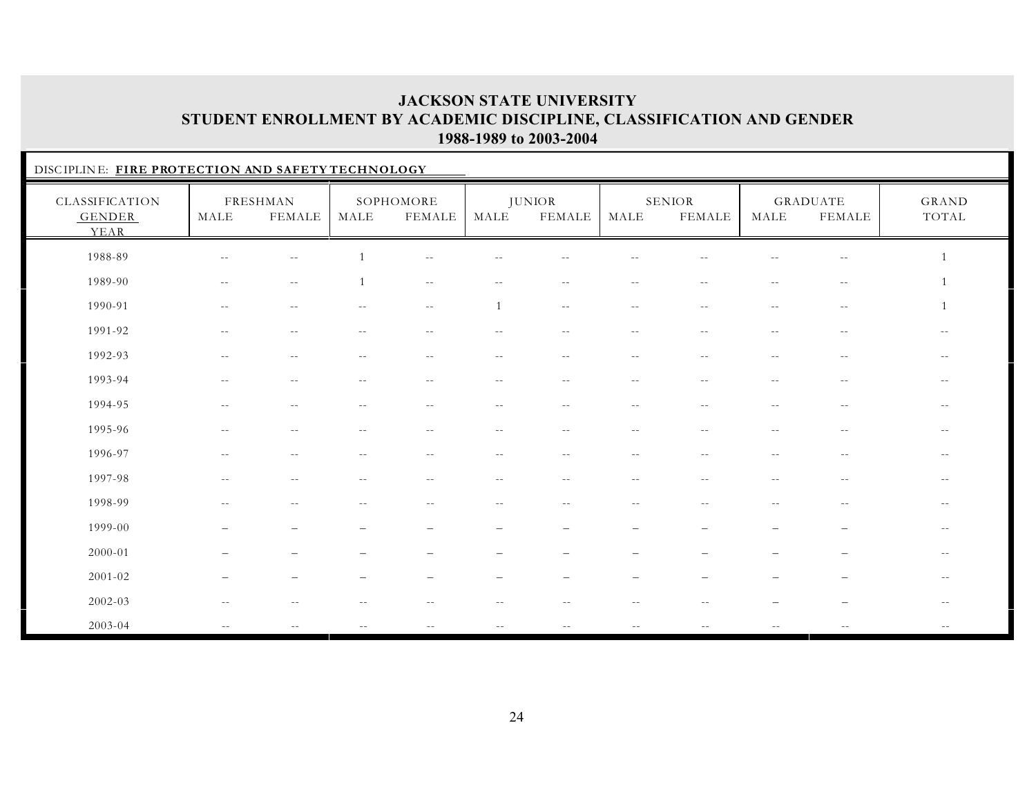# JACKSON STATE UNIVERSITY
## STUDENT ENROLLMENT BY ACADEMIC DISCIPLINE, CLASSIFICATION AND GENDER
### 1988-1989 to 2003-2004

DISCIPLINE: **FIRE PROTECTION AND SAFETY TECHNOLOGY**

| CLASSIFICATION GENDER YEAR | FRESHMAN | | SOPHOMORE | | JUNIOR | | SENIOR | | GRADUATE | | GRAND TOTAL |
|---|---|---|---|---|---|---|---|---|---|---|---|
| | MALE | FEMALE | MALE | FEMALE | MALE | FEMALE | MALE | FEMALE | MALE | FEMALE | |
| 1988-89 | -- | -- | 1 | -- | -- | -- | -- | -- | -- | -- | 1 |
| 1989-90 | -- | -- | 1 | -- | -- | -- | -- | -- | -- | -- | 1 |
| 1990-91 | -- | -- | -- | -- | 1 | -- | -- | -- | -- | -- | 1 |
| 1991-92 | -- | -- | -- | -- | -- | -- | -- | -- | -- | -- | -- |
| 1992-93 | -- | -- | -- | -- | -- | -- | -- | -- | -- | -- | -- |
| 1993-94 | -- | -- | -- | -- | -- | -- | -- | -- | -- | -- | -- |
| 1994-95 | -- | -- | -- | -- | -- | -- | -- | -- | -- | -- | -- |
| 1995-96 | -- | -- | -- | -- | -- | -- | -- | -- | -- | -- | -- |
| 1996-97 | -- | -- | -- | -- | -- | -- | -- | -- | -- | -- | -- |
| 1997-98 | -- | -- | -- | -- | -- | -- | -- | -- | -- | -- | -- |
| 1998-99 | -- | -- | -- | -- | -- | -- | -- | -- | -- | -- | -- |
| 1999-00 | – | – | – | – | – | – | – | – | – | – | -- |
| 2000-01 | – | – | – | – | – | – | – | – | – | – | -- |
| 2001-02 | – | – | – | – | – | – | – | – | – | – | -- |
| 2002-03 | -- | -- | -- | -- | -- | -- | -- | -- | – | – | -- |
| 2003-04 | -- | -- | -- | -- | -- | -- | -- | -- | -- | -- | -- |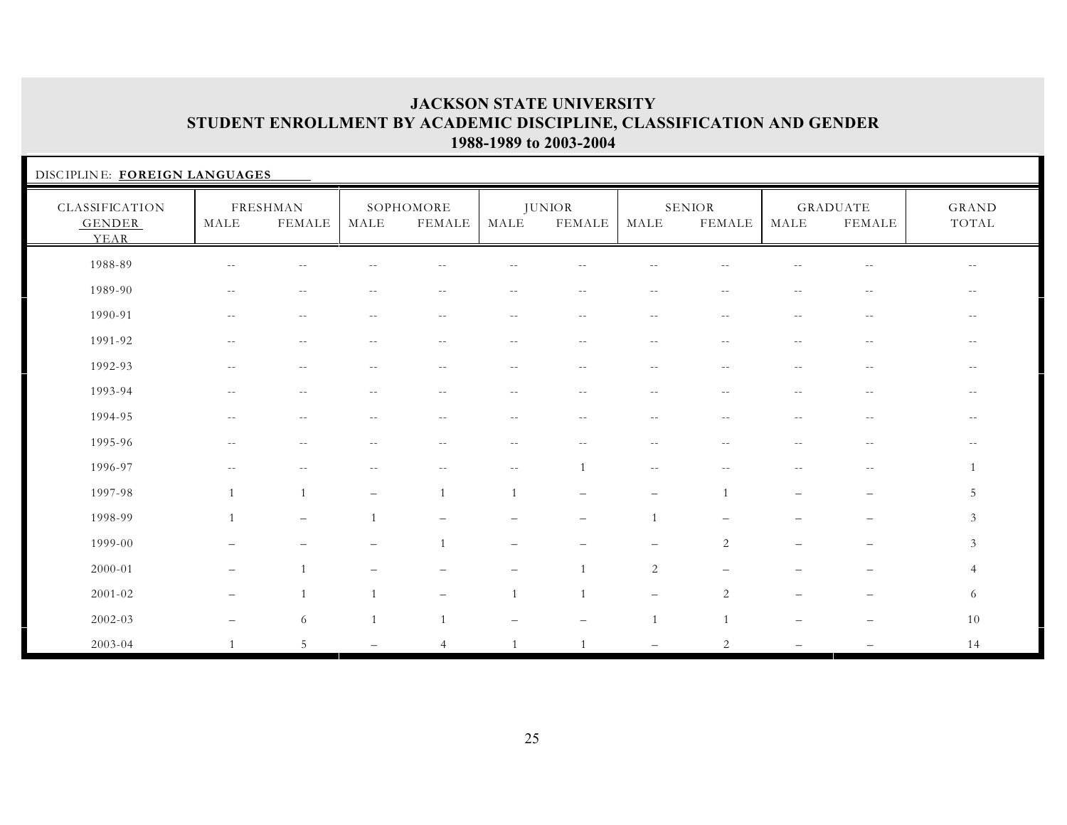# JACKSON STATE UNIVERSITY
## STUDENT ENROLLMENT BY ACADEMIC DISCIPLINE, CLASSIFICATION AND GENDER
### 1988-1989 to 2003-2004

DISCIPLINE: **FOREIGN LANGUAGES**

| CLASSIFICATION GENDER YEAR | FRESHMAN | | SOPHOMORE | | JUNIOR | | SENIOR | | GRADUATE | | GRAND TOTAL |
|---|---|---|---|---|---|---|---|---|---|---|---|
| | MALE | FEMALE | MALE | FEMALE | MALE | FEMALE | MALE | FEMALE | MALE | FEMALE | |
| 1988-89 | -- | -- | -- | -- | -- | -- | -- | -- | -- | -- | -- |
| 1989-90 | -- | -- | -- | -- | -- | -- | -- | -- | -- | -- | -- |
| 1990-91 | -- | -- | -- | -- | -- | -- | -- | -- | -- | -- | -- |
| 1991-92 | -- | -- | -- | -- | -- | -- | -- | -- | -- | -- | -- |
| 1992-93 | -- | -- | -- | -- | -- | -- | -- | -- | -- | -- | -- |
| 1993-94 | -- | -- | -- | -- | -- | -- | -- | -- | -- | -- | -- |
| 1994-95 | -- | -- | -- | -- | -- | -- | -- | -- | -- | -- | -- |
| 1995-96 | -- | -- | -- | -- | -- | -- | -- | -- | -- | -- | -- |
| 1996-97 | -- | -- | -- | -- | -- | 1 | -- | -- | -- | -- | 1 |
| 1997-98 | 1 | 1 | – | 1 | 1 | – | – | 1 | – | – | 5 |
| 1998-99 | 1 | – | 1 | – | – | – | 1 | – | – | – | 3 |
| 1999-00 | – | – | – | 1 | – | – | – | 2 | – | – | 3 |
| 2000-01 | – | 1 | – | – | – | 1 | 2 | – | – | – | 4 |
| 2001-02 | – | 1 | 1 | – | 1 | 1 | – | 2 | – | – | 6 |
| 2002-03 | – | 6 | 1 | 1 | – | – | 1 | 1 | – | – | 10 |
| 2003-04 | 1 | 5 | – | 4 | 1 | 1 | – | 2 | – | – | 14 |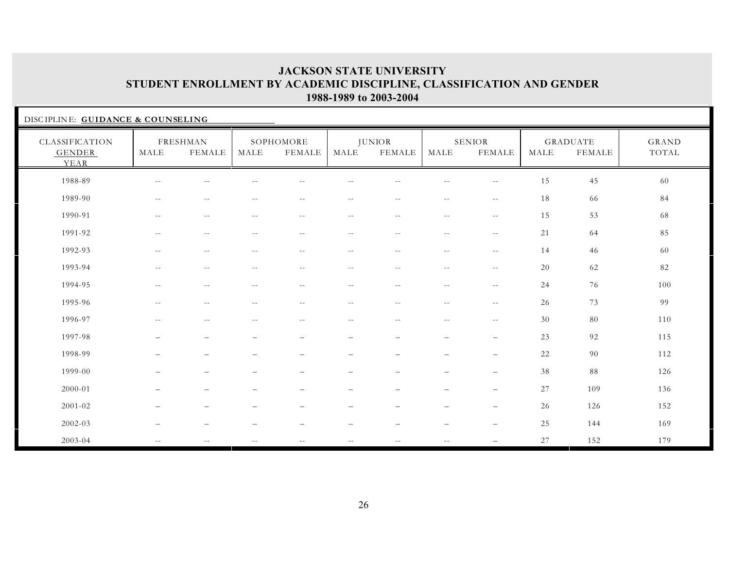# JACKSON STATE UNIVERSITY
## STUDENT ENROLLMENT BY ACADEMIC DISCIPLINE, CLASSIFICATION AND GENDER
### 1988-1989 to 2003-2004

DISCIPLINE: **GUIDANCE & COUNSELING**

| CLASSIFICATION GENDER YEAR | FRESHMAN | | SOPHOMORE | | JUNIOR | | SENIOR | | GRADUATE | | GRAND TOTAL |
|---|---|---|---|---|---|---|---|---|---|---|---|
| | MALE | FEMALE | MALE | FEMALE | MALE | FEMALE | MALE | FEMALE | MALE | FEMALE | |
| 1988-89 | -- | -- | -- | -- | -- | -- | -- | -- | 15 | 45 | 60 |
| 1989-90 | -- | -- | -- | -- | -- | -- | -- | -- | 18 | 66 | 84 |
| 1990-91 | -- | -- | -- | -- | -- | -- | -- | -- | 15 | 53 | 68 |
| 1991-92 | -- | -- | -- | -- | -- | -- | -- | -- | 21 | 64 | 85 |
| 1992-93 | -- | -- | -- | -- | -- | -- | -- | -- | 14 | 46 | 60 |
| 1993-94 | -- | -- | -- | -- | -- | -- | -- | -- | 20 | 62 | 82 |
| 1994-95 | -- | -- | -- | -- | -- | -- | -- | -- | 24 | 76 | 100 |
| 1995-96 | -- | -- | -- | -- | -- | -- | -- | -- | 26 | 73 | 99 |
| 1996-97 | -- | -- | -- | -- | -- | -- | -- | -- | 30 | 80 | 110 |
| 1997-98 | – | – | – | – | – | – | – | – | 23 | 92 | 115 |
| 1998-99 | – | – | – | – | – | – | – | – | 22 | 90 | 112 |
| 1999-00 | – | – | – | – | – | – | – | – | 38 | 88 | 126 |
| 2000-01 | – | – | – | – | – | – | – | – | 27 | 109 | 136 |
| 2001-02 | – | – | – | – | – | – | – | – | 26 | 126 | 152 |
| 2002-03 | – | – | – | – | – | – | – | – | 25 | 144 | 169 |
| 2003-04 | -- | -- | -- | -- | -- | -- | -- | – | 27 | 152 | 179 |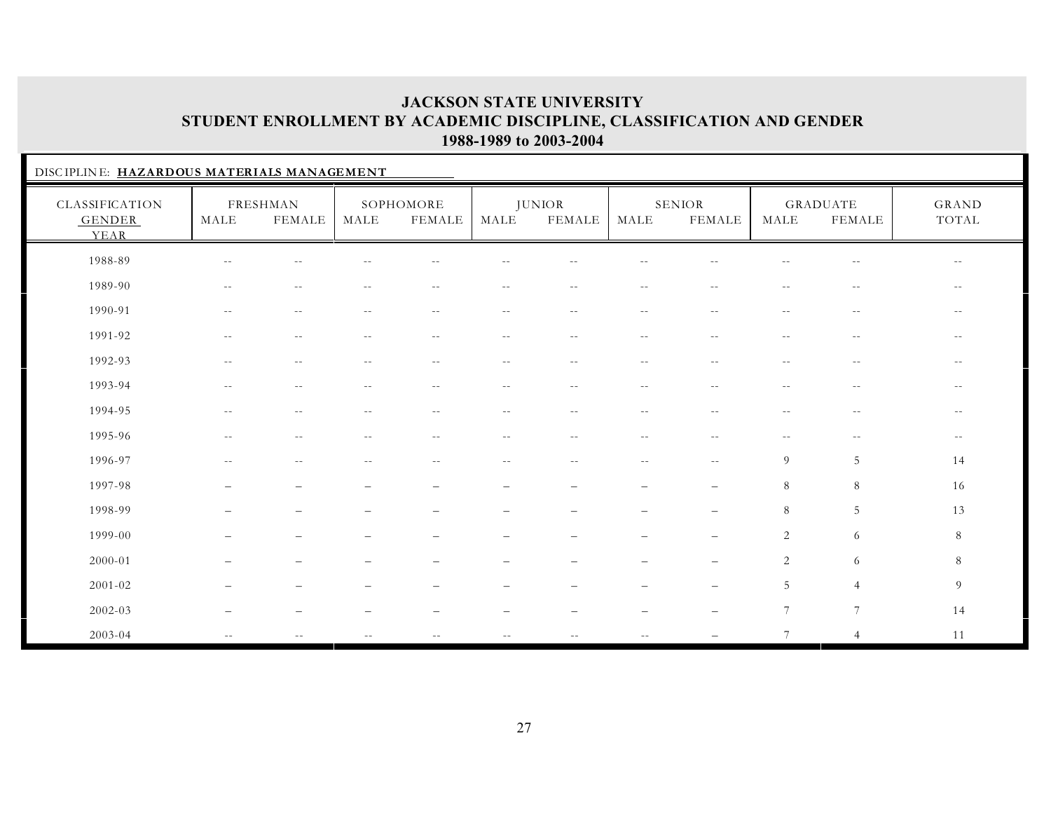# JACKSON STATE UNIVERSITY
## STUDENT ENROLLMENT BY ACADEMIC DISCIPLINE, CLASSIFICATION AND GENDER
### 1988-1989 to 2003-2004

DISCIPLINE: **HAZARDOUS MATERIALS MANAGEMENT**

| CLASSIFICATION GENDER YEAR | FRESHMAN | | SOPHOMORE | | JUNIOR | | SENIOR | | GRADUATE | | GRAND TOTAL |
|---|---|---|---|---|---|---|---|---|---|---|---|
| | MALE | FEMALE | MALE | FEMALE | MALE | FEMALE | MALE | FEMALE | MALE | FEMALE | |
| 1988-89 | -- | -- | -- | -- | -- | -- | -- | -- | -- | -- | -- |
| 1989-90 | -- | -- | -- | -- | -- | -- | -- | -- | -- | -- | -- |
| 1990-91 | -- | -- | -- | -- | -- | -- | -- | -- | -- | -- | -- |
| 1991-92 | -- | -- | -- | -- | -- | -- | -- | -- | -- | -- | -- |
| 1992-93 | -- | -- | -- | -- | -- | -- | -- | -- | -- | -- | -- |
| 1993-94 | -- | -- | -- | -- | -- | -- | -- | -- | -- | -- | -- |
| 1994-95 | -- | -- | -- | -- | -- | -- | -- | -- | -- | -- | -- |
| 1995-96 | -- | -- | -- | -- | -- | -- | -- | -- | -- | -- | -- |
| 1996-97 | -- | -- | -- | -- | -- | -- | -- | -- | 9 | 5 | 14 |
| 1997-98 | – | – | – | – | – | – | – | – | 8 | 8 | 16 |
| 1998-99 | – | – | – | – | – | – | – | – | 8 | 5 | 13 |
| 1999-00 | – | – | – | – | – | – | – | – | 2 | 6 | 8 |
| 2000-01 | – | – | – | – | – | – | – | – | 2 | 6 | 8 |
| 2001-02 | – | – | – | – | – | – | – | – | 5 | 4 | 9 |
| 2002-03 | – | – | – | – | – | – | – | – | 7 | 7 | 14 |
| 2003-04 | -- | -- | -- | -- | -- | -- | -- | – | 7 | 4 | 11 |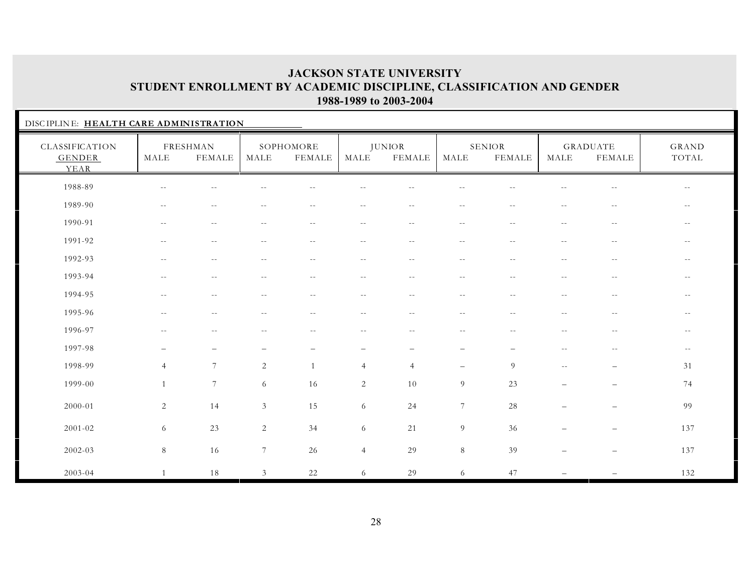# JACKSON STATE UNIVERSITY
## STUDENT ENROLLMENT BY ACADEMIC DISCIPLINE, CLASSIFICATION AND GENDER
## 1988-1989 to 2003-2004

DISCIPLINE: **HEALTH CARE ADMINISTRATION**

| CLASSIFICATION GENDER YEAR | FRESHMAN | | SOPHOMORE | | JUNIOR | | SENIOR | | GRADUATE | | GRAND TOTAL |
|---|---|---|---|---|---|---|---|---|---|---|---|
| | MALE | FEMALE | MALE | FEMALE | MALE | FEMALE | MALE | FEMALE | MALE | FEMALE | |
| 1988-89 | -- | -- | -- | -- | -- | -- | -- | -- | -- | -- | -- |
| 1989-90 | -- | -- | -- | -- | -- | -- | -- | -- | -- | -- | -- |
| 1990-91 | -- | -- | -- | -- | -- | -- | -- | -- | -- | -- | -- |
| 1991-92 | -- | -- | -- | -- | -- | -- | -- | -- | -- | -- | -- |
| 1992-93 | -- | -- | -- | -- | -- | -- | -- | -- | -- | -- | -- |
| 1993-94 | -- | -- | -- | -- | -- | -- | -- | -- | -- | -- | -- |
| 1994-95 | -- | -- | -- | -- | -- | -- | -- | -- | -- | -- | -- |
| 1995-96 | -- | -- | -- | -- | -- | -- | -- | -- | -- | -- | -- |
| 1996-97 | -- | -- | -- | -- | -- | -- | -- | -- | -- | -- | -- |
| 1997-98 | – | – | – | – | – | – | – | – | -- | -- | -- |
| 1998-99 | 4 | 7 | 2 | 1 | 4 | 4 | – | 9 | -- | – | 31 |
| 1999-00 | 1 | 7 | 6 | 16 | 2 | 10 | 9 | 23 | – | – | 74 |
| 2000-01 | 2 | 14 | 3 | 15 | 6 | 24 | 7 | 28 | – | – | 99 |
| 2001-02 | 6 | 23 | 2 | 34 | 6 | 21 | 9 | 36 | – | – | 137 |
| 2002-03 | 8 | 16 | 7 | 26 | 4 | 29 | 8 | 39 | – | – | 137 |
| 2003-04 | 1 | 18 | 3 | 22 | 6 | 29 | 6 | 47 | – | – | 132 |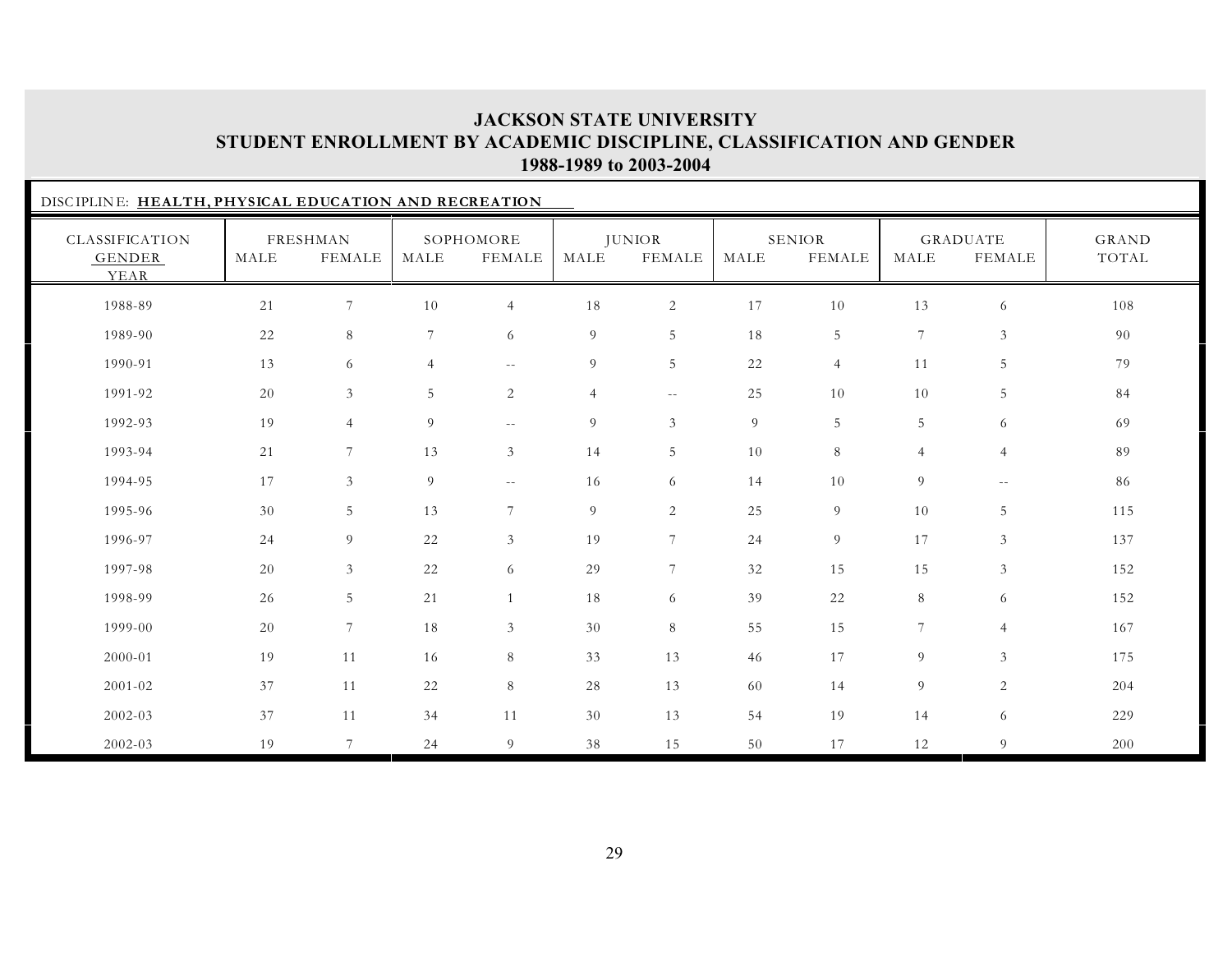# JACKSON STATE UNIVERSITY
## STUDENT ENROLLMENT BY ACADEMIC DISCIPLINE, CLASSIFICATION AND GENDER
### 1988-1989 to 2003-2004

DISCIPLINE: **HEALTH, PHYSICAL EDUCATION AND RECREATION**

| CLASSIFICATION | FRESHMAN | | SOPHOMORE | | JUNIOR | | SENIOR | | GRADUATE | | GRAND |
|---|---|---|---|---|---|---|---|---|---|---|---|
| GENDER<br>YEAR | MALE | FEMALE | MALE | FEMALE | MALE | FEMALE | MALE | FEMALE | MALE | FEMALE | TOTAL |
| 1988-89 | 21 | 7 | 10 | 4 | 18 | 2 | 17 | 10 | 13 | 6 | 108 |
| 1989-90 | 22 | 8 | 7 | 6 | 9 | 5 | 18 | 5 | 7 | 3 | 90 |
| 1990-91 | 13 | 6 | 4 | -- | 9 | 5 | 22 | 4 | 11 | 5 | 79 |
| 1991-92 | 20 | 3 | 5 | 2 | 4 | -- | 25 | 10 | 10 | 5 | 84 |
| 1992-93 | 19 | 4 | 9 | -- | 9 | 3 | 9 | 5 | 5 | 6 | 69 |
| 1993-94 | 21 | 7 | 13 | 3 | 14 | 5 | 10 | 8 | 4 | 4 | 89 |
| 1994-95 | 17 | 3 | 9 | -- | 16 | 6 | 14 | 10 | 9 | -- | 86 |
| 1995-96 | 30 | 5 | 13 | 7 | 9 | 2 | 25 | 9 | 10 | 5 | 115 |
| 1996-97 | 24 | 9 | 22 | 3 | 19 | 7 | 24 | 9 | 17 | 3 | 137 |
| 1997-98 | 20 | 3 | 22 | 6 | 29 | 7 | 32 | 15 | 15 | 3 | 152 |
| 1998-99 | 26 | 5 | 21 | 1 | 18 | 6 | 39 | 22 | 8 | 6 | 152 |
| 1999-00 | 20 | 7 | 18 | 3 | 30 | 8 | 55 | 15 | 7 | 4 | 167 |
| 2000-01 | 19 | 11 | 16 | 8 | 33 | 13 | 46 | 17 | 9 | 3 | 175 |
| 2001-02 | 37 | 11 | 22 | 8 | 28 | 13 | 60 | 14 | 9 | 2 | 204 |
| 2002-03 | 37 | 11 | 34 | 11 | 30 | 13 | 54 | 19 | 14 | 6 | 229 |
| 2002-03 | 19 | 7 | 24 | 9 | 38 | 15 | 50 | 17 | 12 | 9 | 200 |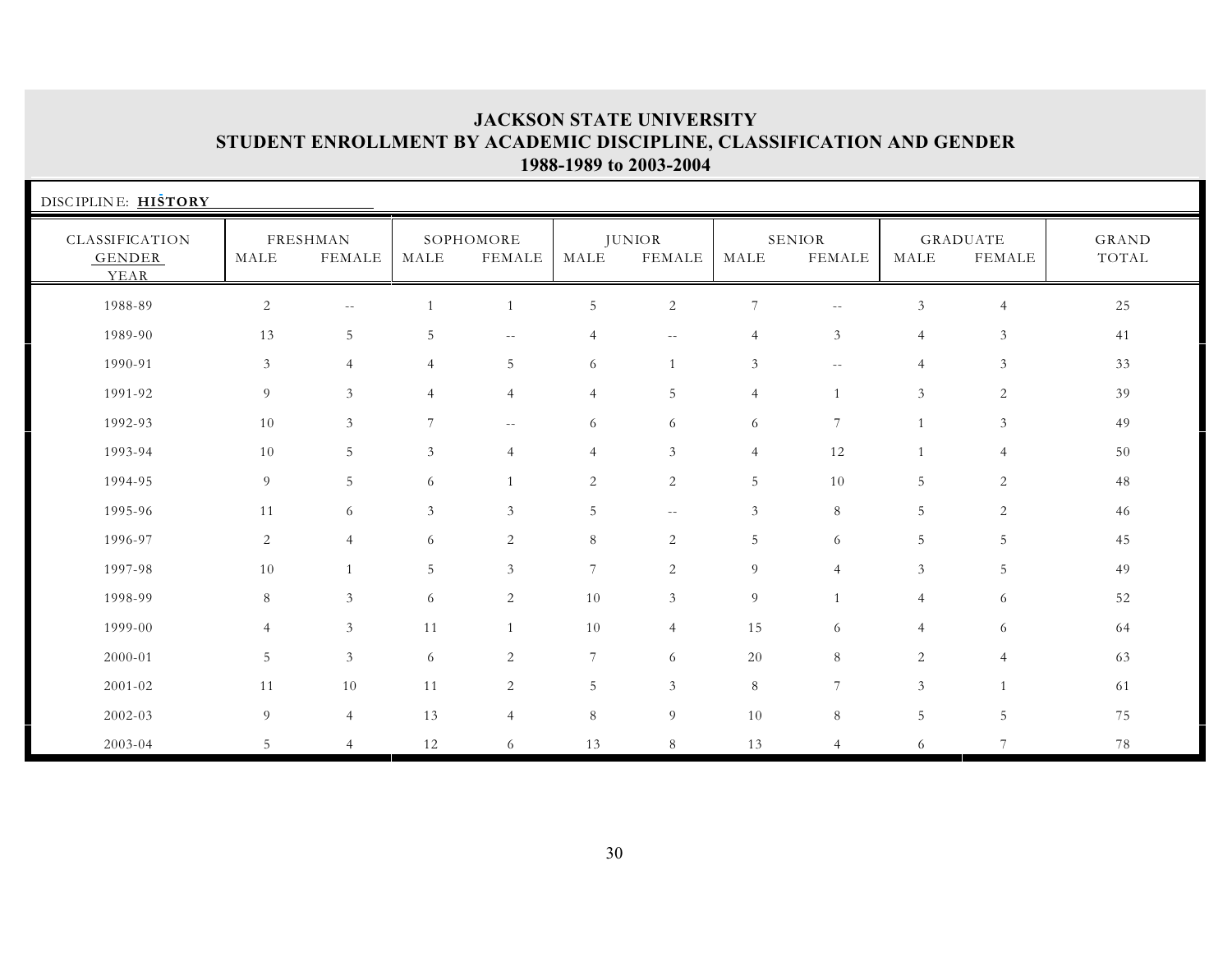**JACKSON STATE UNIVERSITY**
**STUDENT ENROLLMENT BY ACADEMIC DISCIPLINE, CLASSIFICATION AND GENDER**
**1988-1989 to 2003-2004**

DISCIPLINE: **HISTORY**

| CLASSIFICATION | FRESHMAN | | SOPHOMORE | | JUNIOR | | SENIOR | | GRADUATE | | GRAND |
|---|---|---|---|---|---|---|---|---|---|---|---|
| GENDER / YEAR | MALE | FEMALE | MALE | FEMALE | MALE | FEMALE | MALE | FEMALE | MALE | FEMALE | TOTAL |
| 1988-89 | 2 | -- | 1 | 1 | 5 | 2 | 7 | -- | 3 | 4 | 25 |
| 1989-90 | 13 | 5 | 5 | -- | 4 | -- | 4 | 3 | 4 | 3 | 41 |
| 1990-91 | 3 | 4 | 4 | 5 | 6 | 1 | 3 | -- | 4 | 3 | 33 |
| 1991-92 | 9 | 3 | 4 | 4 | 4 | 5 | 4 | 1 | 3 | 2 | 39 |
| 1992-93 | 10 | 3 | 7 | -- | 6 | 6 | 6 | 7 | 1 | 3 | 49 |
| 1993-94 | 10 | 5 | 3 | 4 | 4 | 3 | 4 | 12 | 1 | 4 | 50 |
| 1994-95 | 9 | 5 | 6 | 1 | 2 | 2 | 5 | 10 | 5 | 2 | 48 |
| 1995-96 | 11 | 6 | 3 | 3 | 5 | -- | 3 | 8 | 5 | 2 | 46 |
| 1996-97 | 2 | 4 | 6 | 2 | 8 | 2 | 5 | 6 | 5 | 5 | 45 |
| 1997-98 | 10 | 1 | 5 | 3 | 7 | 2 | 9 | 4 | 3 | 5 | 49 |
| 1998-99 | 8 | 3 | 6 | 2 | 10 | 3 | 9 | 1 | 4 | 6 | 52 |
| 1999-00 | 4 | 3 | 11 | 1 | 10 | 4 | 15 | 6 | 4 | 6 | 64 |
| 2000-01 | 5 | 3 | 6 | 2 | 7 | 6 | 20 | 8 | 2 | 4 | 63 |
| 2001-02 | 11 | 10 | 11 | 2 | 5 | 3 | 8 | 7 | 3 | 1 | 61 |
| 2002-03 | 9 | 4 | 13 | 4 | 8 | 9 | 10 | 8 | 5 | 5 | 75 |
| 2003-04 | 5 | 4 | 12 | 6 | 13 | 8 | 13 | 4 | 6 | 7 | 78 |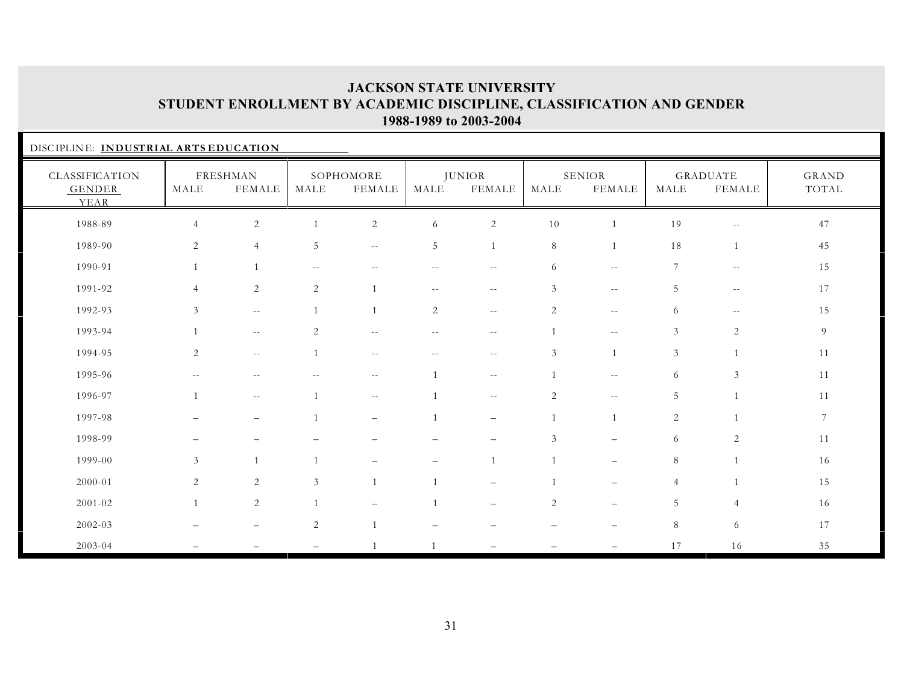# JACKSON STATE UNIVERSITY
## STUDENT ENROLLMENT BY ACADEMIC DISCIPLINE, CLASSIFICATION AND GENDER
### 1988-1989 to 2003-2004

DISCIPLINE: **INDUSTRIAL ARTS EDUCATION**

| CLASSIFICATION | FRESHMAN | | SOPHOMORE | | JUNIOR | | SENIOR | | GRADUATE | | GRAND |
|---|---|---|---|---|---|---|---|---|---|---|---|
| GENDER / YEAR | MALE | FEMALE | MALE | FEMALE | MALE | FEMALE | MALE | FEMALE | MALE | FEMALE | TOTAL |
| 1988-89 | 4 | 2 | 1 | 2 | 6 | 2 | 10 | 1 | 19 | -- | 47 |
| 1989-90 | 2 | 4 | 5 | -- | 5 | 1 | 8 | 1 | 18 | 1 | 45 |
| 1990-91 | 1 | 1 | -- | -- | -- | -- | 6 | -- | 7 | -- | 15 |
| 1991-92 | 4 | 2 | 2 | 1 | -- | -- | 3 | -- | 5 | -- | 17 |
| 1992-93 | 3 | -- | 1 | 1 | 2 | -- | 2 | -- | 6 | -- | 15 |
| 1993-94 | 1 | -- | 2 | -- | -- | -- | 1 | -- | 3 | 2 | 9 |
| 1994-95 | 2 | -- | 1 | -- | -- | -- | 3 | 1 | 3 | 1 | 11 |
| 1995-96 | -- | -- | -- | -- | 1 | -- | 1 | -- | 6 | 3 | 11 |
| 1996-97 | 1 | -- | 1 | -- | 1 | -- | 2 | -- | 5 | 1 | 11 |
| 1997-98 | – | – | 1 | – | 1 | – | 1 | 1 | 2 | 1 | 7 |
| 1998-99 | – | – | – | – | – | – | 3 | – | 6 | 2 | 11 |
| 1999-00 | 3 | 1 | 1 | – | – | 1 | 1 | – | 8 | 1 | 16 |
| 2000-01 | 2 | 2 | 3 | 1 | 1 | – | 1 | – | 4 | 1 | 15 |
| 2001-02 | 1 | 2 | 1 | – | 1 | – | 2 | – | 5 | 4 | 16 |
| 2002-03 | – | – | 2 | 1 | – | – | – | – | 8 | 6 | 17 |
| 2003-04 | – | – | – | 1 | 1 | – | – | – | 17 | 16 | 35 |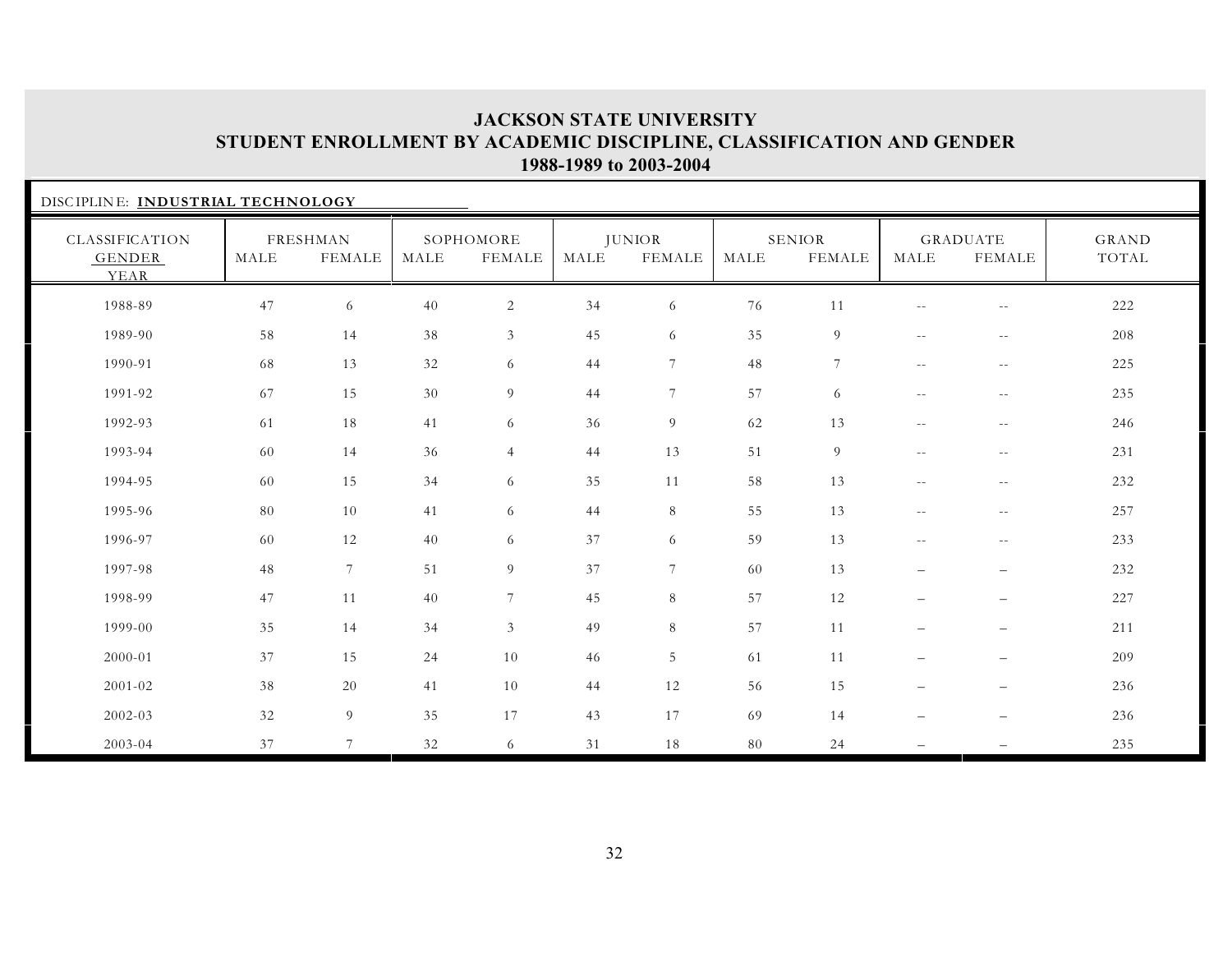# JACKSON STATE UNIVERSITY
## STUDENT ENROLLMENT BY ACADEMIC DISCIPLINE, CLASSIFICATION AND GENDER
### 1988-1989 to 2003-2004

DISCIPLINE: **INDUSTRIAL TECHNOLOGY**

| CLASSIFICATION GENDER YEAR | FRESHMAN | | SOPHOMORE | | JUNIOR | | SENIOR | | GRADUATE | | GRAND TOTAL |
|---|---|---|---|---|---|---|---|---|---|---|---|
| | MALE | FEMALE | MALE | FEMALE | MALE | FEMALE | MALE | FEMALE | MALE | FEMALE | |
| 1988-89 | 47 | 6 | 40 | 2 | 34 | 6 | 76 | 11 | -- | -- | 222 |
| 1989-90 | 58 | 14 | 38 | 3 | 45 | 6 | 35 | 9 | -- | -- | 208 |
| 1990-91 | 68 | 13 | 32 | 6 | 44 | 7 | 48 | 7 | -- | -- | 225 |
| 1991-92 | 67 | 15 | 30 | 9 | 44 | 7 | 57 | 6 | -- | -- | 235 |
| 1992-93 | 61 | 18 | 41 | 6 | 36 | 9 | 62 | 13 | -- | -- | 246 |
| 1993-94 | 60 | 14 | 36 | 4 | 44 | 13 | 51 | 9 | -- | -- | 231 |
| 1994-95 | 60 | 15 | 34 | 6 | 35 | 11 | 58 | 13 | -- | -- | 232 |
| 1995-96 | 80 | 10 | 41 | 6 | 44 | 8 | 55 | 13 | -- | -- | 257 |
| 1996-97 | 60 | 12 | 40 | 6 | 37 | 6 | 59 | 13 | -- | -- | 233 |
| 1997-98 | 48 | 7 | 51 | 9 | 37 | 7 | 60 | 13 | – | – | 232 |
| 1998-99 | 47 | 11 | 40 | 7 | 45 | 8 | 57 | 12 | – | – | 227 |
| 1999-00 | 35 | 14 | 34 | 3 | 49 | 8 | 57 | 11 | – | – | 211 |
| 2000-01 | 37 | 15 | 24 | 10 | 46 | 5 | 61 | 11 | – | – | 209 |
| 2001-02 | 38 | 20 | 41 | 10 | 44 | 12 | 56 | 15 | – | – | 236 |
| 2002-03 | 32 | 9 | 35 | 17 | 43 | 17 | 69 | 14 | – | – | 236 |
| 2003-04 | 37 | 7 | 32 | 6 | 31 | 18 | 80 | 24 | – | – | 235 |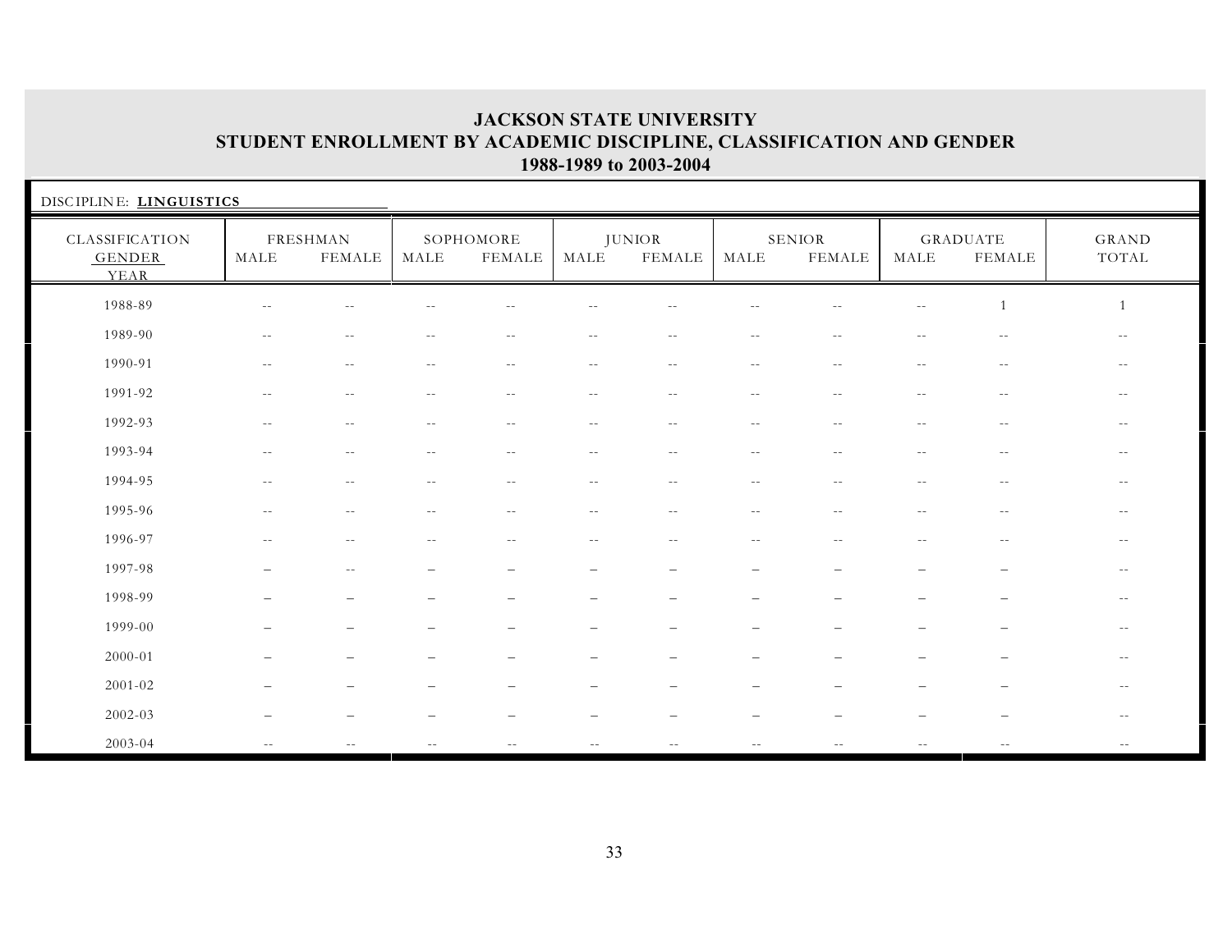# JACKSON STATE UNIVERSITY
## STUDENT ENROLLMENT BY ACADEMIC DISCIPLINE, CLASSIFICATION AND GENDER
### 1988-1989 to 2003-2004

DISCIPLINE: **LINGUISTICS**

| CLASSIFICATION | FRESHMAN | | SOPHOMORE | | JUNIOR | | SENIOR | | GRADUATE | | GRAND |
|---|---|---|---|---|---|---|---|---|---|---|---|
| GENDER / YEAR | MALE | FEMALE | MALE | FEMALE | MALE | FEMALE | MALE | FEMALE | MALE | FEMALE | TOTAL |
| 1988-89 | -- | -- | -- | -- | -- | -- | -- | -- | -- | 1 | 1 |
| 1989-90 | -- | -- | -- | -- | -- | -- | -- | -- | -- | -- | -- |
| 1990-91 | -- | -- | -- | -- | -- | -- | -- | -- | -- | -- | -- |
| 1991-92 | -- | -- | -- | -- | -- | -- | -- | -- | -- | -- | -- |
| 1992-93 | -- | -- | -- | -- | -- | -- | -- | -- | -- | -- | -- |
| 1993-94 | -- | -- | -- | -- | -- | -- | -- | -- | -- | -- | -- |
| 1994-95 | -- | -- | -- | -- | -- | -- | -- | -- | -- | -- | -- |
| 1995-96 | -- | -- | -- | -- | -- | -- | -- | -- | -- | -- | -- |
| 1996-97 | -- | -- | -- | -- | -- | -- | -- | -- | -- | -- | -- |
| 1997-98 | – | -- | – | – | – | – | – | – | – | – | -- |
| 1998-99 | – | – | – | – | – | – | – | – | – | – | -- |
| 1999-00 | – | – | – | – | – | – | – | – | – | – | -- |
| 2000-01 | – | – | – | – | – | – | – | – | – | – | -- |
| 2001-02 | – | – | – | – | – | – | – | – | – | – | -- |
| 2002-03 | – | – | – | – | – | – | – | – | – | – | -- |
| 2003-04 | -- | -- | -- | -- | -- | -- | -- | -- | -- | -- | -- |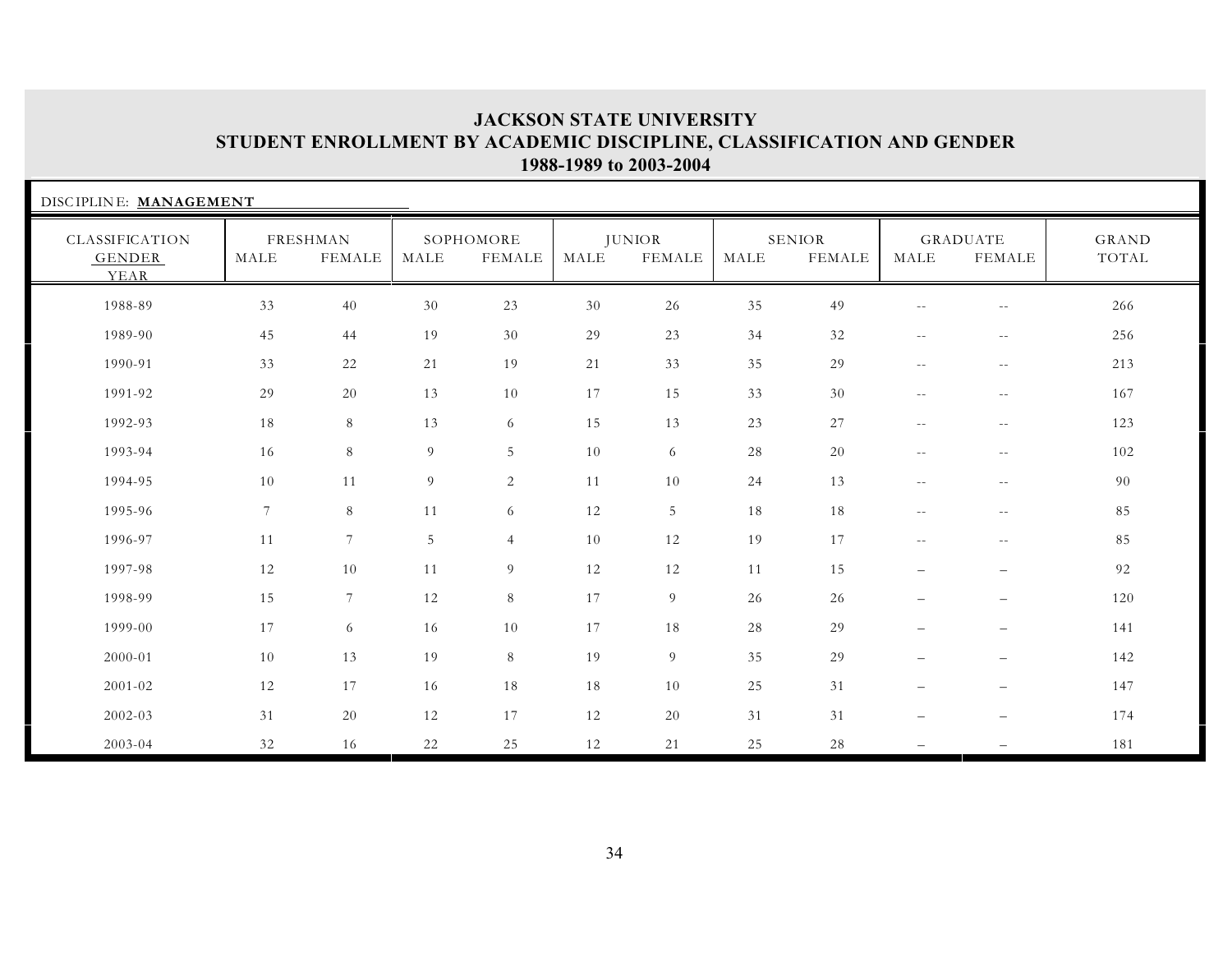**JACKSON STATE UNIVERSITY**
**STUDENT ENROLLMENT BY ACADEMIC DISCIPLINE, CLASSIFICATION AND GENDER**
**1988-1989 to 2003-2004**

DISCIPLINE: **MANAGEMENT**

| CLASSIFICATION GENDER YEAR | FRESHMAN | | SOPHOMORE | | JUNIOR | | SENIOR | | GRADUATE | | GRAND TOTAL |
|---|---|---|---|---|---|---|---|---|---|---|---|
| | MALE | FEMALE | MALE | FEMALE | MALE | FEMALE | MALE | FEMALE | MALE | FEMALE | |
| 1988-89 | 33 | 40 | 30 | 23 | 30 | 26 | 35 | 49 | -- | -- | 266 |
| 1989-90 | 45 | 44 | 19 | 30 | 29 | 23 | 34 | 32 | -- | -- | 256 |
| 1990-91 | 33 | 22 | 21 | 19 | 21 | 33 | 35 | 29 | -- | -- | 213 |
| 1991-92 | 29 | 20 | 13 | 10 | 17 | 15 | 33 | 30 | -- | -- | 167 |
| 1992-93 | 18 | 8 | 13 | 6 | 15 | 13 | 23 | 27 | -- | -- | 123 |
| 1993-94 | 16 | 8 | 9 | 5 | 10 | 6 | 28 | 20 | -- | -- | 102 |
| 1994-95 | 10 | 11 | 9 | 2 | 11 | 10 | 24 | 13 | -- | -- | 90 |
| 1995-96 | 7 | 8 | 11 | 6 | 12 | 5 | 18 | 18 | -- | -- | 85 |
| 1996-97 | 11 | 7 | 5 | 4 | 10 | 12 | 19 | 17 | -- | -- | 85 |
| 1997-98 | 12 | 10 | 11 | 9 | 12 | 12 | 11 | 15 | – | – | 92 |
| 1998-99 | 15 | 7 | 12 | 8 | 17 | 9 | 26 | 26 | – | – | 120 |
| 1999-00 | 17 | 6 | 16 | 10 | 17 | 18 | 28 | 29 | – | – | 141 |
| 2000-01 | 10 | 13 | 19 | 8 | 19 | 9 | 35 | 29 | – | – | 142 |
| 2001-02 | 12 | 17 | 16 | 18 | 18 | 10 | 25 | 31 | – | – | 147 |
| 2002-03 | 31 | 20 | 12 | 17 | 12 | 20 | 31 | 31 | – | – | 174 |
| 2003-04 | 32 | 16 | 22 | 25 | 12 | 21 | 25 | 28 | – | – | 181 |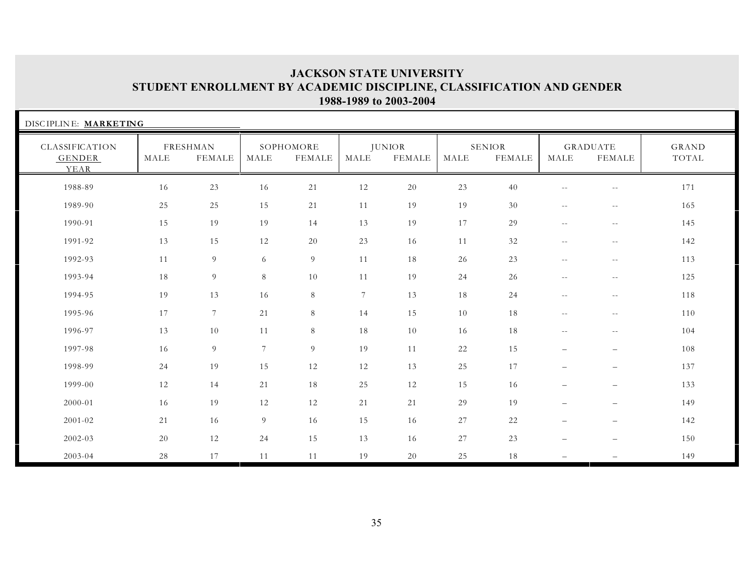# JACKSON STATE UNIVERSITY
## STUDENT ENROLLMENT BY ACADEMIC DISCIPLINE, CLASSIFICATION AND GENDER
### 1988-1989 to 2003-2004

DISCIPLINE: **MARKETING**

| CLASSIFICATION | FRESHMAN | | SOPHOMORE | | JUNIOR | | SENIOR | | GRADUATE | | GRAND |
|---|---|---|---|---|---|---|---|---|---|---|---|
| GENDER / YEAR | MALE | FEMALE | MALE | FEMALE | MALE | FEMALE | MALE | FEMALE | MALE | FEMALE | TOTAL |
| 1988-89 | 16 | 23 | 16 | 21 | 12 | 20 | 23 | 40 | -- | -- | 171 |
| 1989-90 | 25 | 25 | 15 | 21 | 11 | 19 | 19 | 30 | -- | -- | 165 |
| 1990-91 | 15 | 19 | 19 | 14 | 13 | 19 | 17 | 29 | -- | -- | 145 |
| 1991-92 | 13 | 15 | 12 | 20 | 23 | 16 | 11 | 32 | -- | -- | 142 |
| 1992-93 | 11 | 9 | 6 | 9 | 11 | 18 | 26 | 23 | -- | -- | 113 |
| 1993-94 | 18 | 9 | 8 | 10 | 11 | 19 | 24 | 26 | -- | -- | 125 |
| 1994-95 | 19 | 13 | 16 | 8 | 7 | 13 | 18 | 24 | -- | -- | 118 |
| 1995-96 | 17 | 7 | 21 | 8 | 14 | 15 | 10 | 18 | -- | -- | 110 |
| 1996-97 | 13 | 10 | 11 | 8 | 18 | 10 | 16 | 18 | -- | -- | 104 |
| 1997-98 | 16 | 9 | 7 | 9 | 19 | 11 | 22 | 15 | – | – | 108 |
| 1998-99 | 24 | 19 | 15 | 12 | 12 | 13 | 25 | 17 | – | – | 137 |
| 1999-00 | 12 | 14 | 21 | 18 | 25 | 12 | 15 | 16 | – | – | 133 |
| 2000-01 | 16 | 19 | 12 | 12 | 21 | 21 | 29 | 19 | – | – | 149 |
| 2001-02 | 21 | 16 | 9 | 16 | 15 | 16 | 27 | 22 | – | – | 142 |
| 2002-03 | 20 | 12 | 24 | 15 | 13 | 16 | 27 | 23 | – | – | 150 |
| 2003-04 | 28 | 17 | 11 | 11 | 19 | 20 | 25 | 18 | – | – | 149 |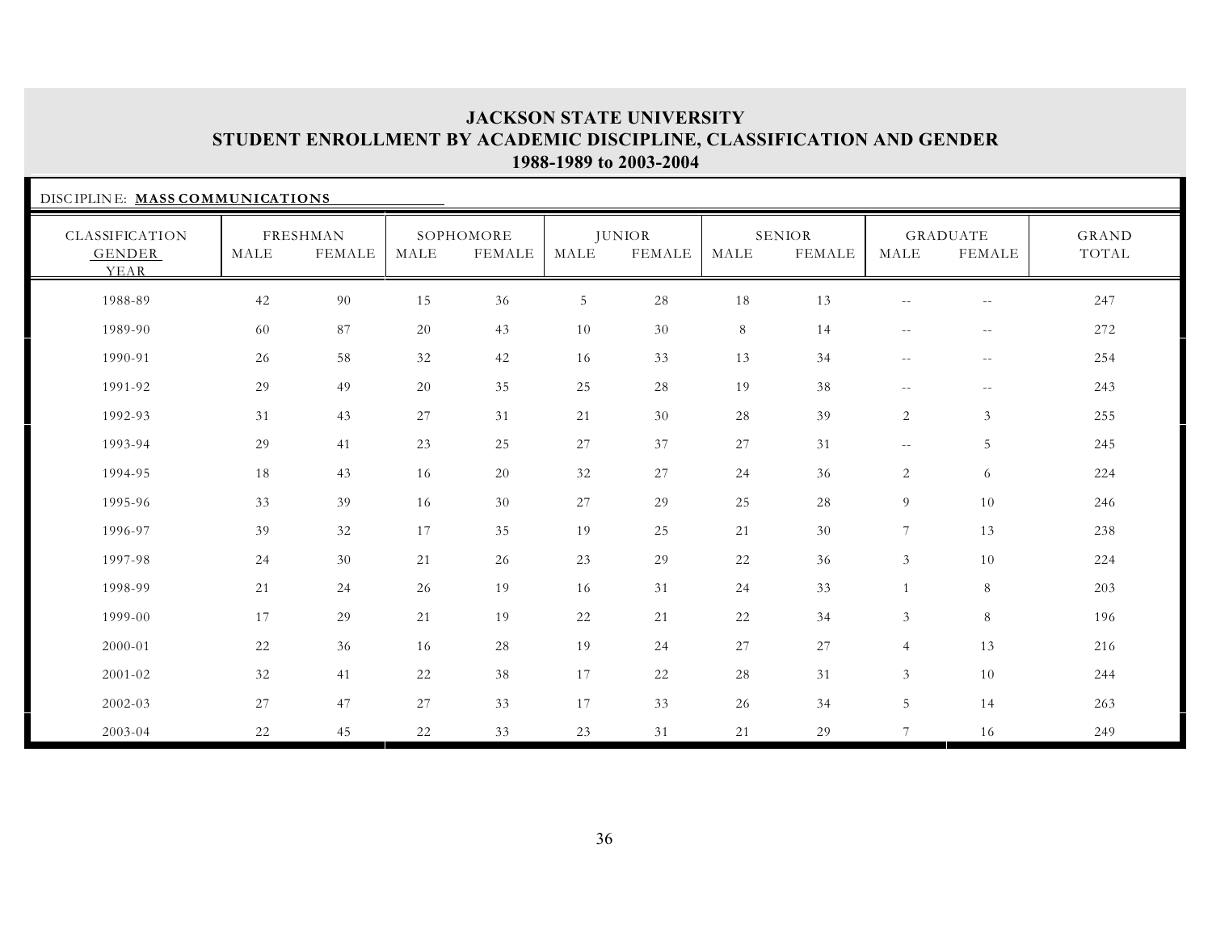# JACKSON STATE UNIVERSITY
## STUDENT ENROLLMENT BY ACADEMIC DISCIPLINE, CLASSIFICATION AND GENDER
### 1988-1989 to 2003-2004

DISCIPLINE: **MASS COMMUNICATIONS**

| CLASSIFICATION / GENDER / YEAR | FRESHMAN | | SOPHOMORE | | JUNIOR | | SENIOR | | GRADUATE | | GRAND TOTAL |
|---|---|---|---|---|---|---|---|---|---|---|---|
| | MALE | FEMALE | MALE | FEMALE | MALE | FEMALE | MALE | FEMALE | MALE | FEMALE | |
| 1988-89 | 42 | 90 | 15 | 36 | 5 | 28 | 18 | 13 | -- | -- | 247 |
| 1989-90 | 60 | 87 | 20 | 43 | 10 | 30 | 8 | 14 | -- | -- | 272 |
| 1990-91 | 26 | 58 | 32 | 42 | 16 | 33 | 13 | 34 | -- | -- | 254 |
| 1991-92 | 29 | 49 | 20 | 35 | 25 | 28 | 19 | 38 | -- | -- | 243 |
| 1992-93 | 31 | 43 | 27 | 31 | 21 | 30 | 28 | 39 | 2 | 3 | 255 |
| 1993-94 | 29 | 41 | 23 | 25 | 27 | 37 | 27 | 31 | -- | 5 | 245 |
| 1994-95 | 18 | 43 | 16 | 20 | 32 | 27 | 24 | 36 | 2 | 6 | 224 |
| 1995-96 | 33 | 39 | 16 | 30 | 27 | 29 | 25 | 28 | 9 | 10 | 246 |
| 1996-97 | 39 | 32 | 17 | 35 | 19 | 25 | 21 | 30 | 7 | 13 | 238 |
| 1997-98 | 24 | 30 | 21 | 26 | 23 | 29 | 22 | 36 | 3 | 10 | 224 |
| 1998-99 | 21 | 24 | 26 | 19 | 16 | 31 | 24 | 33 | 1 | 8 | 203 |
| 1999-00 | 17 | 29 | 21 | 19 | 22 | 21 | 22 | 34 | 3 | 8 | 196 |
| 2000-01 | 22 | 36 | 16 | 28 | 19 | 24 | 27 | 27 | 4 | 13 | 216 |
| 2001-02 | 32 | 41 | 22 | 38 | 17 | 22 | 28 | 31 | 3 | 10 | 244 |
| 2002-03 | 27 | 47 | 27 | 33 | 17 | 33 | 26 | 34 | 5 | 14 | 263 |
| 2003-04 | 22 | 45 | 22 | 33 | 23 | 31 | 21 | 29 | 7 | 16 | 249 |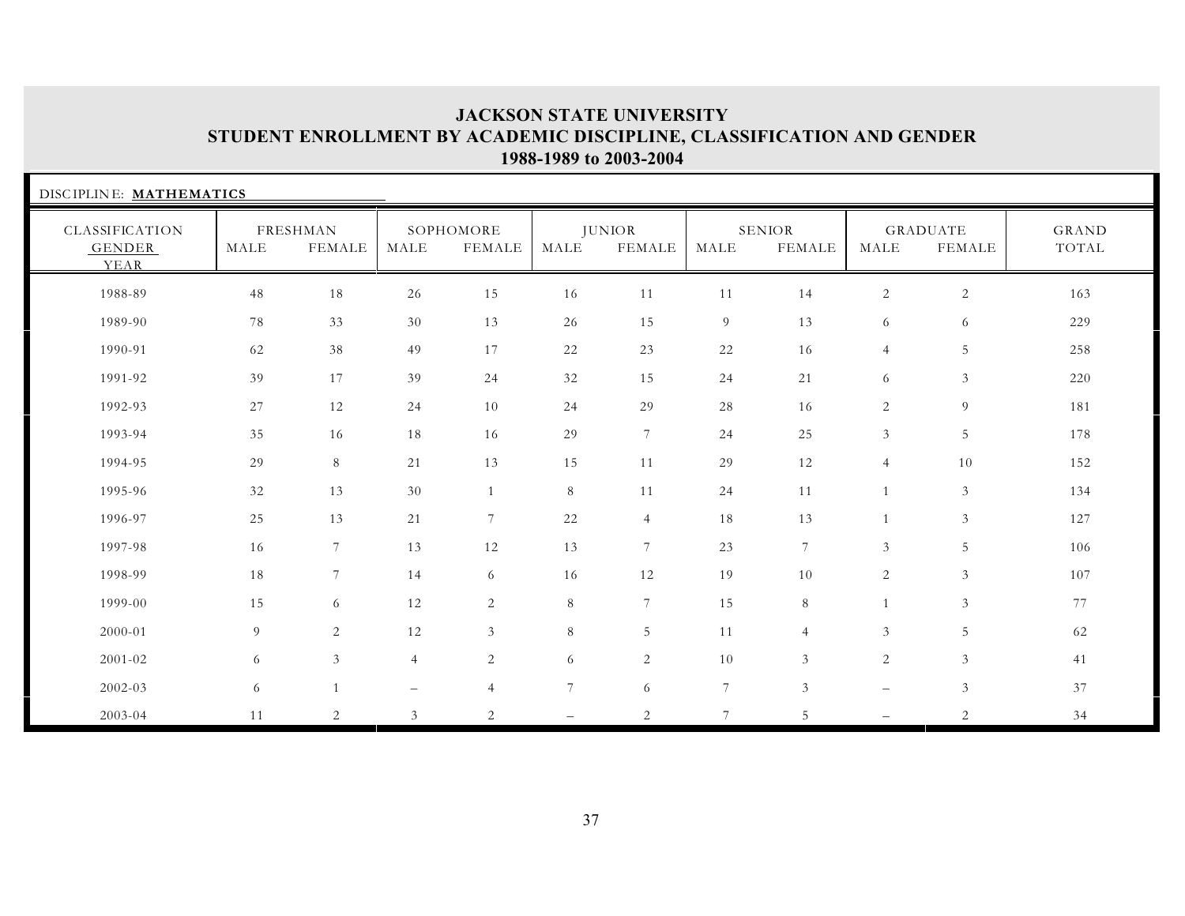# JACKSON STATE UNIVERSITY
## STUDENT ENROLLMENT BY ACADEMIC DISCIPLINE, CLASSIFICATION AND GENDER
### 1988-1989 to 2003-2004

DISCIPLINE: **MATHEMATICS**

| CLASSIFICATION | FRESHMAN | | SOPHOMORE | | JUNIOR | | SENIOR | | GRADUATE | | GRAND |
|---|---|---|---|---|---|---|---|---|---|---|---|
| GENDER / YEAR | MALE | FEMALE | MALE | FEMALE | MALE | FEMALE | MALE | FEMALE | MALE | FEMALE | TOTAL |
| 1988-89 | 48 | 18 | 26 | 15 | 16 | 11 | 11 | 14 | 2 | 2 | 163 |
| 1989-90 | 78 | 33 | 30 | 13 | 26 | 15 | 9 | 13 | 6 | 6 | 229 |
| 1990-91 | 62 | 38 | 49 | 17 | 22 | 23 | 22 | 16 | 4 | 5 | 258 |
| 1991-92 | 39 | 17 | 39 | 24 | 32 | 15 | 24 | 21 | 6 | 3 | 220 |
| 1992-93 | 27 | 12 | 24 | 10 | 24 | 29 | 28 | 16 | 2 | 9 | 181 |
| 1993-94 | 35 | 16 | 18 | 16 | 29 | 7 | 24 | 25 | 3 | 5 | 178 |
| 1994-95 | 29 | 8 | 21 | 13 | 15 | 11 | 29 | 12 | 4 | 10 | 152 |
| 1995-96 | 32 | 13 | 30 | 1 | 8 | 11 | 24 | 11 | 1 | 3 | 134 |
| 1996-97 | 25 | 13 | 21 | 7 | 22 | 4 | 18 | 13 | 1 | 3 | 127 |
| 1997-98 | 16 | 7 | 13 | 12 | 13 | 7 | 23 | 7 | 3 | 5 | 106 |
| 1998-99 | 18 | 7 | 14 | 6 | 16 | 12 | 19 | 10 | 2 | 3 | 107 |
| 1999-00 | 15 | 6 | 12 | 2 | 8 | 7 | 15 | 8 | 1 | 3 | 77 |
| 2000-01 | 9 | 2 | 12 | 3 | 8 | 5 | 11 | 4 | 3 | 5 | 62 |
| 2001-02 | 6 | 3 | 4 | 2 | 6 | 2 | 10 | 3 | 2 | 3 | 41 |
| 2002-03 | 6 | 1 | – | 4 | 7 | 6 | 7 | 3 | – | 3 | 37 |
| 2003-04 | 11 | 2 | 3 | 2 | – | 2 | 7 | 5 | – | 2 | 34 |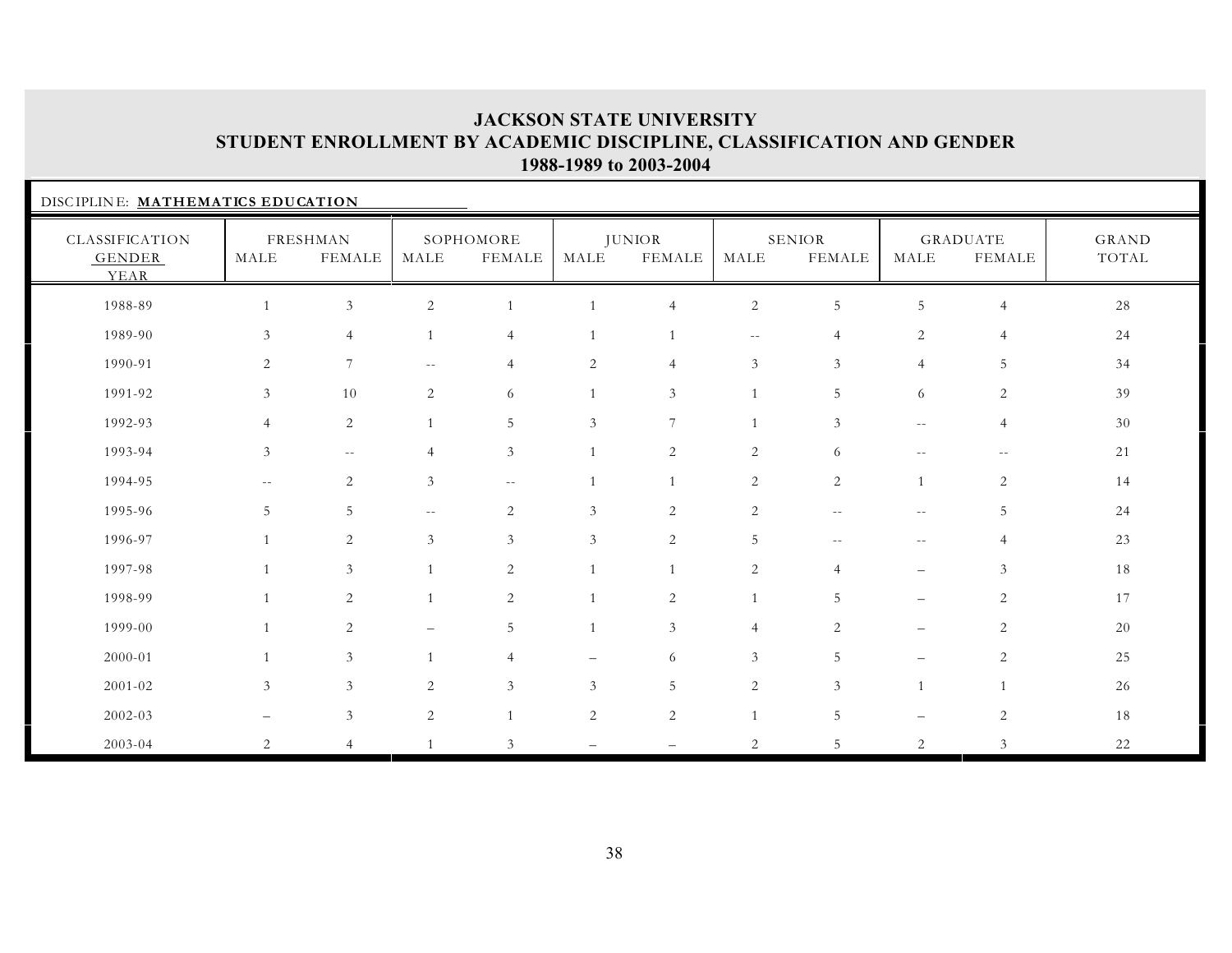# JACKSON STATE UNIVERSITY
## STUDENT ENROLLMENT BY ACADEMIC DISCIPLINE, CLASSIFICATION AND GENDER
### 1988-1989 to 2003-2004

DISCIPLINE: **MATHEMATICS EDUCATION**

| CLASSIFICATION | FRESHMAN | | SOPHOMORE | | JUNIOR | | SENIOR | | GRADUATE | | GRAND |
|---|---|---|---|---|---|---|---|---|---|---|---|
| GENDER / YEAR | MALE | FEMALE | MALE | FEMALE | MALE | FEMALE | MALE | FEMALE | MALE | FEMALE | TOTAL |
| 1988-89 | 1 | 3 | 2 | 1 | 1 | 4 | 2 | 5 | 5 | 4 | 28 |
| 1989-90 | 3 | 4 | 1 | 4 | 1 | 1 | -- | 4 | 2 | 4 | 24 |
| 1990-91 | 2 | 7 | -- | 4 | 2 | 4 | 3 | 3 | 4 | 5 | 34 |
| 1991-92 | 3 | 10 | 2 | 6 | 1 | 3 | 1 | 5 | 6 | 2 | 39 |
| 1992-93 | 4 | 2 | 1 | 5 | 3 | 7 | 1 | 3 | -- | 4 | 30 |
| 1993-94 | 3 | -- | 4 | 3 | 1 | 2 | 2 | 6 | -- | -- | 21 |
| 1994-95 | -- | 2 | 3 | -- | 1 | 1 | 2 | 2 | 1 | 2 | 14 |
| 1995-96 | 5 | 5 | -- | 2 | 3 | 2 | 2 | -- | -- | 5 | 24 |
| 1996-97 | 1 | 2 | 3 | 3 | 3 | 2 | 5 | -- | -- | 4 | 23 |
| 1997-98 | 1 | 3 | 1 | 2 | 1 | 1 | 2 | 4 | – | 3 | 18 |
| 1998-99 | 1 | 2 | 1 | 2 | 1 | 2 | 1 | 5 | – | 2 | 17 |
| 1999-00 | 1 | 2 | – | 5 | 1 | 3 | 4 | 2 | – | 2 | 20 |
| 2000-01 | 1 | 3 | 1 | 4 | – | 6 | 3 | 5 | – | 2 | 25 |
| 2001-02 | 3 | 3 | 2 | 3 | 3 | 5 | 2 | 3 | 1 | 1 | 26 |
| 2002-03 | – | 3 | 2 | 1 | 2 | 2 | 1 | 5 | – | 2 | 18 |
| 2003-04 | 2 | 4 | 1 | 3 | – | – | 2 | 5 | 2 | 3 | 22 |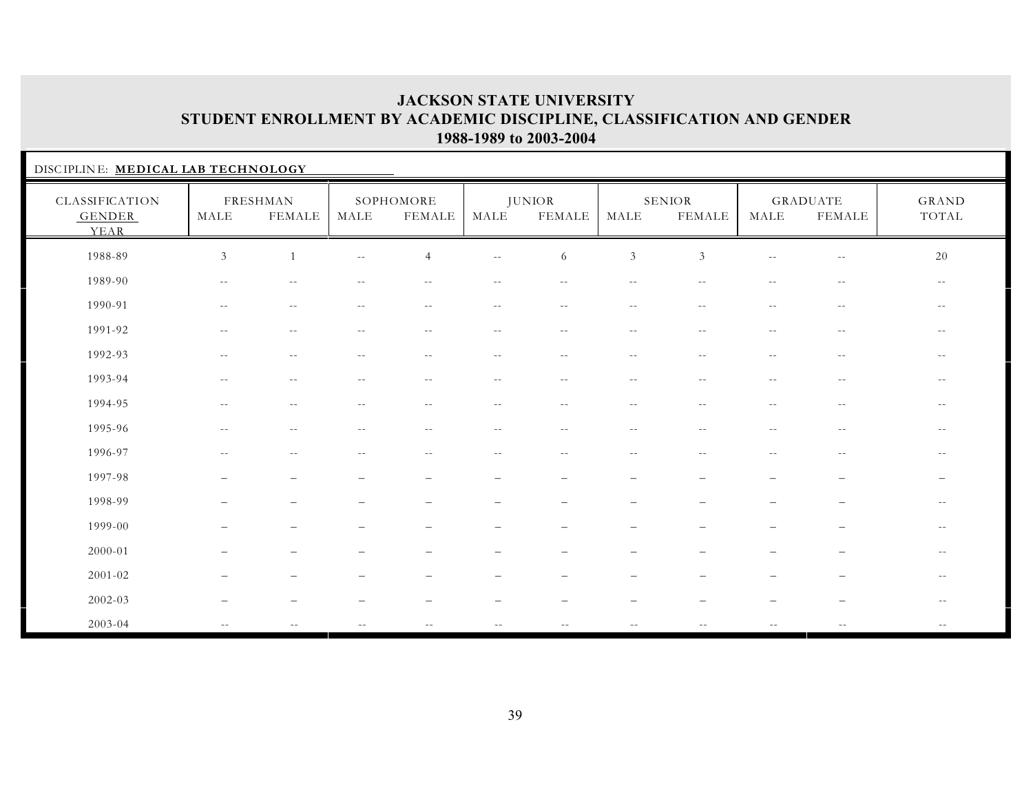# JACKSON STATE UNIVERSITY
## STUDENT ENROLLMENT BY ACADEMIC DISCIPLINE, CLASSIFICATION AND GENDER
### 1988-1989 to 2003-2004

DISCIPLINE: **MEDICAL LAB TECHNOLOGY**

| CLASSIFICATION GENDER YEAR | FRESHMAN | | SOPHOMORE | | JUNIOR | | SENIOR | | GRADUATE | | GRAND TOTAL |
|---|---|---|---|---|---|---|---|---|---|---|---|
| | MALE | FEMALE | MALE | FEMALE | MALE | FEMALE | MALE | FEMALE | MALE | FEMALE | |
| 1988-89 | 3 | 1 | -- | 4 | -- | 6 | 3 | 3 | -- | -- | 20 |
| 1989-90 | -- | -- | -- | -- | -- | -- | -- | -- | -- | -- | -- |
| 1990-91 | -- | -- | -- | -- | -- | -- | -- | -- | -- | -- | -- |
| 1991-92 | -- | -- | -- | -- | -- | -- | -- | -- | -- | -- | -- |
| 1992-93 | -- | -- | -- | -- | -- | -- | -- | -- | -- | -- | -- |
| 1993-94 | -- | -- | -- | -- | -- | -- | -- | -- | -- | -- | -- |
| 1994-95 | -- | -- | -- | -- | -- | -- | -- | -- | -- | -- | -- |
| 1995-96 | -- | -- | -- | -- | -- | -- | -- | -- | -- | -- | -- |
| 1996-97 | -- | -- | -- | -- | -- | -- | -- | -- | -- | -- | -- |
| 1997-98 | – | – | – | – | – | – | – | – | – | – | – |
| 1998-99 | – | – | – | – | – | – | – | – | – | – | -- |
| 1999-00 | – | – | – | – | – | – | – | – | – | – | -- |
| 2000-01 | – | – | – | – | – | – | – | – | – | – | -- |
| 2001-02 | – | – | – | – | – | – | – | – | – | – | -- |
| 2002-03 | – | – | – | – | – | – | – | – | – | – | -- |
| 2003-04 | -- | -- | -- | -- | -- | -- | -- | -- | -- | -- | -- |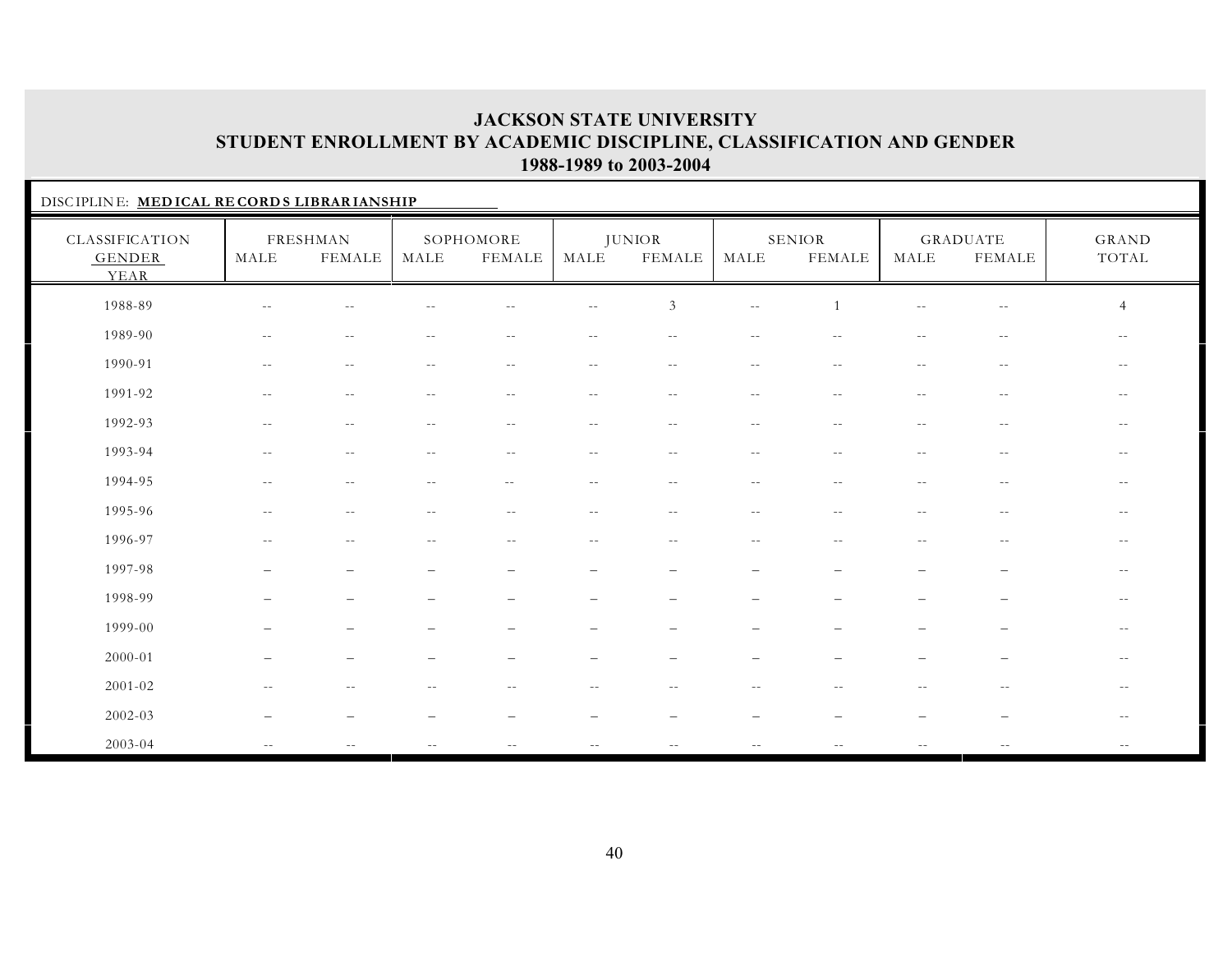# JACKSON STATE UNIVERSITY
## STUDENT ENROLLMENT BY ACADEMIC DISCIPLINE, CLASSIFICATION AND GENDER
### 1988-1989 to 2003-2004

DISCIPLINE: **MEDICAL RECORDS LIBRARIANSHIP**

| CLASSIFICATION | FRESHMAN | | SOPHOMORE | | JUNIOR | | SENIOR | | GRADUATE | | GRAND |
|---|---|---|---|---|---|---|---|---|---|---|---|
| GENDER YEAR | MALE | FEMALE | MALE | FEMALE | MALE | FEMALE | MALE | FEMALE | MALE | FEMALE | TOTAL |
| 1988-89 | -- | -- | -- | -- | -- | 3 | -- | 1 | -- | -- | 4 |
| 1989-90 | -- | -- | -- | -- | -- | -- | -- | -- | -- | -- | -- |
| 1990-91 | -- | -- | -- | -- | -- | -- | -- | -- | -- | -- | -- |
| 1991-92 | -- | -- | -- | -- | -- | -- | -- | -- | -- | -- | -- |
| 1992-93 | -- | -- | -- | -- | -- | -- | -- | -- | -- | -- | -- |
| 1993-94 | -- | -- | -- | -- | -- | -- | -- | -- | -- | -- | -- |
| 1994-95 | -- | -- | -- | -- | -- | -- | -- | -- | -- | -- | -- |
| 1995-96 | -- | -- | -- | -- | -- | -- | -- | -- | -- | -- | -- |
| 1996-97 | -- | -- | -- | -- | -- | -- | -- | -- | -- | -- | -- |
| 1997-98 | – | – | – | – | – | – | – | – | – | – | -- |
| 1998-99 | – | – | – | – | – | – | – | – | – | – | -- |
| 1999-00 | – | – | – | – | – | – | – | – | – | – | -- |
| 2000-01 | – | – | – | – | – | – | – | – | – | – | -- |
| 2001-02 | -- | -- | -- | -- | -- | -- | -- | -- | -- | -- | -- |
| 2002-03 | – | – | – | – | – | – | – | – | – | – | -- |
| 2003-04 | -- | -- | -- | -- | -- | -- | -- | -- | -- | -- | -- |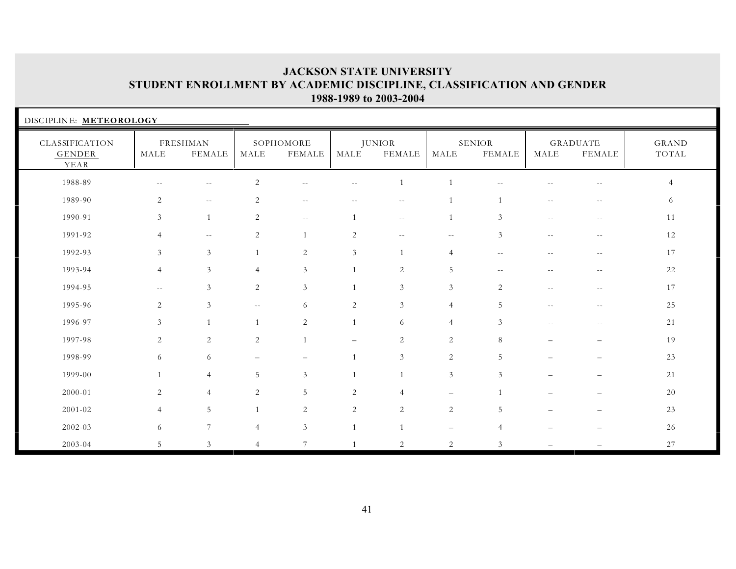# JACKSON STATE UNIVERSITY
## STUDENT ENROLLMENT BY ACADEMIC DISCIPLINE, CLASSIFICATION AND GENDER
### 1988-1989 to 2003-2004

DISCIPLINE: **METEOROLOGY**

| CLASSIFICATION GENDER YEAR | FRESHMAN | | SOPHOMORE | | JUNIOR | | SENIOR | | GRADUATE | | GRAND TOTAL |
|---|---|---|---|---|---|---|---|---|---|---|---|
| | MALE | FEMALE | MALE | FEMALE | MALE | FEMALE | MALE | FEMALE | MALE | FEMALE | |
| 1988-89 | -- | -- | 2 | -- | -- | 1 | 1 | -- | -- | -- | 4 |
| 1989-90 | 2 | -- | 2 | -- | -- | -- | 1 | 1 | -- | -- | 6 |
| 1990-91 | 3 | 1 | 2 | -- | 1 | -- | 1 | 3 | -- | -- | 11 |
| 1991-92 | 4 | -- | 2 | 1 | 2 | -- | -- | 3 | -- | -- | 12 |
| 1992-93 | 3 | 3 | 1 | 2 | 3 | 1 | 4 | -- | -- | -- | 17 |
| 1993-94 | 4 | 3 | 4 | 3 | 1 | 2 | 5 | -- | -- | -- | 22 |
| 1994-95 | -- | 3 | 2 | 3 | 1 | 3 | 3 | 2 | -- | -- | 17 |
| 1995-96 | 2 | 3 | -- | 6 | 2 | 3 | 4 | 5 | -- | -- | 25 |
| 1996-97 | 3 | 1 | 1 | 2 | 1 | 6 | 4 | 3 | -- | -- | 21 |
| 1997-98 | 2 | 2 | 2 | 1 | – | 2 | 2 | 8 | – | – | 19 |
| 1998-99 | 6 | 6 | – | – | 1 | 3 | 2 | 5 | – | – | 23 |
| 1999-00 | 1 | 4 | 5 | 3 | 1 | 1 | 3 | 3 | – | – | 21 |
| 2000-01 | 2 | 4 | 2 | 5 | 2 | 4 | – | 1 | – | – | 20 |
| 2001-02 | 4 | 5 | 1 | 2 | 2 | 2 | 2 | 5 | – | – | 23 |
| 2002-03 | 6 | 7 | 4 | 3 | 1 | 1 | – | 4 | – | – | 26 |
| 2003-04 | 5 | 3 | 4 | 7 | 1 | 2 | 2 | 3 | – | – | 27 |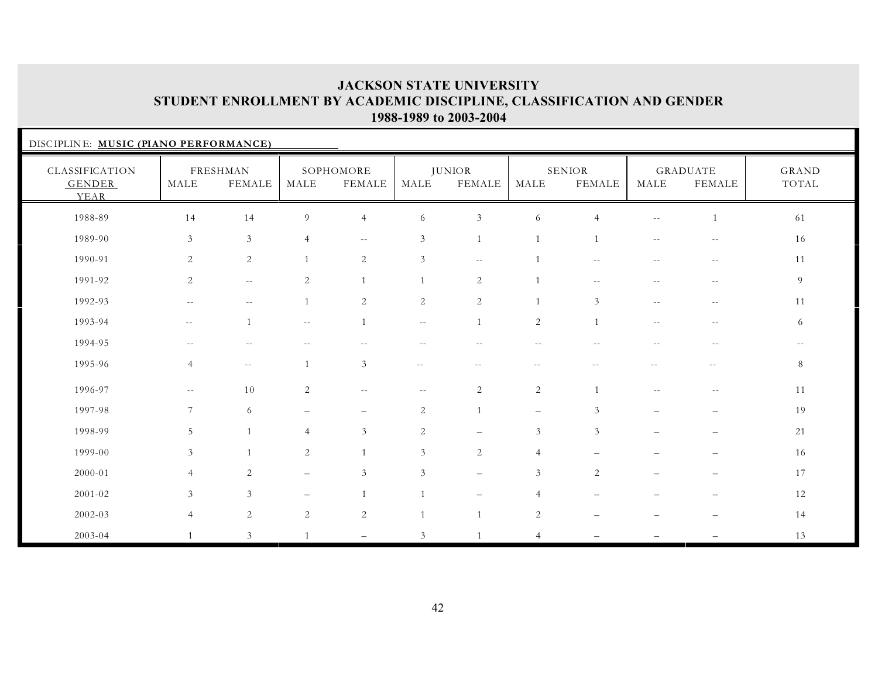# JACKSON STATE UNIVERSITY
## STUDENT ENROLLMENT BY ACADEMIC DISCIPLINE, CLASSIFICATION AND GENDER
### 1988-1989 to 2003-2004

DISCIPLINE: **MUSIC (PIANO PERFORMANCE)**

| CLASSIFICATION GENDER YEAR | FRESHMAN | | SOPHOMORE | | JUNIOR | | SENIOR | | GRADUATE | | GRAND TOTAL |
|---|---|---|---|---|---|---|---|---|---|---|---|
| | MALE | FEMALE | MALE | FEMALE | MALE | FEMALE | MALE | FEMALE | MALE | FEMALE | |
| 1988-89 | 14 | 14 | 9 | 4 | 6 | 3 | 6 | 4 | -- | 1 | 61 |
| 1989-90 | 3 | 3 | 4 | -- | 3 | 1 | 1 | 1 | -- | -- | 16 |
| 1990-91 | 2 | 2 | 1 | 2 | 3 | -- | 1 | -- | -- | -- | 11 |
| 1991-92 | 2 | -- | 2 | 1 | 1 | 2 | 1 | -- | -- | -- | 9 |
| 1992-93 | -- | -- | 1 | 2 | 2 | 2 | 1 | 3 | -- | -- | 11 |
| 1993-94 | -- | 1 | -- | 1 | -- | 1 | 2 | 1 | -- | -- | 6 |
| 1994-95 | -- | -- | -- | -- | -- | -- | -- | -- | -- | -- | -- |
| 1995-96 | 4 | -- | 1 | 3 | -- | -- | -- | -- | -- | -- | 8 |
| 1996-97 | -- | 10 | 2 | -- | -- | 2 | 2 | 1 | -- | -- | 11 |
| 1997-98 | 7 | 6 | – | – | 2 | 1 | – | 3 | – | – | 19 |
| 1998-99 | 5 | 1 | 4 | 3 | 2 | – | 3 | 3 | – | – | 21 |
| 1999-00 | 3 | 1 | 2 | 1 | 3 | 2 | 4 | – | – | – | 16 |
| 2000-01 | 4 | 2 | – | 3 | 3 | – | 3 | 2 | – | – | 17 |
| 2001-02 | 3 | 3 | – | 1 | 1 | – | 4 | – | – | – | 12 |
| 2002-03 | 4 | 2 | 2 | 2 | 1 | 1 | 2 | – | – | – | 14 |
| 2003-04 | 1 | 3 | 1 | – | 3 | 1 | 4 | – | – | – | 13 |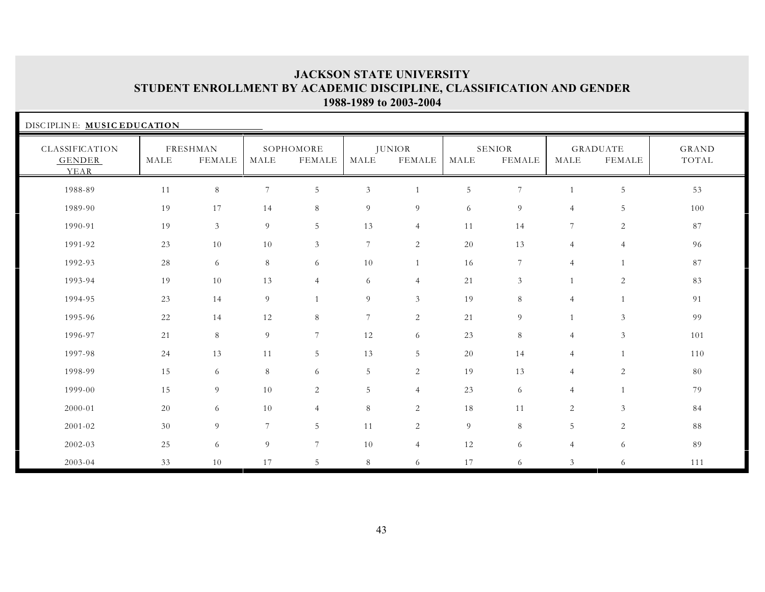# JACKSON STATE UNIVERSITY
## STUDENT ENROLLMENT BY ACADEMIC DISCIPLINE, CLASSIFICATION AND GENDER
### 1988-1989 to 2003-2004

DISCIPLINE: **MUSIC EDUCATION**

| CLASSIFICATION | FRESHMAN | | SOPHOMORE | | JUNIOR | | SENIOR | | GRADUATE | | GRAND |
|---|---|---|---|---|---|---|---|---|---|---|---|
| GENDER / YEAR | MALE | FEMALE | MALE | FEMALE | MALE | FEMALE | MALE | FEMALE | MALE | FEMALE | TOTAL |
| 1988-89 | 11 | 8 | 7 | 5 | 3 | 1 | 5 | 7 | 1 | 5 | 53 |
| 1989-90 | 19 | 17 | 14 | 8 | 9 | 9 | 6 | 9 | 4 | 5 | 100 |
| 1990-91 | 19 | 3 | 9 | 5 | 13 | 4 | 11 | 14 | 7 | 2 | 87 |
| 1991-92 | 23 | 10 | 10 | 3 | 7 | 2 | 20 | 13 | 4 | 4 | 96 |
| 1992-93 | 28 | 6 | 8 | 6 | 10 | 1 | 16 | 7 | 4 | 1 | 87 |
| 1993-94 | 19 | 10 | 13 | 4 | 6 | 4 | 21 | 3 | 1 | 2 | 83 |
| 1994-95 | 23 | 14 | 9 | 1 | 9 | 3 | 19 | 8 | 4 | 1 | 91 |
| 1995-96 | 22 | 14 | 12 | 8 | 7 | 2 | 21 | 9 | 1 | 3 | 99 |
| 1996-97 | 21 | 8 | 9 | 7 | 12 | 6 | 23 | 8 | 4 | 3 | 101 |
| 1997-98 | 24 | 13 | 11 | 5 | 13 | 5 | 20 | 14 | 4 | 1 | 110 |
| 1998-99 | 15 | 6 | 8 | 6 | 5 | 2 | 19 | 13 | 4 | 2 | 80 |
| 1999-00 | 15 | 9 | 10 | 2 | 5 | 4 | 23 | 6 | 4 | 1 | 79 |
| 2000-01 | 20 | 6 | 10 | 4 | 8 | 2 | 18 | 11 | 2 | 3 | 84 |
| 2001-02 | 30 | 9 | 7 | 5 | 11 | 2 | 9 | 8 | 5 | 2 | 88 |
| 2002-03 | 25 | 6 | 9 | 7 | 10 | 4 | 12 | 6 | 4 | 6 | 89 |
| 2003-04 | 33 | 10 | 17 | 5 | 8 | 6 | 17 | 6 | 3 | 6 | 111 |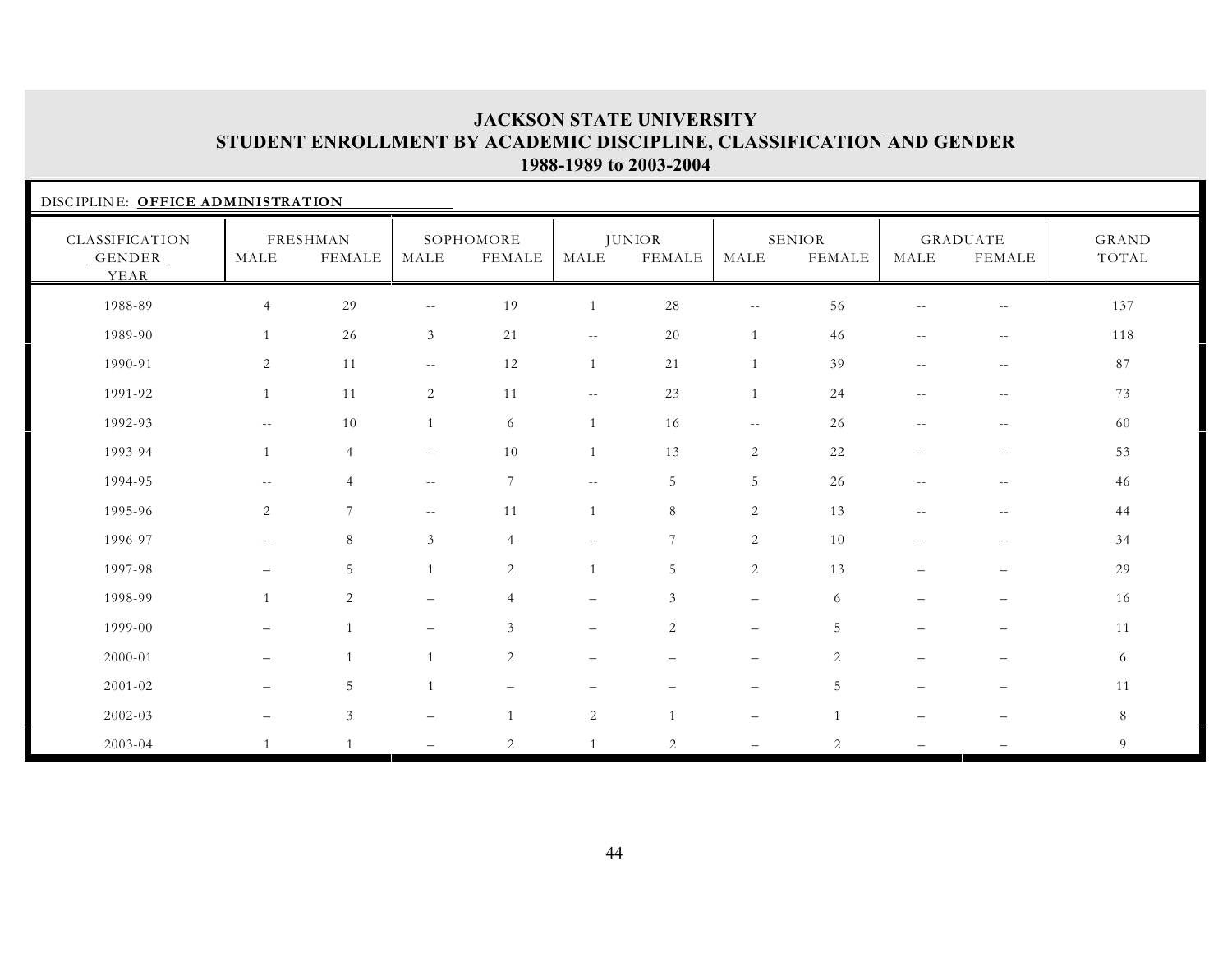# JACKSON STATE UNIVERSITY
## STUDENT ENROLLMENT BY ACADEMIC DISCIPLINE, CLASSIFICATION AND GENDER
### 1988-1989 to 2003-2004

DISCIPLINE: **OFFICE ADMINISTRATION**

| CLASSIFICATION GENDER YEAR | FRESHMAN | | SOPHOMORE | | JUNIOR | | SENIOR | | GRADUATE | | GRAND TOTAL |
|---|---|---|---|---|---|---|---|---|---|---|---|
| | MALE | FEMALE | MALE | FEMALE | MALE | FEMALE | MALE | FEMALE | MALE | FEMALE | |
| 1988-89 | 4 | 29 | -- | 19 | 1 | 28 | -- | 56 | -- | -- | 137 |
| 1989-90 | 1 | 26 | 3 | 21 | -- | 20 | 1 | 46 | -- | -- | 118 |
| 1990-91 | 2 | 11 | -- | 12 | 1 | 21 | 1 | 39 | -- | -- | 87 |
| 1991-92 | 1 | 11 | 2 | 11 | -- | 23 | 1 | 24 | -- | -- | 73 |
| 1992-93 | -- | 10 | 1 | 6 | 1 | 16 | -- | 26 | -- | -- | 60 |
| 1993-94 | 1 | 4 | -- | 10 | 1 | 13 | 2 | 22 | -- | -- | 53 |
| 1994-95 | -- | 4 | -- | 7 | -- | 5 | 5 | 26 | -- | -- | 46 |
| 1995-96 | 2 | 7 | -- | 11 | 1 | 8 | 2 | 13 | -- | -- | 44 |
| 1996-97 | -- | 8 | 3 | 4 | -- | 7 | 2 | 10 | -- | -- | 34 |
| 1997-98 | – | 5 | 1 | 2 | 1 | 5 | 2 | 13 | – | – | 29 |
| 1998-99 | 1 | 2 | – | 4 | – | 3 | – | 6 | – | – | 16 |
| 1999-00 | – | 1 | – | 3 | – | 2 | – | 5 | – | – | 11 |
| 2000-01 | – | 1 | 1 | 2 | – | – | – | 2 | – | – | 6 |
| 2001-02 | – | 5 | 1 | – | – | – | – | 5 | – | – | 11 |
| 2002-03 | – | 3 | – | 1 | 2 | 1 | – | 1 | – | – | 8 |
| 2003-04 | 1 | 1 | – | 2 | 1 | 2 | – | 2 | – | – | 9 |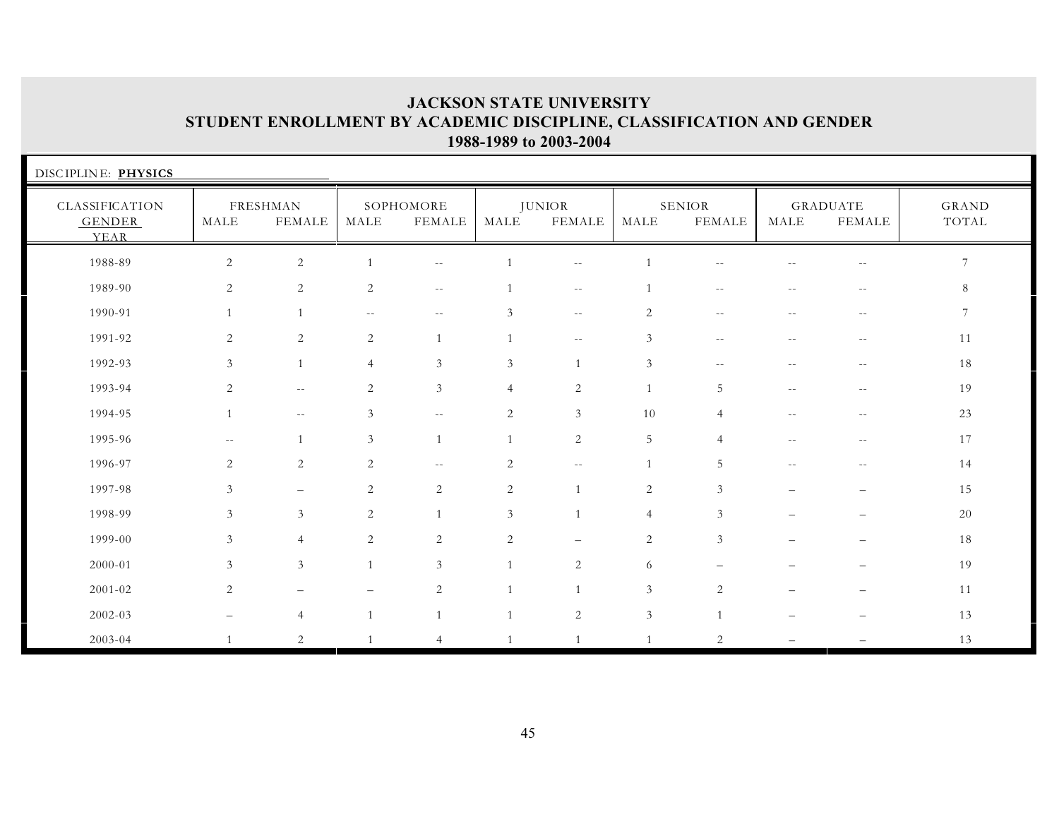# JACKSON STATE UNIVERSITY
## STUDENT ENROLLMENT BY ACADEMIC DISCIPLINE, CLASSIFICATION AND GENDER
### 1988-1989 to 2003-2004

DISCIPLINE: **PHYSICS**

| CLASSIFICATION GENDER YEAR | FRESHMAN | | SOPHOMORE | | JUNIOR | | SENIOR | | GRADUATE | | GRAND TOTAL |
|---|---|---|---|---|---|---|---|---|---|---|---|
| | MALE | FEMALE | MALE | FEMALE | MALE | FEMALE | MALE | FEMALE | MALE | FEMALE | |
| 1988-89 | 2 | 2 | 1 | -- | 1 | -- | 1 | -- | -- | -- | 7 |
| 1989-90 | 2 | 2 | 2 | -- | 1 | -- | 1 | -- | -- | -- | 8 |
| 1990-91 | 1 | 1 | -- | -- | 3 | -- | 2 | -- | -- | -- | 7 |
| 1991-92 | 2 | 2 | 2 | 1 | 1 | -- | 3 | -- | -- | -- | 11 |
| 1992-93 | 3 | 1 | 4 | 3 | 3 | 1 | 3 | -- | -- | -- | 18 |
| 1993-94 | 2 | -- | 2 | 3 | 4 | 2 | 1 | 5 | -- | -- | 19 |
| 1994-95 | 1 | -- | 3 | -- | 2 | 3 | 10 | 4 | -- | -- | 23 |
| 1995-96 | -- | 1 | 3 | 1 | 1 | 2 | 5 | 4 | -- | -- | 17 |
| 1996-97 | 2 | 2 | 2 | -- | 2 | -- | 1 | 5 | -- | -- | 14 |
| 1997-98 | 3 | – | 2 | 2 | 2 | 1 | 2 | 3 | – | – | 15 |
| 1998-99 | 3 | 3 | 2 | 1 | 3 | 1 | 4 | 3 | – | – | 20 |
| 1999-00 | 3 | 4 | 2 | 2 | 2 | – | 2 | 3 | – | – | 18 |
| 2000-01 | 3 | 3 | 1 | 3 | 1 | 2 | 6 | – | – | – | 19 |
| 2001-02 | 2 | – | – | 2 | 1 | 1 | 3 | 2 | – | – | 11 |
| 2002-03 | – | 4 | 1 | 1 | 1 | 2 | 3 | 1 | – | – | 13 |
| 2003-04 | 1 | 2 | 1 | 4 | 1 | 1 | 1 | 2 | – | – | 13 |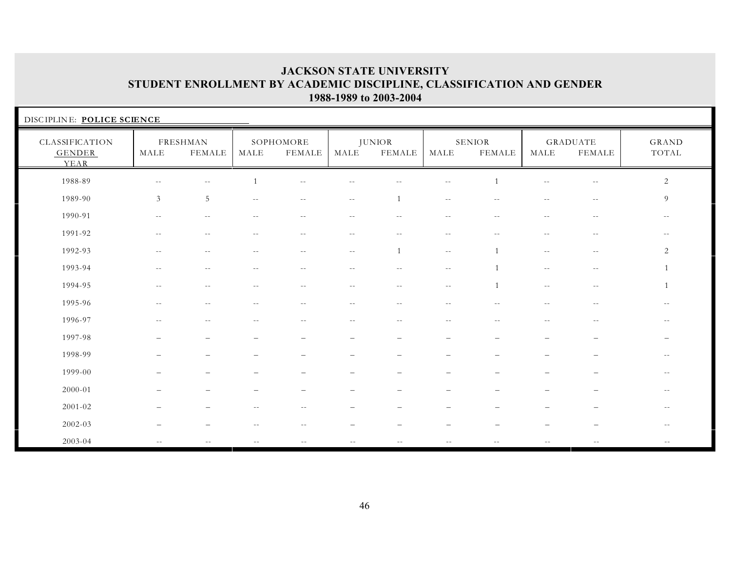# JACKSON STATE UNIVERSITY
## STUDENT ENROLLMENT BY ACADEMIC DISCIPLINE, CLASSIFICATION AND GENDER
### 1988-1989 to 2003-2004

DISCIPLINE: **POLICE SCIENCE**

| CLASSIFICATION | FRESHMAN | | SOPHOMORE | | JUNIOR | | SENIOR | | GRADUATE | | GRAND |
|---|---|---|---|---|---|---|---|---|---|---|---|
| GENDER | MALE | FEMALE | MALE | FEMALE | MALE | FEMALE | MALE | FEMALE | MALE | FEMALE | TOTAL |
| YEAR | | | | | | | | | | | |
| 1988-89 | -- | -- | 1 | -- | -- | -- | -- | 1 | -- | -- | 2 |
| 1989-90 | 3 | 5 | -- | -- | -- | 1 | -- | -- | -- | -- | 9 |
| 1990-91 | -- | -- | -- | -- | -- | -- | -- | -- | -- | -- | -- |
| 1991-92 | -- | -- | -- | -- | -- | -- | -- | -- | -- | -- | -- |
| 1992-93 | -- | -- | -- | -- | -- | 1 | -- | 1 | -- | -- | 2 |
| 1993-94 | -- | -- | -- | -- | -- | -- | -- | 1 | -- | -- | 1 |
| 1994-95 | -- | -- | -- | -- | -- | -- | -- | 1 | -- | -- | 1 |
| 1995-96 | -- | -- | -- | -- | -- | -- | -- | -- | -- | -- | -- |
| 1996-97 | -- | -- | -- | -- | -- | -- | -- | -- | -- | -- | -- |
| 1997-98 | – | – | – | – | – | – | – | – | – | – | – |
| 1998-99 | – | – | – | – | – | – | – | – | – | – | -- |
| 1999-00 | – | – | – | – | – | – | – | – | – | – | -- |
| 2000-01 | – | – | – | – | – | – | – | – | – | – | -- |
| 2001-02 | – | – | -- | -- | – | – | – | – | – | – | -- |
| 2002-03 | – | – | -- | -- | – | – | – | – | – | – | -- |
| 2003-04 | -- | -- | -- | -- | -- | -- | -- | -- | -- | -- | -- |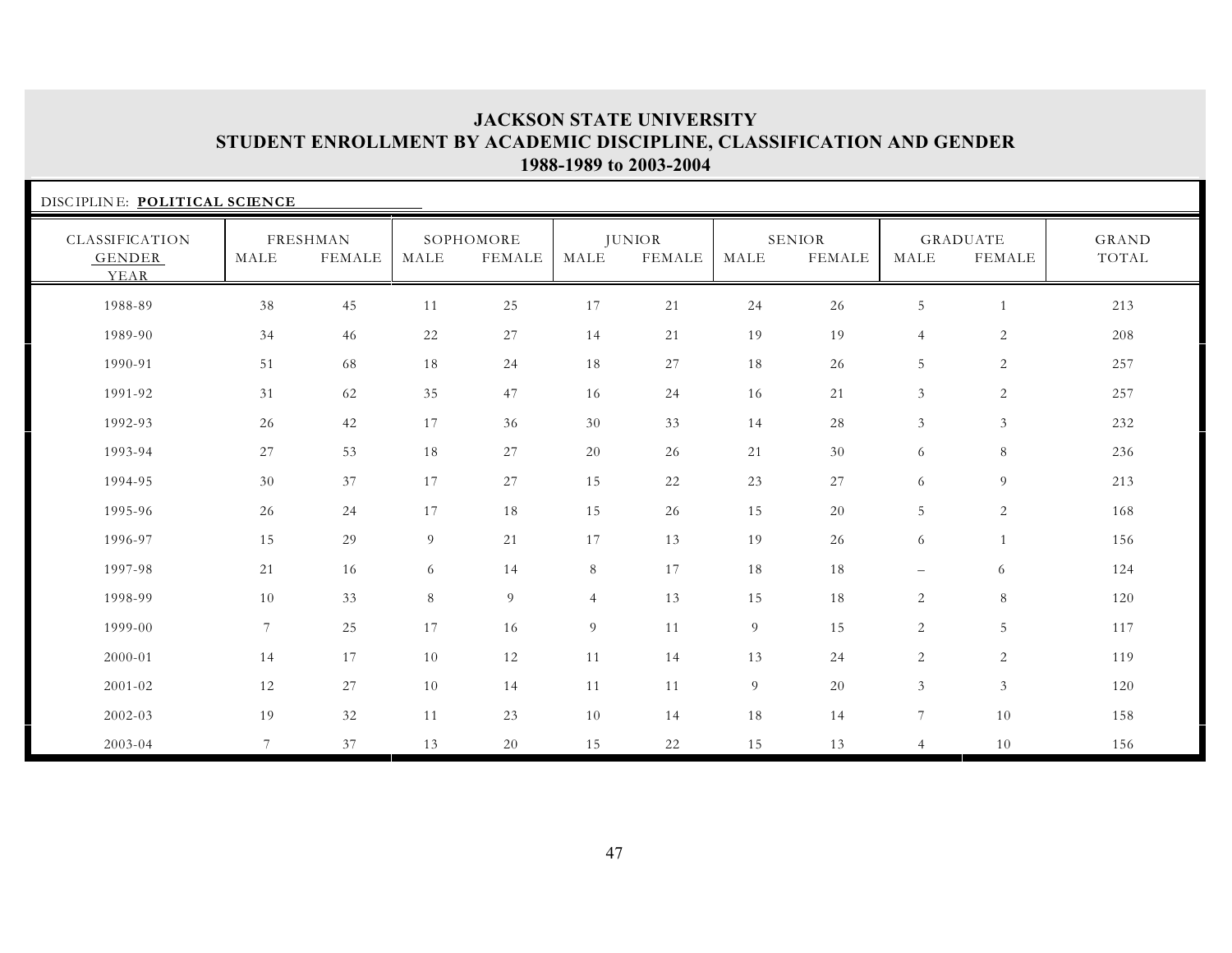# JACKSON STATE UNIVERSITY
## STUDENT ENROLLMENT BY ACADEMIC DISCIPLINE, CLASSIFICATION AND GENDER
### 1988-1989 to 2003-2004

DISCIPLINE: **POLITICAL SCIENCE**

| CLASSIFICATION | FRESHMAN | | SOPHOMORE | | JUNIOR | | SENIOR | | GRADUATE | | GRAND |
|---|---|---|---|---|---|---|---|---|---|---|---|
| GENDER / YEAR | MALE | FEMALE | MALE | FEMALE | MALE | FEMALE | MALE | FEMALE | MALE | FEMALE | TOTAL |
| 1988-89 | 38 | 45 | 11 | 25 | 17 | 21 | 24 | 26 | 5 | 1 | 213 |
| 1989-90 | 34 | 46 | 22 | 27 | 14 | 21 | 19 | 19 | 4 | 2 | 208 |
| 1990-91 | 51 | 68 | 18 | 24 | 18 | 27 | 18 | 26 | 5 | 2 | 257 |
| 1991-92 | 31 | 62 | 35 | 47 | 16 | 24 | 16 | 21 | 3 | 2 | 257 |
| 1992-93 | 26 | 42 | 17 | 36 | 30 | 33 | 14 | 28 | 3 | 3 | 232 |
| 1993-94 | 27 | 53 | 18 | 27 | 20 | 26 | 21 | 30 | 6 | 8 | 236 |
| 1994-95 | 30 | 37 | 17 | 27 | 15 | 22 | 23 | 27 | 6 | 9 | 213 |
| 1995-96 | 26 | 24 | 17 | 18 | 15 | 26 | 15 | 20 | 5 | 2 | 168 |
| 1996-97 | 15 | 29 | 9 | 21 | 17 | 13 | 19 | 26 | 6 | 1 | 156 |
| 1997-98 | 21 | 16 | 6 | 14 | 8 | 17 | 18 | 18 | – | 6 | 124 |
| 1998-99 | 10 | 33 | 8 | 9 | 4 | 13 | 15 | 18 | 2 | 8 | 120 |
| 1999-00 | 7 | 25 | 17 | 16 | 9 | 11 | 9 | 15 | 2 | 5 | 117 |
| 2000-01 | 14 | 17 | 10 | 12 | 11 | 14 | 13 | 24 | 2 | 2 | 119 |
| 2001-02 | 12 | 27 | 10 | 14 | 11 | 11 | 9 | 20 | 3 | 3 | 120 |
| 2002-03 | 19 | 32 | 11 | 23 | 10 | 14 | 18 | 14 | 7 | 10 | 158 |
| 2003-04 | 7 | 37 | 13 | 20 | 15 | 22 | 15 | 13 | 4 | 10 | 156 |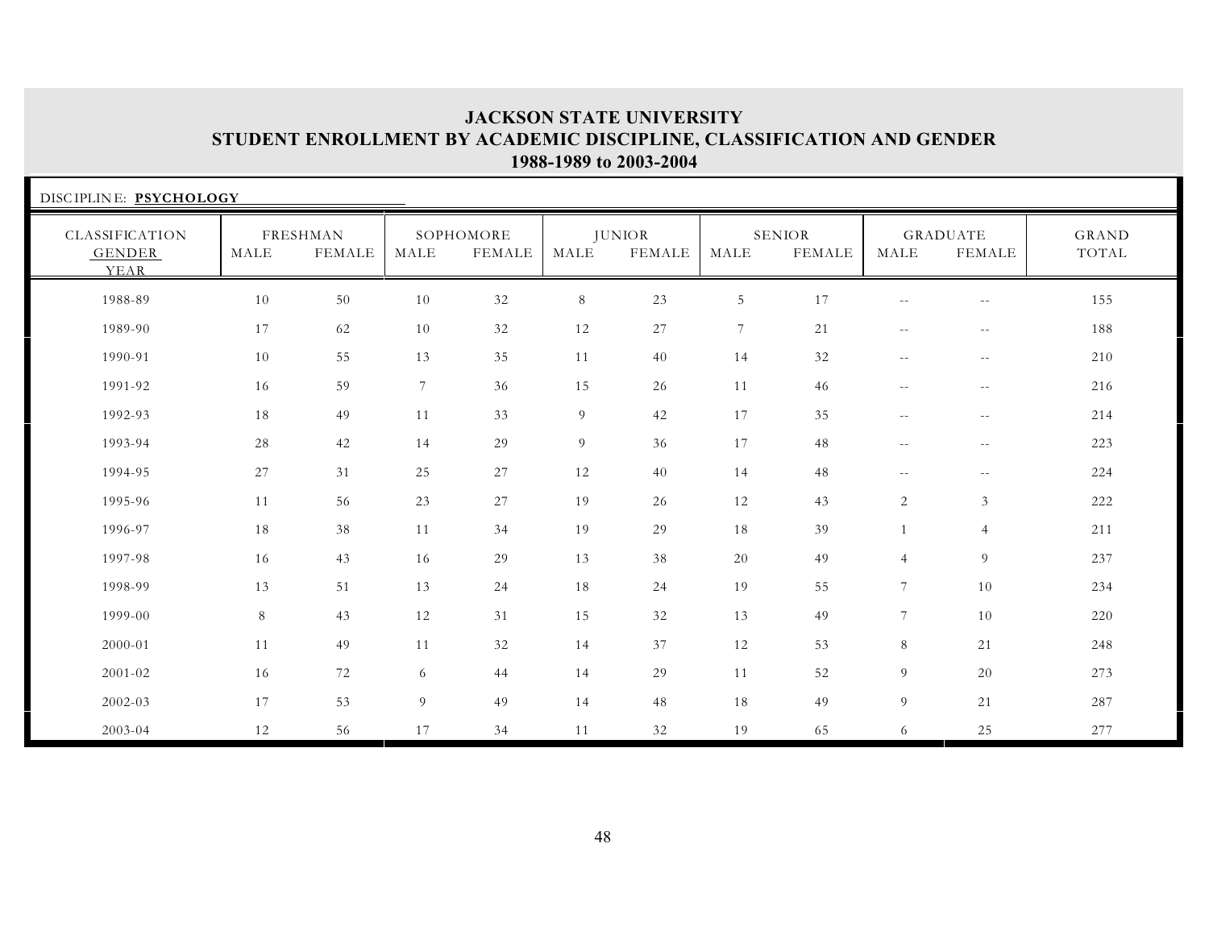# JACKSON STATE UNIVERSITY
## STUDENT ENROLLMENT BY ACADEMIC DISCIPLINE, CLASSIFICATION AND GENDER
### 1988-1989 to 2003-2004

DISCIPLINE: **PSYCHOLOGY**

| CLASSIFICATION GENDER YEAR | FRESHMAN | | SOPHOMORE | | JUNIOR | | SENIOR | | GRADUATE | | GRAND TOTAL |
|---|---|---|---|---|---|---|---|---|---|---|---|
| | MALE | FEMALE | MALE | FEMALE | MALE | FEMALE | MALE | FEMALE | MALE | FEMALE | |
| 1988-89 | 10 | 50 | 10 | 32 | 8 | 23 | 5 | 17 | -- | -- | 155 |
| 1989-90 | 17 | 62 | 10 | 32 | 12 | 27 | 7 | 21 | -- | -- | 188 |
| 1990-91 | 10 | 55 | 13 | 35 | 11 | 40 | 14 | 32 | -- | -- | 210 |
| 1991-92 | 16 | 59 | 7 | 36 | 15 | 26 | 11 | 46 | -- | -- | 216 |
| 1992-93 | 18 | 49 | 11 | 33 | 9 | 42 | 17 | 35 | -- | -- | 214 |
| 1993-94 | 28 | 42 | 14 | 29 | 9 | 36 | 17 | 48 | -- | -- | 223 |
| 1994-95 | 27 | 31 | 25 | 27 | 12 | 40 | 14 | 48 | -- | -- | 224 |
| 1995-96 | 11 | 56 | 23 | 27 | 19 | 26 | 12 | 43 | 2 | 3 | 222 |
| 1996-97 | 18 | 38 | 11 | 34 | 19 | 29 | 18 | 39 | 1 | 4 | 211 |
| 1997-98 | 16 | 43 | 16 | 29 | 13 | 38 | 20 | 49 | 4 | 9 | 237 |
| 1998-99 | 13 | 51 | 13 | 24 | 18 | 24 | 19 | 55 | 7 | 10 | 234 |
| 1999-00 | 8 | 43 | 12 | 31 | 15 | 32 | 13 | 49 | 7 | 10 | 220 |
| 2000-01 | 11 | 49 | 11 | 32 | 14 | 37 | 12 | 53 | 8 | 21 | 248 |
| 2001-02 | 16 | 72 | 6 | 44 | 14 | 29 | 11 | 52 | 9 | 20 | 273 |
| 2002-03 | 17 | 53 | 9 | 49 | 14 | 48 | 18 | 49 | 9 | 21 | 287 |
| 2003-04 | 12 | 56 | 17 | 34 | 11 | 32 | 19 | 65 | 6 | 25 | 277 |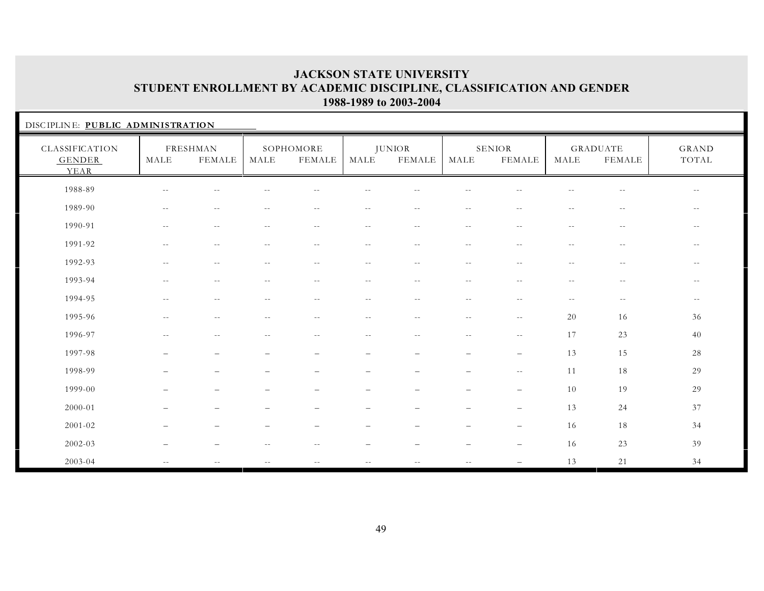# JACKSON STATE UNIVERSITY
## STUDENT ENROLLMENT BY ACADEMIC DISCIPLINE, CLASSIFICATION AND GENDER
### 1988-1989 to 2003-2004

DISCIPLINE: **PUBLIC ADMINISTRATION**

| CLASSIFICATION GENDER YEAR | FRESHMAN MALE | FRESHMAN FEMALE | SOPHOMORE MALE | SOPHOMORE FEMALE | JUNIOR MALE | JUNIOR FEMALE | SENIOR MALE | SENIOR FEMALE | GRADUATE MALE | GRADUATE FEMALE | GRAND TOTAL |
|---|---|---|---|---|---|---|---|---|---|---|---|
| 1988-89 | -- | -- | -- | -- | -- | -- | -- | -- | -- | -- | -- |
| 1989-90 | -- | -- | -- | -- | -- | -- | -- | -- | -- | -- | -- |
| 1990-91 | -- | -- | -- | -- | -- | -- | -- | -- | -- | -- | -- |
| 1991-92 | -- | -- | -- | -- | -- | -- | -- | -- | -- | -- | -- |
| 1992-93 | -- | -- | -- | -- | -- | -- | -- | -- | -- | -- | -- |
| 1993-94 | -- | -- | -- | -- | -- | -- | -- | -- | -- | -- | -- |
| 1994-95 | -- | -- | -- | -- | -- | -- | -- | -- | -- | -- | -- |
| 1995-96 | -- | -- | -- | -- | -- | -- | -- | -- | 20 | 16 | 36 |
| 1996-97 | -- | -- | -- | -- | -- | -- | -- | -- | 17 | 23 | 40 |
| 1997-98 | – | – | – | – | – | – | – | – | 13 | 15 | 28 |
| 1998-99 | – | – | – | – | – | – | – | -- | 11 | 18 | 29 |
| 1999-00 | – | – | – | – | – | – | – | – | 10 | 19 | 29 |
| 2000-01 | – | – | – | – | – | – | – | – | 13 | 24 | 37 |
| 2001-02 | – | – | – | – | – | – | – | – | 16 | 18 | 34 |
| 2002-03 | – | – | -- | -- | – | – | – | – | 16 | 23 | 39 |
| 2003-04 | -- | -- | -- | -- | -- | -- | -- | – | 13 | 21 | 34 |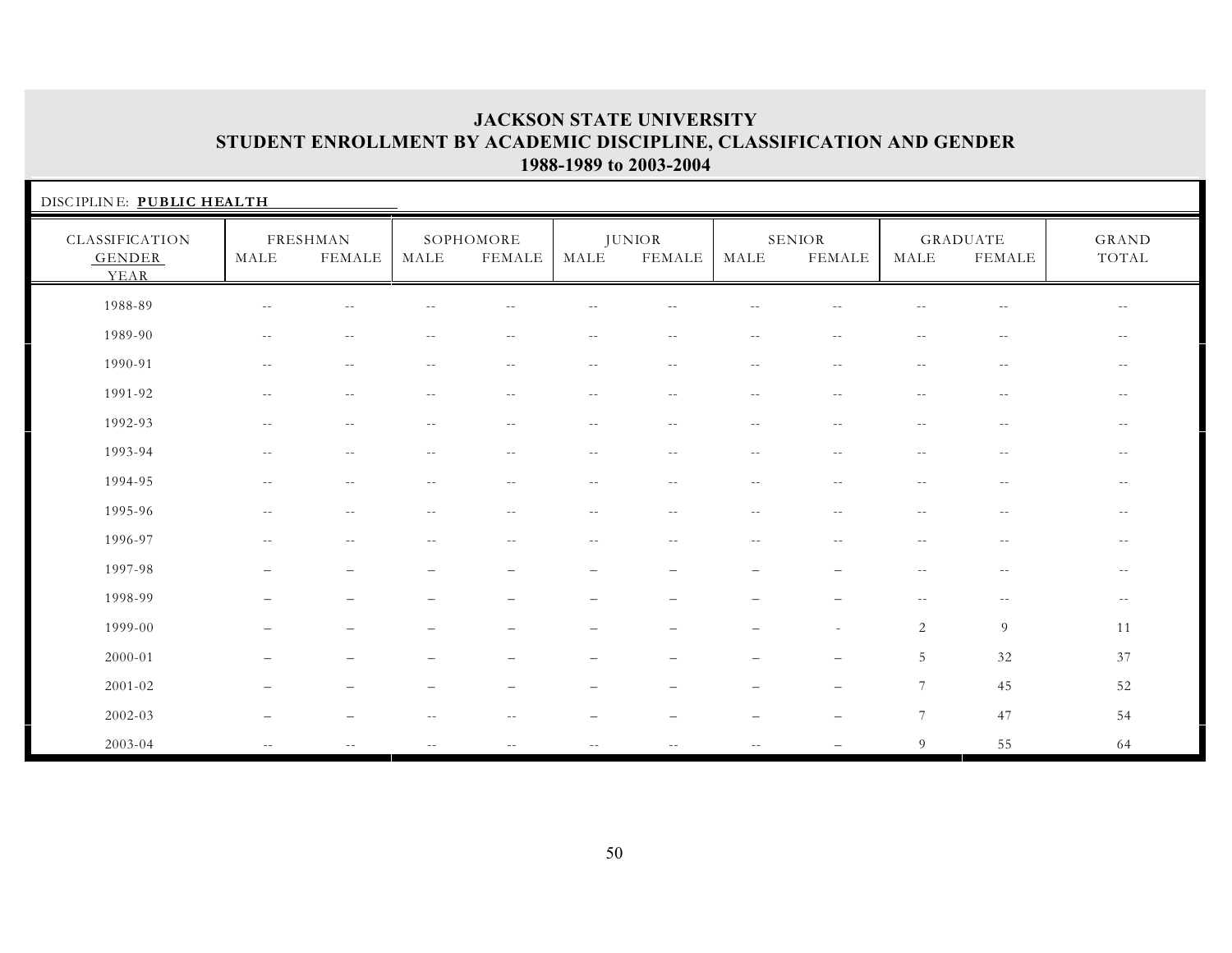# JACKSON STATE UNIVERSITY
## STUDENT ENROLLMENT BY ACADEMIC DISCIPLINE, CLASSIFICATION AND GENDER
### 1988-1989 to 2003-2004

DISCIPLINE: **PUBLIC HEALTH**

| CLASSIFICATION GENDER YEAR | FRESHMAN | | SOPHOMORE | | JUNIOR | | SENIOR | | GRADUATE | | GRAND TOTAL |
|---|---|---|---|---|---|---|---|---|---|---|---|
| | MALE | FEMALE | MALE | FEMALE | MALE | FEMALE | MALE | FEMALE | MALE | FEMALE | |
| 1988-89 | -- | -- | -- | -- | -- | -- | -- | -- | -- | -- | -- |
| 1989-90 | -- | -- | -- | -- | -- | -- | -- | -- | -- | -- | -- |
| 1990-91 | -- | -- | -- | -- | -- | -- | -- | -- | -- | -- | -- |
| 1991-92 | -- | -- | -- | -- | -- | -- | -- | -- | -- | -- | -- |
| 1992-93 | -- | -- | -- | -- | -- | -- | -- | -- | -- | -- | -- |
| 1993-94 | -- | -- | -- | -- | -- | -- | -- | -- | -- | -- | -- |
| 1994-95 | -- | -- | -- | -- | -- | -- | -- | -- | -- | -- | -- |
| 1995-96 | -- | -- | -- | -- | -- | -- | -- | -- | -- | -- | -- |
| 1996-97 | -- | -- | -- | -- | -- | -- | -- | -- | -- | -- | -- |
| 1997-98 | – | – | – | – | – | – | – | – | -- | -- | -- |
| 1998-99 | – | – | – | – | – | – | – | – | -- | -- | -- |
| 1999-00 | – | – | – | – | – | – | – | - | 2 | 9 | 11 |
| 2000-01 | – | – | – | – | – | – | – | – | 5 | 32 | 37 |
| 2001-02 | – | – | – | – | – | – | – | – | 7 | 45 | 52 |
| 2002-03 | – | – | -- | -- | – | – | – | – | 7 | 47 | 54 |
| 2003-04 | -- | -- | -- | -- | -- | -- | -- | – | 9 | 55 | 64 |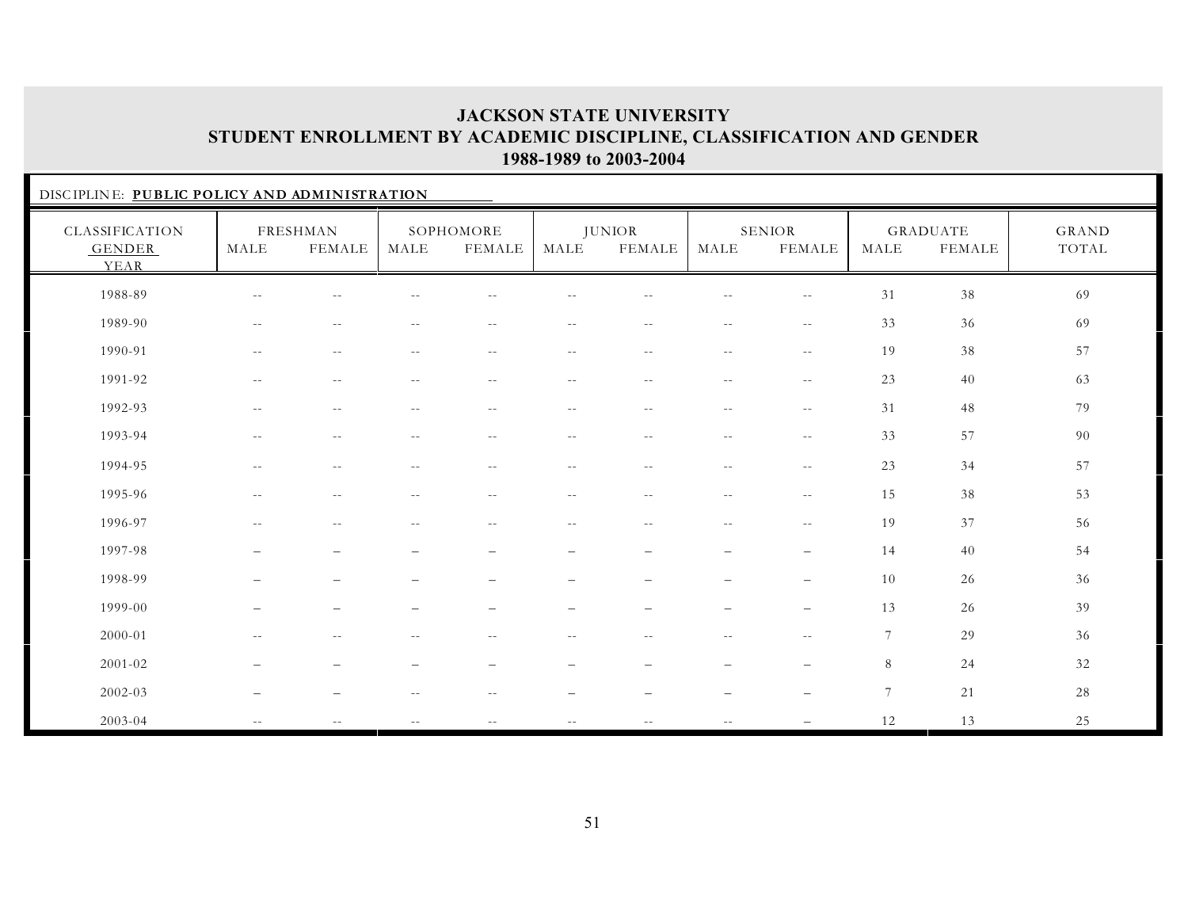# JACKSON STATE UNIVERSITY
## STUDENT ENROLLMENT BY ACADEMIC DISCIPLINE, CLASSIFICATION AND GENDER
### 1988-1989 to 2003-2004

DISCIPLINE: **PUBLIC POLICY AND ADMINISTRATION**

| CLASSIFICATION GENDER YEAR | FRESHMAN | | SOPHOMORE | | JUNIOR | | SENIOR | | GRADUATE | | GRAND TOTAL |
|---|---|---|---|---|---|---|---|---|---|---|---|
| | MALE | FEMALE | MALE | FEMALE | MALE | FEMALE | MALE | FEMALE | MALE | FEMALE | |
| 1988-89 | -- | -- | -- | -- | -- | -- | -- | -- | 31 | 38 | 69 |
| 1989-90 | -- | -- | -- | -- | -- | -- | -- | -- | 33 | 36 | 69 |
| 1990-91 | -- | -- | -- | -- | -- | -- | -- | -- | 19 | 38 | 57 |
| 1991-92 | -- | -- | -- | -- | -- | -- | -- | -- | 23 | 40 | 63 |
| 1992-93 | -- | -- | -- | -- | -- | -- | -- | -- | 31 | 48 | 79 |
| 1993-94 | -- | -- | -- | -- | -- | -- | -- | -- | 33 | 57 | 90 |
| 1994-95 | -- | -- | -- | -- | -- | -- | -- | -- | 23 | 34 | 57 |
| 1995-96 | -- | -- | -- | -- | -- | -- | -- | -- | 15 | 38 | 53 |
| 1996-97 | -- | -- | -- | -- | -- | -- | -- | -- | 19 | 37 | 56 |
| 1997-98 | – | – | – | – | – | – | – | – | 14 | 40 | 54 |
| 1998-99 | – | – | – | – | – | – | – | – | 10 | 26 | 36 |
| 1999-00 | – | – | – | – | – | – | – | – | 13 | 26 | 39 |
| 2000-01 | -- | -- | -- | -- | -- | -- | -- | -- | 7 | 29 | 36 |
| 2001-02 | – | – | – | – | – | – | – | – | 8 | 24 | 32 |
| 2002-03 | – | – | -- | -- | – | – | – | – | 7 | 21 | 28 |
| 2003-04 | -- | -- | -- | -- | -- | -- | -- | – | 12 | 13 | 25 |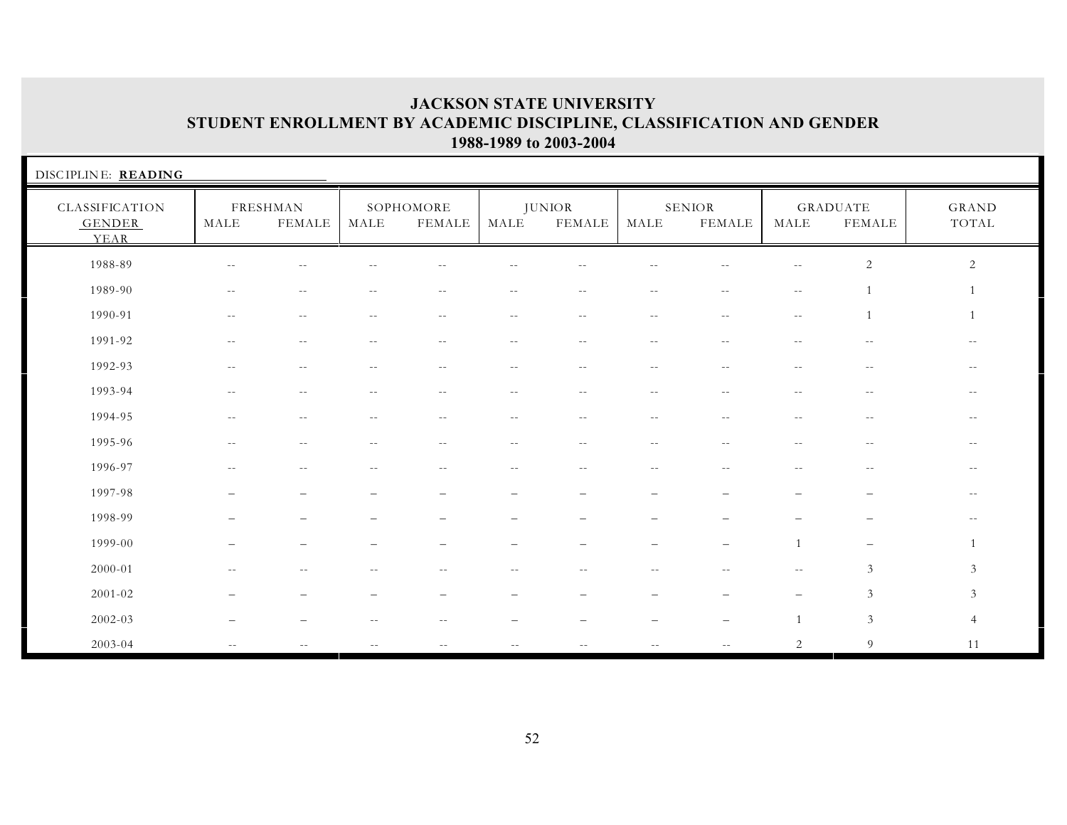# JACKSON STATE UNIVERSITY
## STUDENT ENROLLMENT BY ACADEMIC DISCIPLINE, CLASSIFICATION AND GENDER
### 1988-1989 to 2003-2004

DISCIPLINE: **READING**

| CLASSIFICATION GENDER YEAR | FRESHMAN | | SOPHOMORE | | JUNIOR | | SENIOR | | GRADUATE | | GRAND TOTAL |
|---|---|---|---|---|---|---|---|---|---|---|---|
| | MALE | FEMALE | MALE | FEMALE | MALE | FEMALE | MALE | FEMALE | MALE | FEMALE | |
| 1988-89 | -- | -- | -- | -- | -- | -- | -- | -- | -- | 2 | 2 |
| 1989-90 | -- | -- | -- | -- | -- | -- | -- | -- | -- | 1 | 1 |
| 1990-91 | -- | -- | -- | -- | -- | -- | -- | -- | -- | 1 | 1 |
| 1991-92 | -- | -- | -- | -- | -- | -- | -- | -- | -- | -- | -- |
| 1992-93 | -- | -- | -- | -- | -- | -- | -- | -- | -- | -- | -- |
| 1993-94 | -- | -- | -- | -- | -- | -- | -- | -- | -- | -- | -- |
| 1994-95 | -- | -- | -- | -- | -- | -- | -- | -- | -- | -- | -- |
| 1995-96 | -- | -- | -- | -- | -- | -- | -- | -- | -- | -- | -- |
| 1996-97 | -- | -- | -- | -- | -- | -- | -- | -- | -- | -- | -- |
| 1997-98 | – | – | – | – | – | – | – | – | – | – | -- |
| 1998-99 | – | – | – | – | – | – | – | – | – | – | -- |
| 1999-00 | – | – | – | – | – | – | – | – | 1 | – | 1 |
| 2000-01 | -- | -- | -- | -- | -- | -- | -- | -- | -- | 3 | 3 |
| 2001-02 | – | – | – | – | – | – | – | – | – | 3 | 3 |
| 2002-03 | – | – | -- | -- | – | – | – | – | 1 | 3 | 4 |
| 2003-04 | -- | -- | -- | -- | -- | -- | -- | -- | 2 | 9 | 11 |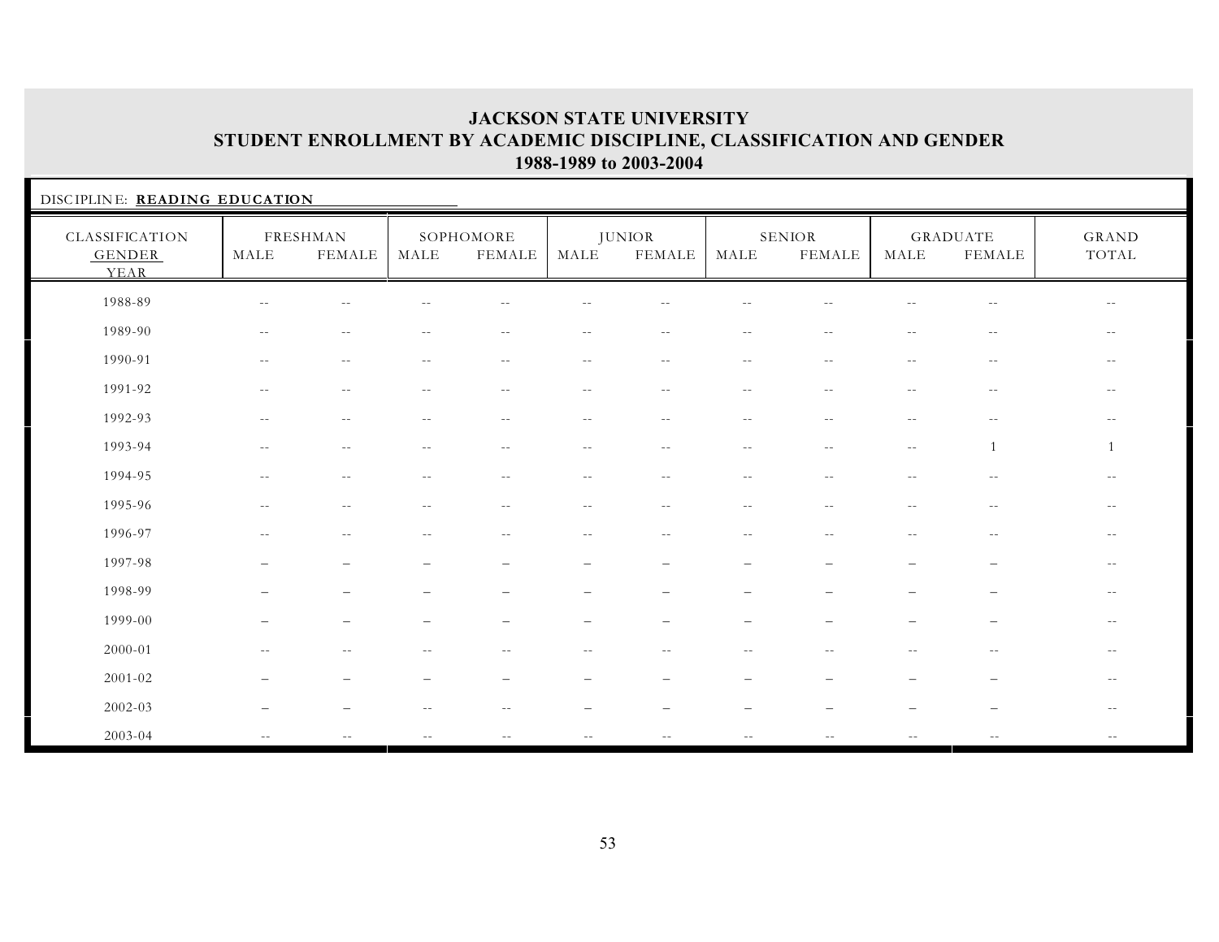# JACKSON STATE UNIVERSITY
## STUDENT ENROLLMENT BY ACADEMIC DISCIPLINE, CLASSIFICATION AND GENDER
### 1988-1989 to 2003-2004

DISCIPLINE: **READING EDUCATION**

| CLASSIFICATION GENDER YEAR | FRESHMAN | | SOPHOMORE | | JUNIOR | | SENIOR | | GRADUATE | | GRAND TOTAL |
|---|---|---|---|---|---|---|---|---|---|---|---|
| | MALE | FEMALE | MALE | FEMALE | MALE | FEMALE | MALE | FEMALE | MALE | FEMALE | |
| 1988-89 | -- | -- | -- | -- | -- | -- | -- | -- | -- | -- | -- |
| 1989-90 | -- | -- | -- | -- | -- | -- | -- | -- | -- | -- | -- |
| 1990-91 | -- | -- | -- | -- | -- | -- | -- | -- | -- | -- | -- |
| 1991-92 | -- | -- | -- | -- | -- | -- | -- | -- | -- | -- | -- |
| 1992-93 | -- | -- | -- | -- | -- | -- | -- | -- | -- | -- | -- |
| 1993-94 | -- | -- | -- | -- | -- | -- | -- | -- | -- | 1 | 1 |
| 1994-95 | -- | -- | -- | -- | -- | -- | -- | -- | -- | -- | -- |
| 1995-96 | -- | -- | -- | -- | -- | -- | -- | -- | -- | -- | -- |
| 1996-97 | -- | -- | -- | -- | -- | -- | -- | -- | -- | -- | -- |
| 1997-98 | – | – | – | – | – | – | – | – | – | – | -- |
| 1998-99 | – | – | – | – | – | – | – | – | – | – | -- |
| 1999-00 | – | – | – | – | – | – | – | – | – | – | -- |
| 2000-01 | -- | -- | -- | -- | -- | -- | -- | -- | -- | -- | -- |
| 2001-02 | – | – | – | – | – | – | – | – | – | – | -- |
| 2002-03 | – | – | -- | -- | – | – | – | – | – | – | -- |
| 2003-04 | -- | -- | -- | -- | -- | -- | -- | -- | -- | -- | -- |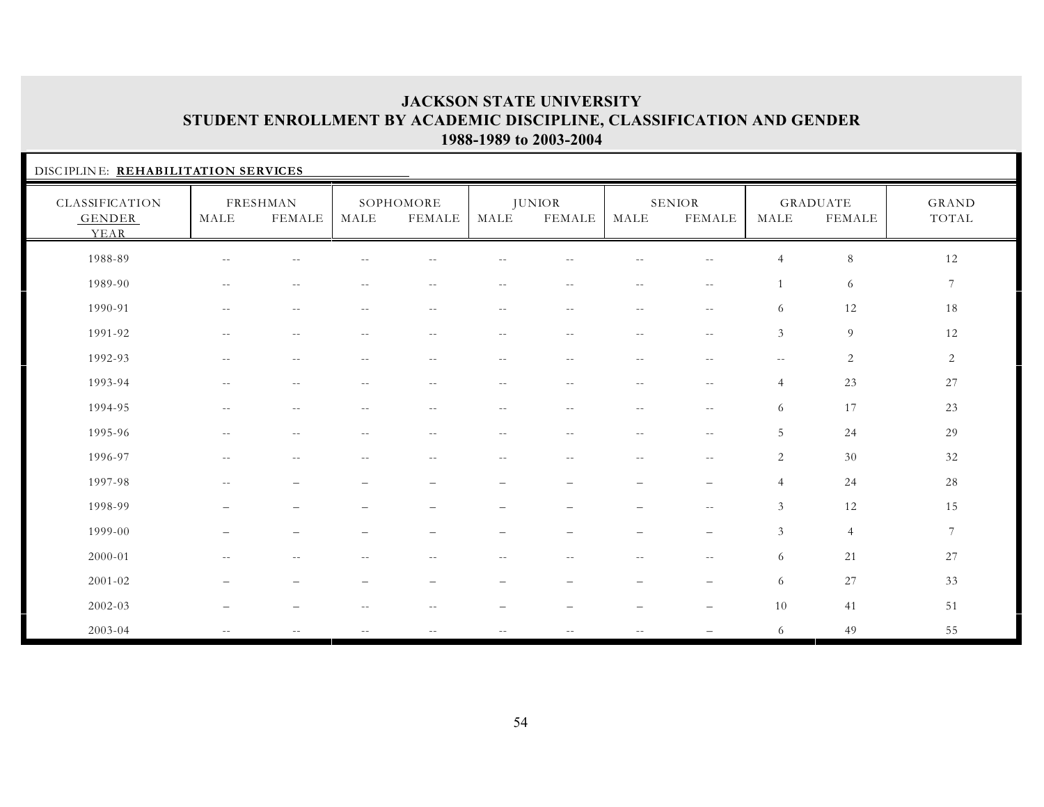# JACKSON STATE UNIVERSITY
## STUDENT ENROLLMENT BY ACADEMIC DISCIPLINE, CLASSIFICATION AND GENDER
### 1988-1989 to 2003-2004

DISCIPLINE: **REHABILITATION SERVICES**

| CLASSIFICATION | FRESHMAN | | SOPHOMORE | | JUNIOR | | SENIOR | | GRADUATE | | GRAND |
|---|---|---|---|---|---|---|---|---|---|---|---|
| GENDER / YEAR | MALE | FEMALE | MALE | FEMALE | MALE | FEMALE | MALE | FEMALE | MALE | FEMALE | TOTAL |
| 1988-89 | -- | -- | -- | -- | -- | -- | -- | -- | 4 | 8 | 12 |
| 1989-90 | -- | -- | -- | -- | -- | -- | -- | -- | 1 | 6 | 7 |
| 1990-91 | -- | -- | -- | -- | -- | -- | -- | -- | 6 | 12 | 18 |
| 1991-92 | -- | -- | -- | -- | -- | -- | -- | -- | 3 | 9 | 12 |
| 1992-93 | -- | -- | -- | -- | -- | -- | -- | -- | -- | 2 | 2 |
| 1993-94 | -- | -- | -- | -- | -- | -- | -- | -- | 4 | 23 | 27 |
| 1994-95 | -- | -- | -- | -- | -- | -- | -- | -- | 6 | 17 | 23 |
| 1995-96 | -- | -- | -- | -- | -- | -- | -- | -- | 5 | 24 | 29 |
| 1996-97 | -- | -- | -- | -- | -- | -- | -- | -- | 2 | 30 | 32 |
| 1997-98 | -- | – | – | – | – | – | – | – | 4 | 24 | 28 |
| 1998-99 | – | – | – | – | – | – | – | -- | 3 | 12 | 15 |
| 1999-00 | – | – | – | – | – | – | – | – | 3 | 4 | 7 |
| 2000-01 | -- | -- | -- | -- | -- | -- | -- | -- | 6 | 21 | 27 |
| 2001-02 | – | – | – | – | – | – | – | – | 6 | 27 | 33 |
| 2002-03 | – | – | -- | -- | – | – | – | – | 10 | 41 | 51 |
| 2003-04 | -- | -- | -- | -- | -- | -- | -- | – | 6 | 49 | 55 |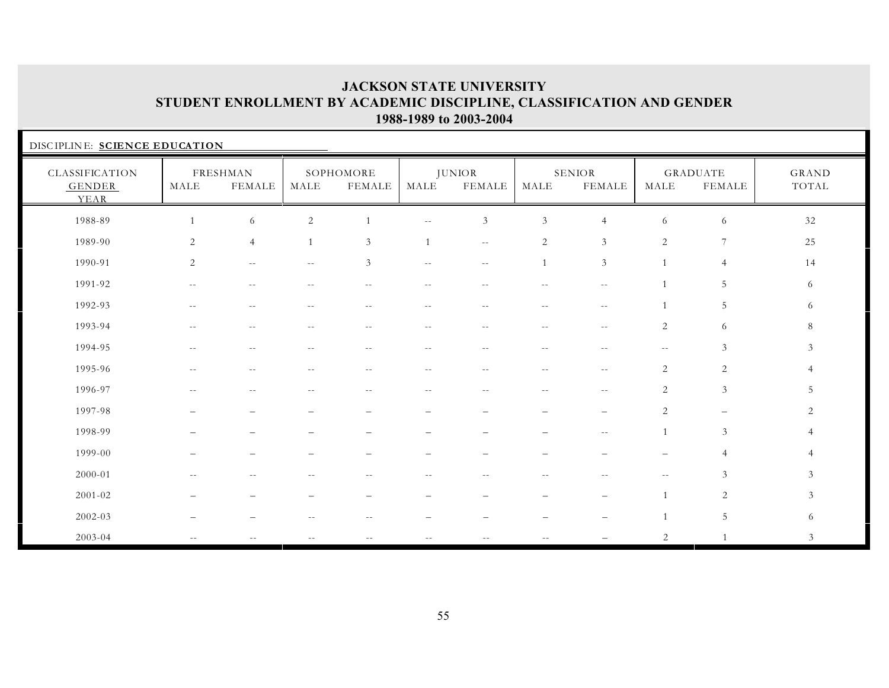# JACKSON STATE UNIVERSITY
## STUDENT ENROLLMENT BY ACADEMIC DISCIPLINE, CLASSIFICATION AND GENDER
### 1988-1989 to 2003-2004

DISCIPLINE: **SCIENCE EDUCATION**

| CLASSIFICATION | FRESHMAN | | SOPHOMORE | | JUNIOR | | SENIOR | | GRADUATE | | GRAND |
|---|---|---|---|---|---|---|---|---|---|---|---|
| GENDER<br>YEAR | MALE | FEMALE | MALE | FEMALE | MALE | FEMALE | MALE | FEMALE | MALE | FEMALE | TOTAL |
| 1988-89 | 1 | 6 | 2 | 1 | -- | 3 | 3 | 4 | 6 | 6 | 32 |
| 1989-90 | 2 | 4 | 1 | 3 | 1 | -- | 2 | 3 | 2 | 7 | 25 |
| 1990-91 | 2 | -- | -- | 3 | -- | -- | 1 | 3 | 1 | 4 | 14 |
| 1991-92 | -- | -- | -- | -- | -- | -- | -- | -- | 1 | 5 | 6 |
| 1992-93 | -- | -- | -- | -- | -- | -- | -- | -- | 1 | 5 | 6 |
| 1993-94 | -- | -- | -- | -- | -- | -- | -- | -- | 2 | 6 | 8 |
| 1994-95 | -- | -- | -- | -- | -- | -- | -- | -- | -- | 3 | 3 |
| 1995-96 | -- | -- | -- | -- | -- | -- | -- | -- | 2 | 2 | 4 |
| 1996-97 | -- | -- | -- | -- | -- | -- | -- | -- | 2 | 3 | 5 |
| 1997-98 | – | – | – | – | – | – | – | – | 2 | – | 2 |
| 1998-99 | – | – | – | – | – | – | – | -- | 1 | 3 | 4 |
| 1999-00 | – | – | – | – | – | – | – | – | – | 4 | 4 |
| 2000-01 | -- | -- | -- | -- | -- | -- | -- | -- | -- | 3 | 3 |
| 2001-02 | – | – | – | – | – | – | – | – | 1 | 2 | 3 |
| 2002-03 | – | – | -- | -- | – | – | – | – | 1 | 5 | 6 |
| 2003-04 | -- | -- | -- | -- | -- | -- | -- | – | 2 | 1 | 3 |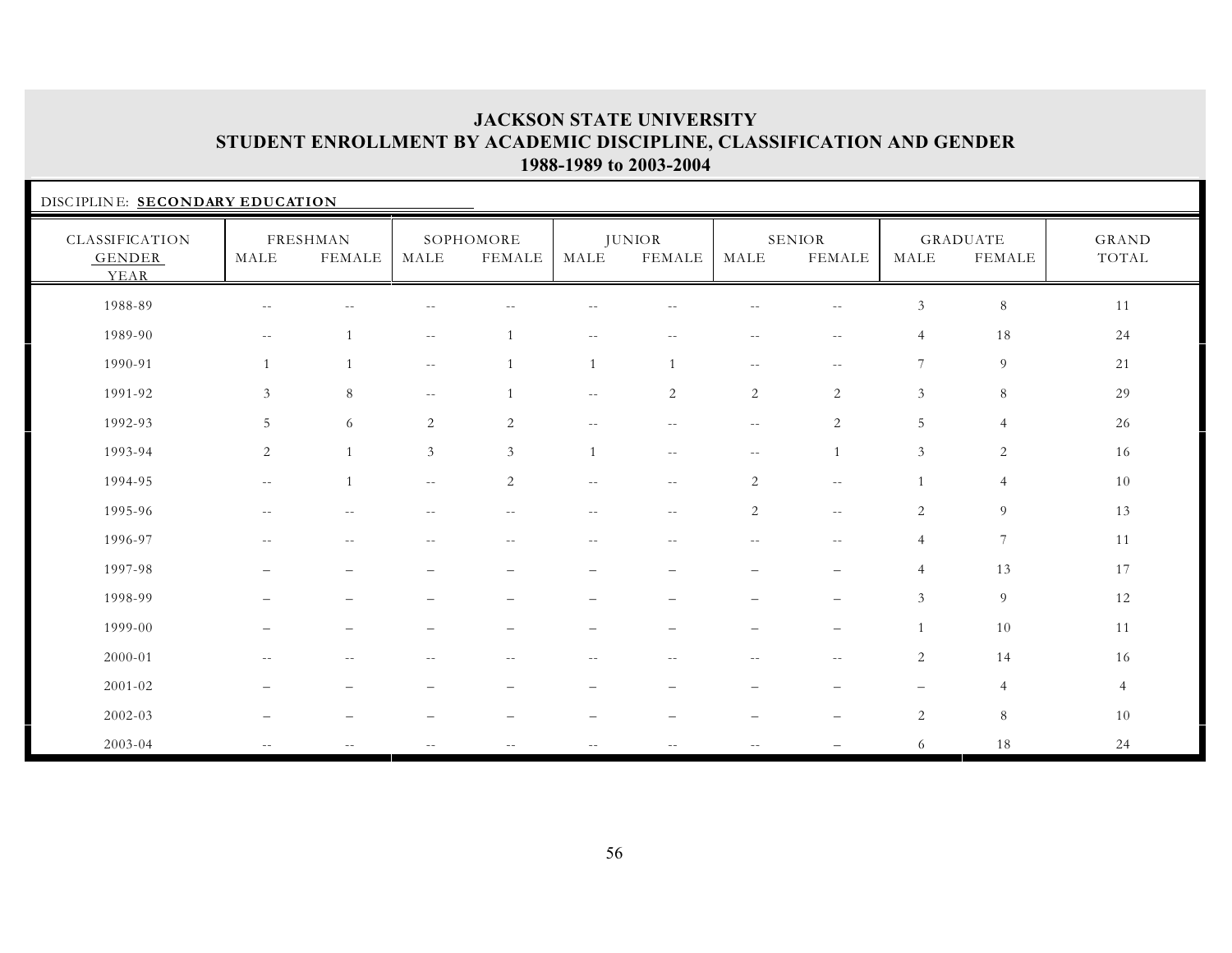# JACKSON STATE UNIVERSITY
## STUDENT ENROLLMENT BY ACADEMIC DISCIPLINE, CLASSIFICATION AND GENDER
### 1988-1989 to 2003-2004

DISCIPLINE: **SECONDARY EDUCATION**

| CLASSIFICATION GENDER YEAR | FRESHMAN | | SOPHOMORE | | JUNIOR | | SENIOR | | GRADUATE | | GRAND TOTAL |
|---|---|---|---|---|---|---|---|---|---|---|---|
| | MALE | FEMALE | MALE | FEMALE | MALE | FEMALE | MALE | FEMALE | MALE | FEMALE | |
| 1988-89 | -- | -- | -- | -- | -- | -- | -- | -- | 3 | 8 | 11 |
| 1989-90 | -- | 1 | -- | 1 | -- | -- | -- | -- | 4 | 18 | 24 |
| 1990-91 | 1 | 1 | -- | 1 | 1 | 1 | -- | -- | 7 | 9 | 21 |
| 1991-92 | 3 | 8 | -- | 1 | -- | 2 | 2 | 2 | 3 | 8 | 29 |
| 1992-93 | 5 | 6 | 2 | 2 | -- | -- | -- | 2 | 5 | 4 | 26 |
| 1993-94 | 2 | 1 | 3 | 3 | 1 | -- | -- | 1 | 3 | 2 | 16 |
| 1994-95 | -- | 1 | -- | 2 | -- | -- | 2 | -- | 1 | 4 | 10 |
| 1995-96 | -- | -- | -- | -- | -- | -- | 2 | -- | 2 | 9 | 13 |
| 1996-97 | -- | -- | -- | -- | -- | -- | -- | -- | 4 | 7 | 11 |
| 1997-98 | – | – | – | – | – | – | – | – | 4 | 13 | 17 |
| 1998-99 | – | – | – | – | – | – | – | – | 3 | 9 | 12 |
| 1999-00 | – | – | – | – | – | – | – | – | 1 | 10 | 11 |
| 2000-01 | -- | -- | -- | -- | -- | -- | -- | -- | 2 | 14 | 16 |
| 2001-02 | – | – | – | – | – | – | – | – | – | 4 | 4 |
| 2002-03 | – | – | – | – | – | – | – | – | 2 | 8 | 10 |
| 2003-04 | -- | -- | -- | -- | -- | -- | -- | – | 6 | 18 | 24 |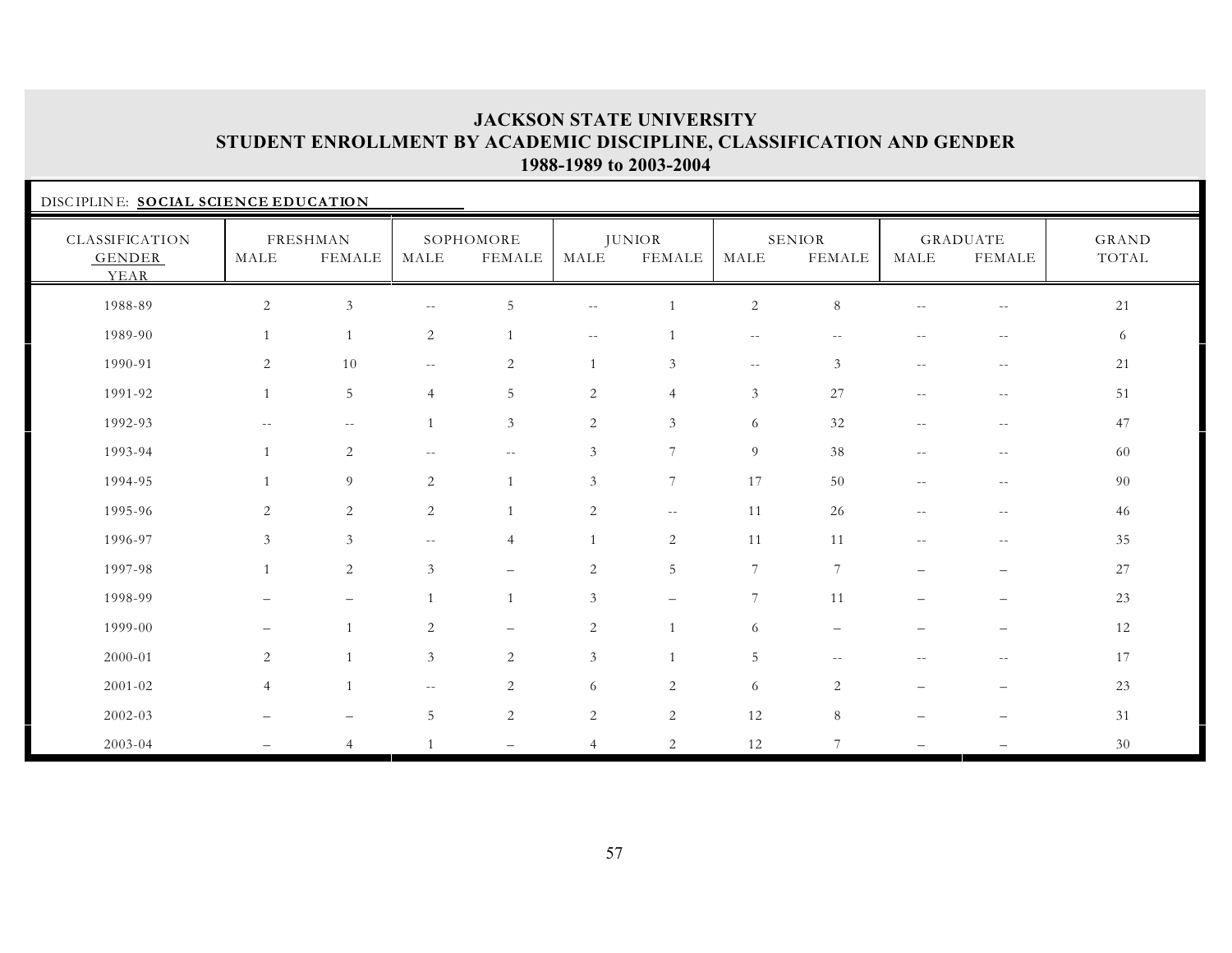# JACKSON STATE UNIVERSITY
## STUDENT ENROLLMENT BY ACADEMIC DISCIPLINE, CLASSIFICATION AND GENDER
### 1988-1989 to 2003-2004

DISCIPLINE: **SOCIAL SCIENCE EDUCATION**

| CLASSIFICATION | FRESHMAN | | SOPHOMORE | | JUNIOR | | SENIOR | | GRADUATE | | GRAND |
|---|---|---|---|---|---|---|---|---|---|---|---|
| GENDER / YEAR | MALE | FEMALE | MALE | FEMALE | MALE | FEMALE | MALE | FEMALE | MALE | FEMALE | TOTAL |
| 1988-89 | 2 | 3 | -- | 5 | -- | 1 | 2 | 8 | -- | -- | 21 |
| 1989-90 | 1 | 1 | 2 | 1 | -- | 1 | -- | -- | -- | -- | 6 |
| 1990-91 | 2 | 10 | -- | 2 | 1 | 3 | -- | 3 | -- | -- | 21 |
| 1991-92 | 1 | 5 | 4 | 5 | 2 | 4 | 3 | 27 | -- | -- | 51 |
| 1992-93 | -- | -- | 1 | 3 | 2 | 3 | 6 | 32 | -- | -- | 47 |
| 1993-94 | 1 | 2 | -- | -- | 3 | 7 | 9 | 38 | -- | -- | 60 |
| 1994-95 | 1 | 9 | 2 | 1 | 3 | 7 | 17 | 50 | -- | -- | 90 |
| 1995-96 | 2 | 2 | 2 | 1 | 2 | -- | 11 | 26 | -- | -- | 46 |
| 1996-97 | 3 | 3 | -- | 4 | 1 | 2 | 11 | 11 | -- | -- | 35 |
| 1997-98 | 1 | 2 | 3 | – | 2 | 5 | 7 | 7 | – | – | 27 |
| 1998-99 | – | – | 1 | 1 | 3 | – | 7 | 11 | – | – | 23 |
| 1999-00 | – | 1 | 2 | – | 2 | 1 | 6 | – | – | – | 12 |
| 2000-01 | 2 | 1 | 3 | 2 | 3 | 1 | 5 | -- | -- | -- | 17 |
| 2001-02 | 4 | 1 | -- | 2 | 6 | 2 | 6 | 2 | – | – | 23 |
| 2002-03 | – | – | 5 | 2 | 2 | 2 | 12 | 8 | – | – | 31 |
| 2003-04 | – | 4 | 1 | – | 4 | 2 | 12 | 7 | – | – | 30 |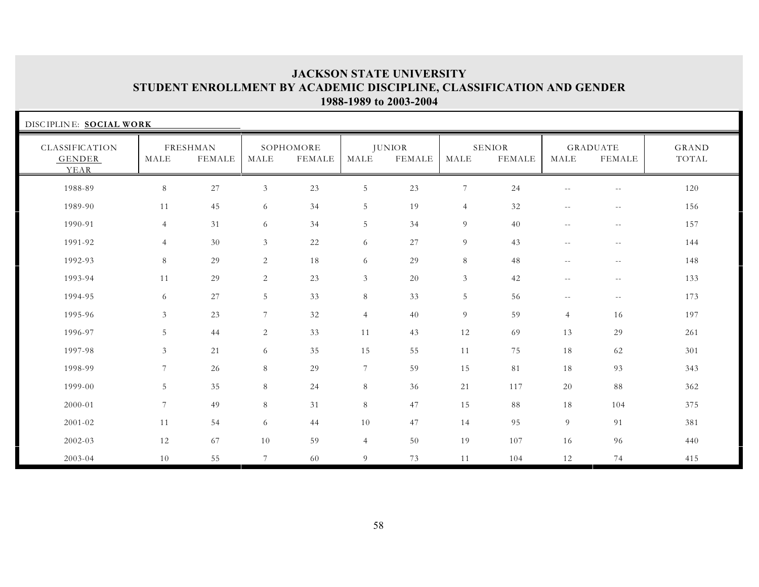# JACKSON STATE UNIVERSITY
## STUDENT ENROLLMENT BY ACADEMIC DISCIPLINE, CLASSIFICATION AND GENDER
### 1988-1989 to 2003-2004

DISCIPLINE: **SOCIAL WORK**

| CLASSIFICATION | FRESHMAN | | SOPHOMORE | | JUNIOR | | SENIOR | | GRADUATE | | GRAND |
|---|---|---|---|---|---|---|---|---|---|---|---|
| GENDER / YEAR | MALE | FEMALE | MALE | FEMALE | MALE | FEMALE | MALE | FEMALE | MALE | FEMALE | TOTAL |
| 1988-89 | 8 | 27 | 3 | 23 | 5 | 23 | 7 | 24 | -- | -- | 120 |
| 1989-90 | 11 | 45 | 6 | 34 | 5 | 19 | 4 | 32 | -- | -- | 156 |
| 1990-91 | 4 | 31 | 6 | 34 | 5 | 34 | 9 | 40 | -- | -- | 157 |
| 1991-92 | 4 | 30 | 3 | 22 | 6 | 27 | 9 | 43 | -- | -- | 144 |
| 1992-93 | 8 | 29 | 2 | 18 | 6 | 29 | 8 | 48 | -- | -- | 148 |
| 1993-94 | 11 | 29 | 2 | 23 | 3 | 20 | 3 | 42 | -- | -- | 133 |
| 1994-95 | 6 | 27 | 5 | 33 | 8 | 33 | 5 | 56 | -- | -- | 173 |
| 1995-96 | 3 | 23 | 7 | 32 | 4 | 40 | 9 | 59 | 4 | 16 | 197 |
| 1996-97 | 5 | 44 | 2 | 33 | 11 | 43 | 12 | 69 | 13 | 29 | 261 |
| 1997-98 | 3 | 21 | 6 | 35 | 15 | 55 | 11 | 75 | 18 | 62 | 301 |
| 1998-99 | 7 | 26 | 8 | 29 | 7 | 59 | 15 | 81 | 18 | 93 | 343 |
| 1999-00 | 5 | 35 | 8 | 24 | 8 | 36 | 21 | 117 | 20 | 88 | 362 |
| 2000-01 | 7 | 49 | 8 | 31 | 8 | 47 | 15 | 88 | 18 | 104 | 375 |
| 2001-02 | 11 | 54 | 6 | 44 | 10 | 47 | 14 | 95 | 9 | 91 | 381 |
| 2002-03 | 12 | 67 | 10 | 59 | 4 | 50 | 19 | 107 | 16 | 96 | 440 |
| 2003-04 | 10 | 55 | 7 | 60 | 9 | 73 | 11 | 104 | 12 | 74 | 415 |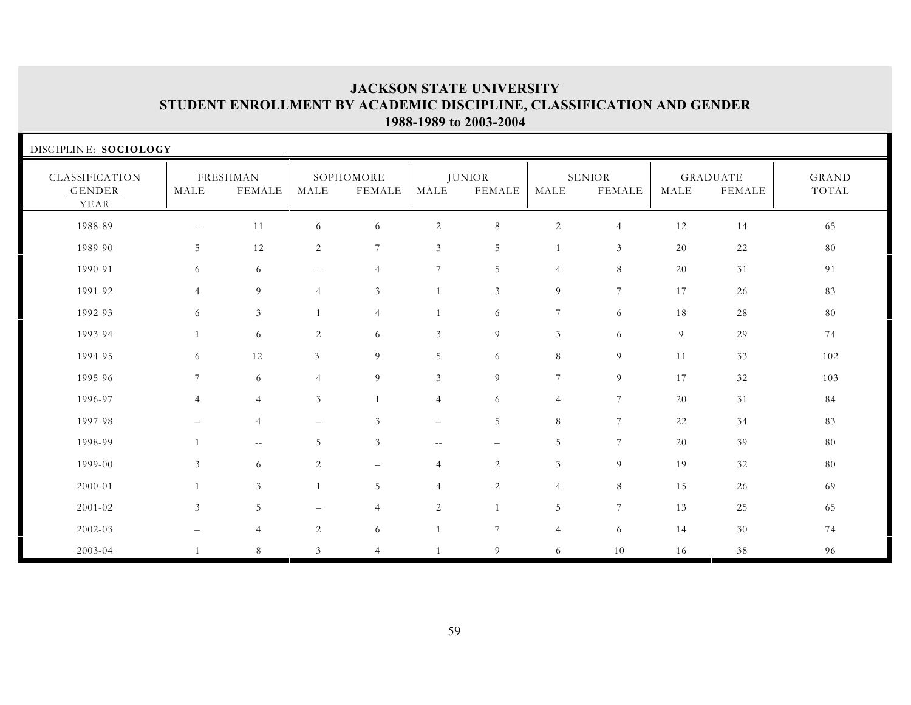# JACKSON STATE UNIVERSITY
## STUDENT ENROLLMENT BY ACADEMIC DISCIPLINE, CLASSIFICATION AND GENDER
### 1988-1989 to 2003-2004

DISCIPLINE: **SOCIOLOGY**

| CLASSIFICATION GENDER YEAR | FRESHMAN | | SOPHOMORE | | JUNIOR | | SENIOR | | GRADUATE | | GRAND TOTAL |
|---|---|---|---|---|---|---|---|---|---|---|---|
| | MALE | FEMALE | MALE | FEMALE | MALE | FEMALE | MALE | FEMALE | MALE | FEMALE | |
| 1988-89 | -- | 11 | 6 | 6 | 2 | 8 | 2 | 4 | 12 | 14 | 65 |
| 1989-90 | 5 | 12 | 2 | 7 | 3 | 5 | 1 | 3 | 20 | 22 | 80 |
| 1990-91 | 6 | 6 | -- | 4 | 7 | 5 | 4 | 8 | 20 | 31 | 91 |
| 1991-92 | 4 | 9 | 4 | 3 | 1 | 3 | 9 | 7 | 17 | 26 | 83 |
| 1992-93 | 6 | 3 | 1 | 4 | 1 | 6 | 7 | 6 | 18 | 28 | 80 |
| 1993-94 | 1 | 6 | 2 | 6 | 3 | 9 | 3 | 6 | 9 | 29 | 74 |
| 1994-95 | 6 | 12 | 3 | 9 | 5 | 6 | 8 | 9 | 11 | 33 | 102 |
| 1995-96 | 7 | 6 | 4 | 9 | 3 | 9 | 7 | 9 | 17 | 32 | 103 |
| 1996-97 | 4 | 4 | 3 | 1 | 4 | 6 | 4 | 7 | 20 | 31 | 84 |
| 1997-98 | – | 4 | – | 3 | – | 5 | 8 | 7 | 22 | 34 | 83 |
| 1998-99 | 1 | -- | 5 | 3 | -- | – | 5 | 7 | 20 | 39 | 80 |
| 1999-00 | 3 | 6 | 2 | – | 4 | 2 | 3 | 9 | 19 | 32 | 80 |
| 2000-01 | 1 | 3 | 1 | 5 | 4 | 2 | 4 | 8 | 15 | 26 | 69 |
| 2001-02 | 3 | 5 | – | 4 | 2 | 1 | 5 | 7 | 13 | 25 | 65 |
| 2002-03 | – | 4 | 2 | 6 | 1 | 7 | 4 | 6 | 14 | 30 | 74 |
| 2003-04 | 1 | 8 | 3 | 4 | 1 | 9 | 6 | 10 | 16 | 38 | 96 |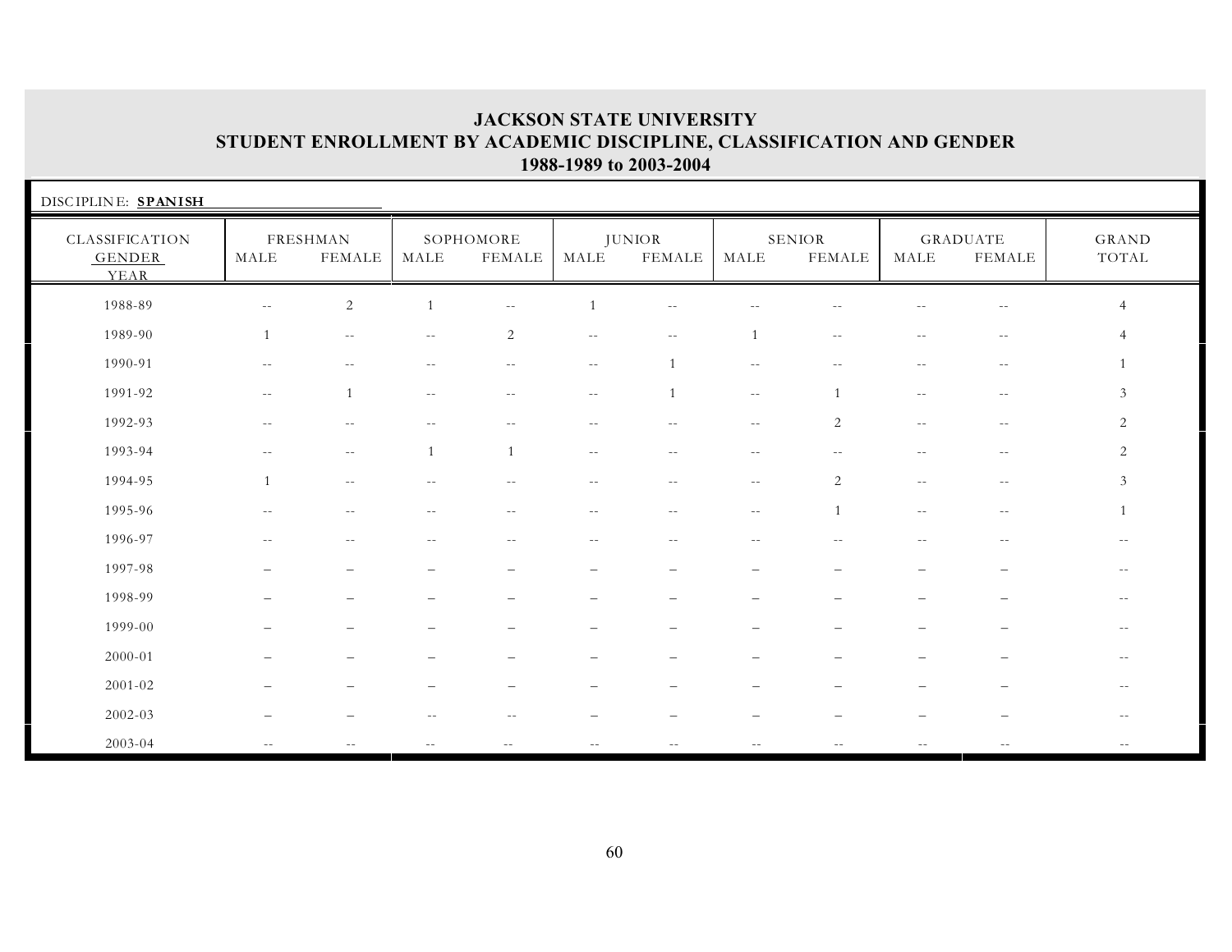# JACKSON STATE UNIVERSITY
## STUDENT ENROLLMENT BY ACADEMIC DISCIPLINE, CLASSIFICATION AND GENDER
### 1988-1989 to 2003-2004

DISCIPLINE: **SPANISH**

| CLASSIFICATION GENDER YEAR | FRESHMAN | | SOPHOMORE | | JUNIOR | | SENIOR | | GRADUATE | | GRAND TOTAL |
|---|---|---|---|---|---|---|---|---|---|---|---|
| | MALE | FEMALE | MALE | FEMALE | MALE | FEMALE | MALE | FEMALE | MALE | FEMALE | |
| 1988-89 | -- | 2 | 1 | -- | 1 | -- | -- | -- | -- | -- | 4 |
| 1989-90 | 1 | -- | -- | 2 | -- | -- | 1 | -- | -- | -- | 4 |
| 1990-91 | -- | -- | -- | -- | -- | 1 | -- | -- | -- | -- | 1 |
| 1991-92 | -- | 1 | -- | -- | -- | 1 | -- | 1 | -- | -- | 3 |
| 1992-93 | -- | -- | -- | -- | -- | -- | -- | 2 | -- | -- | 2 |
| 1993-94 | -- | -- | 1 | 1 | -- | -- | -- | -- | -- | -- | 2 |
| 1994-95 | 1 | -- | -- | -- | -- | -- | -- | 2 | -- | -- | 3 |
| 1995-96 | -- | -- | -- | -- | -- | -- | -- | 1 | -- | -- | 1 |
| 1996-97 | -- | -- | -- | -- | -- | -- | -- | -- | -- | -- | -- |
| 1997-98 | – | – | – | – | – | – | – | – | – | – | -- |
| 1998-99 | – | – | – | – | – | – | – | – | – | – | -- |
| 1999-00 | – | – | – | – | – | – | – | – | – | – | -- |
| 2000-01 | – | – | – | – | – | – | – | – | – | – | -- |
| 2001-02 | – | – | – | – | – | – | – | – | – | – | -- |
| 2002-03 | – | – | -- | -- | – | – | – | – | – | – | -- |
| 2003-04 | -- | -- | -- | -- | -- | -- | -- | -- | -- | -- | -- |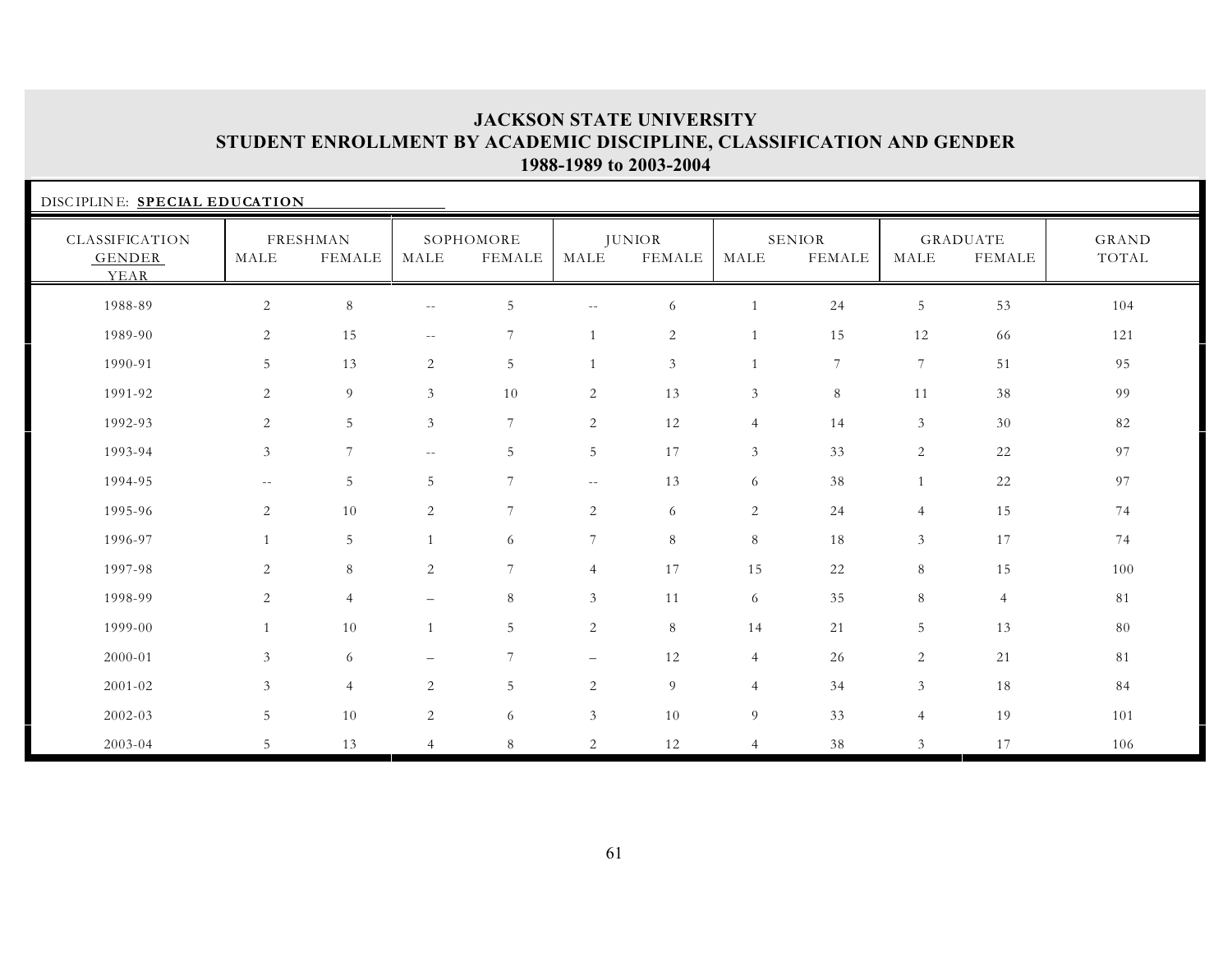# JACKSON STATE UNIVERSITY
## STUDENT ENROLLMENT BY ACADEMIC DISCIPLINE, CLASSIFICATION AND GENDER
### 1988-1989 to 2003-2004

DISCIPLINE: **SPECIAL EDUCATION**

| CLASSIFICATION | FRESHMAN | | SOPHOMORE | | JUNIOR | | SENIOR | | GRADUATE | | GRAND |
|---|---|---|---|---|---|---|---|---|---|---|---|
| GENDER / YEAR | MALE | FEMALE | MALE | FEMALE | MALE | FEMALE | MALE | FEMALE | MALE | FEMALE | TOTAL |
| 1988-89 | 2 | 8 | -- | 5 | -- | 6 | 1 | 24 | 5 | 53 | 104 |
| 1989-90 | 2 | 15 | -- | 7 | 1 | 2 | 1 | 15 | 12 | 66 | 121 |
| 1990-91 | 5 | 13 | 2 | 5 | 1 | 3 | 1 | 7 | 7 | 51 | 95 |
| 1991-92 | 2 | 9 | 3 | 10 | 2 | 13 | 3 | 8 | 11 | 38 | 99 |
| 1992-93 | 2 | 5 | 3 | 7 | 2 | 12 | 4 | 14 | 3 | 30 | 82 |
| 1993-94 | 3 | 7 | -- | 5 | 5 | 17 | 3 | 33 | 2 | 22 | 97 |
| 1994-95 | -- | 5 | 5 | 7 | -- | 13 | 6 | 38 | 1 | 22 | 97 |
| 1995-96 | 2 | 10 | 2 | 7 | 2 | 6 | 2 | 24 | 4 | 15 | 74 |
| 1996-97 | 1 | 5 | 1 | 6 | 7 | 8 | 8 | 18 | 3 | 17 | 74 |
| 1997-98 | 2 | 8 | 2 | 7 | 4 | 17 | 15 | 22 | 8 | 15 | 100 |
| 1998-99 | 2 | 4 | – | 8 | 3 | 11 | 6 | 35 | 8 | 4 | 81 |
| 1999-00 | 1 | 10 | 1 | 5 | 2 | 8 | 14 | 21 | 5 | 13 | 80 |
| 2000-01 | 3 | 6 | – | 7 | – | 12 | 4 | 26 | 2 | 21 | 81 |
| 2001-02 | 3 | 4 | 2 | 5 | 2 | 9 | 4 | 34 | 3 | 18 | 84 |
| 2002-03 | 5 | 10 | 2 | 6 | 3 | 10 | 9 | 33 | 4 | 19 | 101 |
| 2003-04 | 5 | 13 | 4 | 8 | 2 | 12 | 4 | 38 | 3 | 17 | 106 |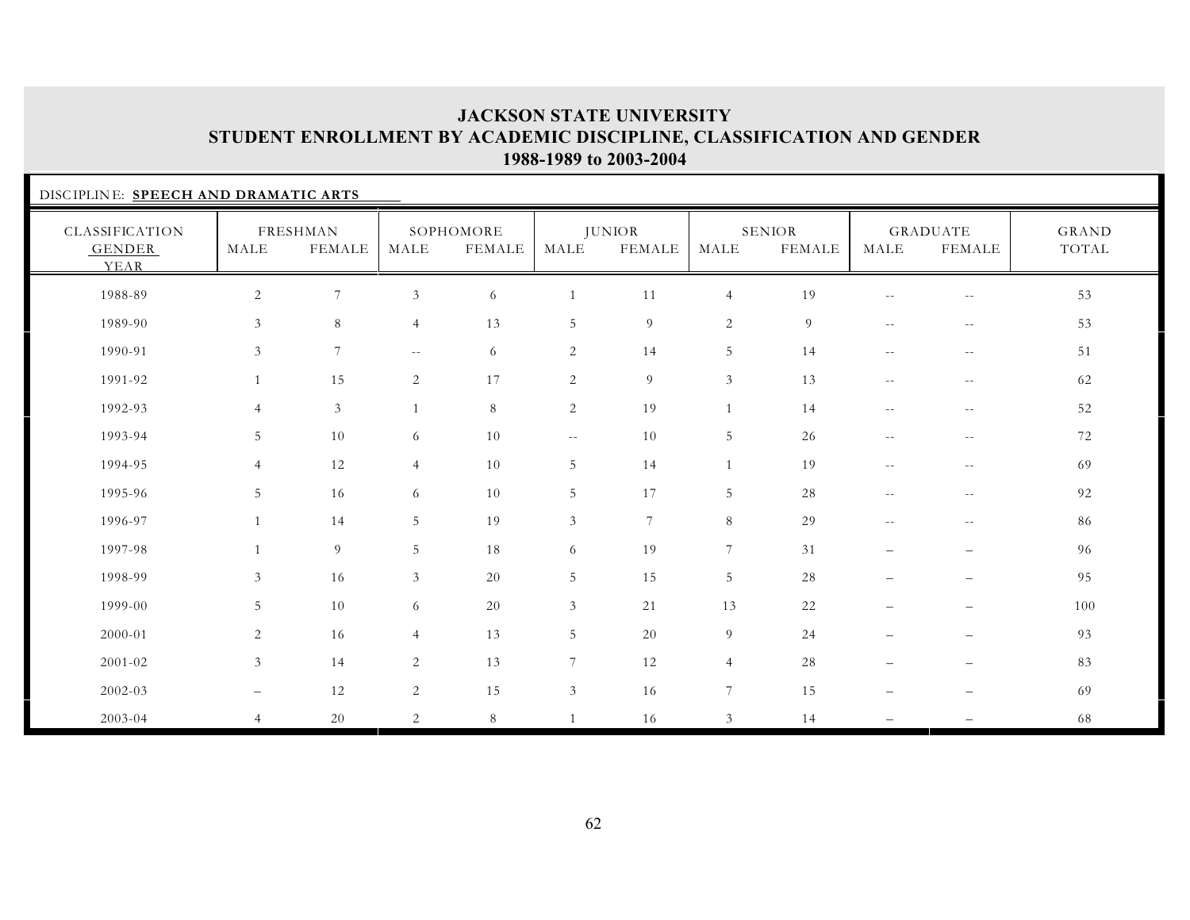# JACKSON STATE UNIVERSITY
## STUDENT ENROLLMENT BY ACADEMIC DISCIPLINE, CLASSIFICATION AND GENDER
## 1988-1989 to 2003-2004

DISCIPLINE: **SPEECH AND DRAMATIC ARTS**

| CLASSIFICATION GENDER YEAR | FRESHMAN | | SOPHOMORE | | JUNIOR | | SENIOR | | GRADUATE | | GRAND TOTAL |
|---|---|---|---|---|---|---|---|---|---|---|---|
| | MALE | FEMALE | MALE | FEMALE | MALE | FEMALE | MALE | FEMALE | MALE | FEMALE | |
| 1988-89 | 2 | 7 | 3 | 6 | 1 | 11 | 4 | 19 | -- | -- | 53 |
| 1989-90 | 3 | 8 | 4 | 13 | 5 | 9 | 2 | 9 | -- | -- | 53 |
| 1990-91 | 3 | 7 | -- | 6 | 2 | 14 | 5 | 14 | -- | -- | 51 |
| 1991-92 | 1 | 15 | 2 | 17 | 2 | 9 | 3 | 13 | -- | -- | 62 |
| 1992-93 | 4 | 3 | 1 | 8 | 2 | 19 | 1 | 14 | -- | -- | 52 |
| 1993-94 | 5 | 10 | 6 | 10 | -- | 10 | 5 | 26 | -- | -- | 72 |
| 1994-95 | 4 | 12 | 4 | 10 | 5 | 14 | 1 | 19 | -- | -- | 69 |
| 1995-96 | 5 | 16 | 6 | 10 | 5 | 17 | 5 | 28 | -- | -- | 92 |
| 1996-97 | 1 | 14 | 5 | 19 | 3 | 7 | 8 | 29 | -- | -- | 86 |
| 1997-98 | 1 | 9 | 5 | 18 | 6 | 19 | 7 | 31 | – | – | 96 |
| 1998-99 | 3 | 16 | 3 | 20 | 5 | 15 | 5 | 28 | – | – | 95 |
| 1999-00 | 5 | 10 | 6 | 20 | 3 | 21 | 13 | 22 | – | – | 100 |
| 2000-01 | 2 | 16 | 4 | 13 | 5 | 20 | 9 | 24 | – | – | 93 |
| 2001-02 | 3 | 14 | 2 | 13 | 7 | 12 | 4 | 28 | – | – | 83 |
| 2002-03 | – | 12 | 2 | 15 | 3 | 16 | 7 | 15 | – | – | 69 |
| 2003-04 | 4 | 20 | 2 | 8 | 1 | 16 | 3 | 14 | – | – | 68 |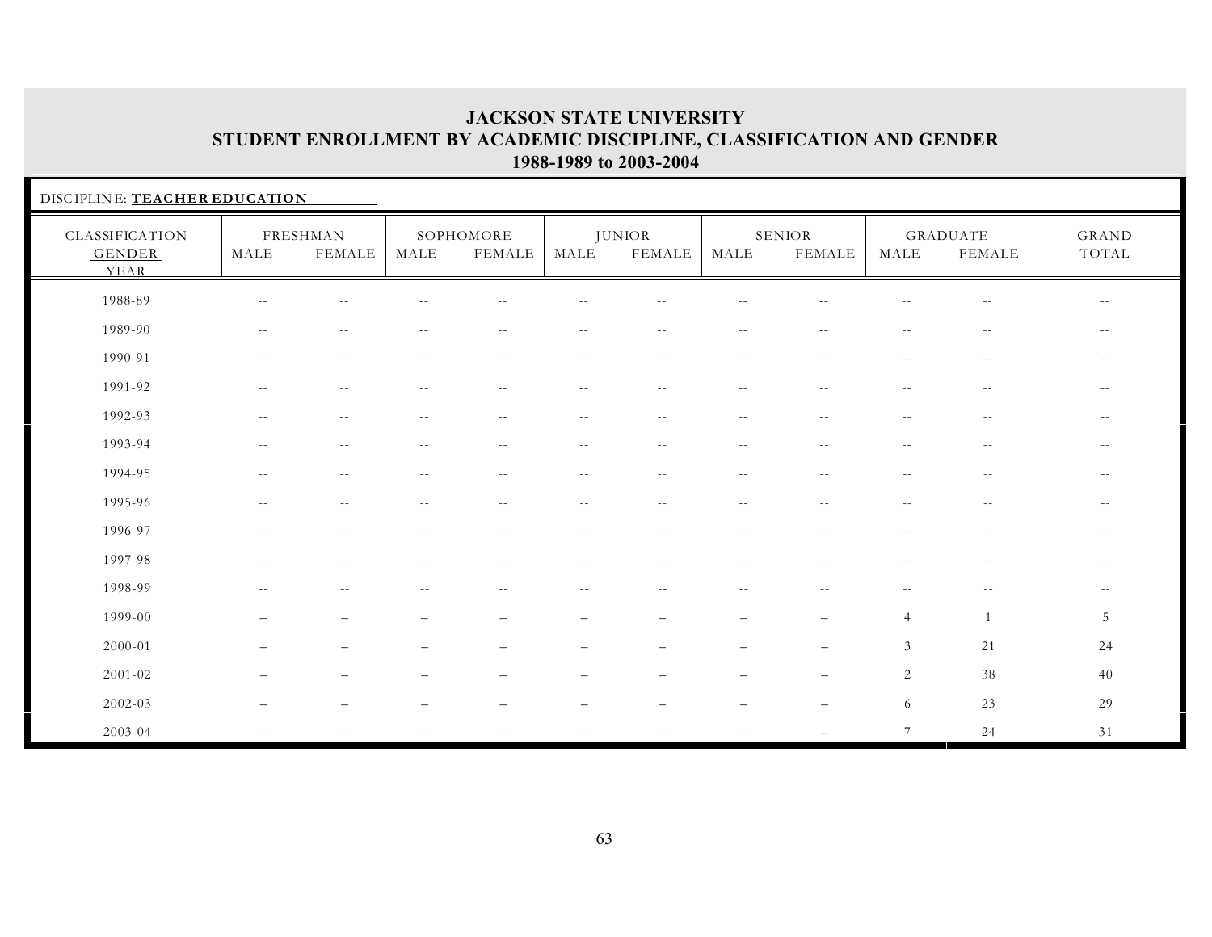# JACKSON STATE UNIVERSITY
## STUDENT ENROLLMENT BY ACADEMIC DISCIPLINE, CLASSIFICATION AND GENDER
### 1988-1989 to 2003-2004

DISCIPLINE: **TEACHER EDUCATION**

| CLASSIFICATION GENDER YEAR | FRESHMAN | | SOPHOMORE | | JUNIOR | | SENIOR | | GRADUATE | | GRAND TOTAL |
|---|---|---|---|---|---|---|---|---|---|---|---|
| | MALE | FEMALE | MALE | FEMALE | MALE | FEMALE | MALE | FEMALE | MALE | FEMALE | |
| 1988-89 | -- | -- | -- | -- | -- | -- | -- | -- | -- | -- | -- |
| 1989-90 | -- | -- | -- | -- | -- | -- | -- | -- | -- | -- | -- |
| 1990-91 | -- | -- | -- | -- | -- | -- | -- | -- | -- | -- | -- |
| 1991-92 | -- | -- | -- | -- | -- | -- | -- | -- | -- | -- | -- |
| 1992-93 | -- | -- | -- | -- | -- | -- | -- | -- | -- | -- | -- |
| 1993-94 | -- | -- | -- | -- | -- | -- | -- | -- | -- | -- | -- |
| 1994-95 | -- | -- | -- | -- | -- | -- | -- | -- | -- | -- | -- |
| 1995-96 | -- | -- | -- | -- | -- | -- | -- | -- | -- | -- | -- |
| 1996-97 | -- | -- | -- | -- | -- | -- | -- | -- | -- | -- | -- |
| 1997-98 | -- | -- | -- | -- | -- | -- | -- | -- | -- | -- | -- |
| 1998-99 | -- | -- | -- | -- | -- | -- | -- | -- | -- | -- | -- |
| 1999-00 | – | – | – | – | – | – | – | – | 4 | 1 | 5 |
| 2000-01 | – | – | – | – | – | – | – | – | 3 | 21 | 24 |
| 2001-02 | – | – | – | – | – | – | – | – | 2 | 38 | 40 |
| 2002-03 | – | – | – | – | – | – | – | – | 6 | 23 | 29 |
| 2003-04 | -- | -- | -- | -- | -- | -- | -- | – | 7 | 24 | 31 |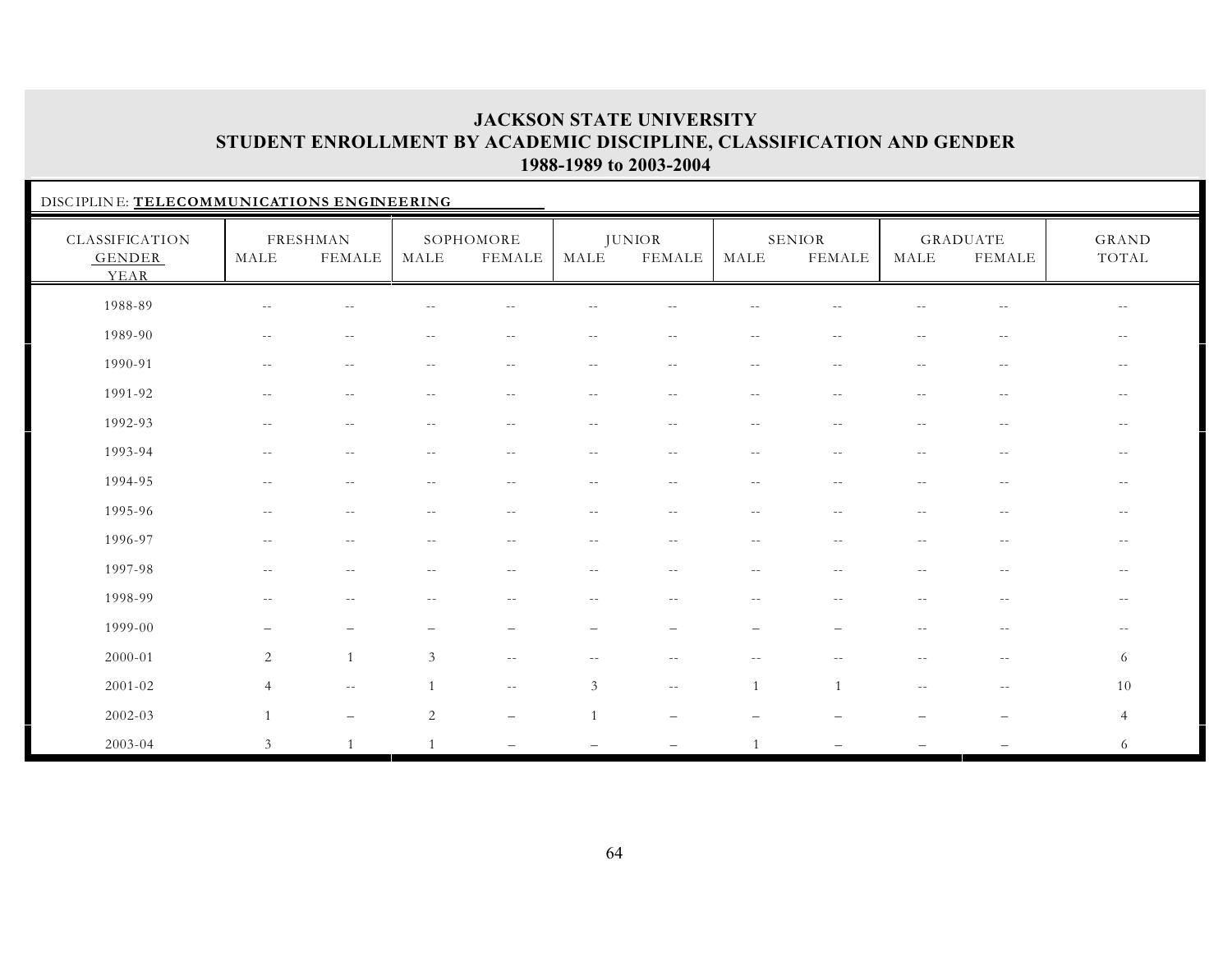# JACKSON STATE UNIVERSITY
## STUDENT ENROLLMENT BY ACADEMIC DISCIPLINE, CLASSIFICATION AND GENDER
### 1988-1989 to 2003-2004

DISCIPLINE: **TELECOMMUNICATIONS ENGINEERING**

| CLASSIFICATION | FRESHMAN | | SOPHOMORE | | JUNIOR | | SENIOR | | GRADUATE | | GRAND |
|---|---|---|---|---|---|---|---|---|---|---|---|
| GENDER / YEAR | MALE | FEMALE | MALE | FEMALE | MALE | FEMALE | MALE | FEMALE | MALE | FEMALE | TOTAL |
| 1988-89 | -- | -- | -- | -- | -- | -- | -- | -- | -- | -- | -- |
| 1989-90 | -- | -- | -- | -- | -- | -- | -- | -- | -- | -- | -- |
| 1990-91 | -- | -- | -- | -- | -- | -- | -- | -- | -- | -- | -- |
| 1991-92 | -- | -- | -- | -- | -- | -- | -- | -- | -- | -- | -- |
| 1992-93 | -- | -- | -- | -- | -- | -- | -- | -- | -- | -- | -- |
| 1993-94 | -- | -- | -- | -- | -- | -- | -- | -- | -- | -- | -- |
| 1994-95 | -- | -- | -- | -- | -- | -- | -- | -- | -- | -- | -- |
| 1995-96 | -- | -- | -- | -- | -- | -- | -- | -- | -- | -- | -- |
| 1996-97 | -- | -- | -- | -- | -- | -- | -- | -- | -- | -- | -- |
| 1997-98 | -- | -- | -- | -- | -- | -- | -- | -- | -- | -- | -- |
| 1998-99 | -- | -- | -- | -- | -- | -- | -- | -- | -- | -- | -- |
| 1999-00 | – | – | – | – | – | – | – | – | -- | -- | -- |
| 2000-01 | 2 | 1 | 3 | -- | -- | -- | -- | -- | -- | -- | 6 |
| 2001-02 | 4 | -- | 1 | -- | 3 | -- | 1 | 1 | -- | -- | 10 |
| 2002-03 | 1 | – | 2 | – | 1 | – | – | – | – | – | 4 |
| 2003-04 | 3 | 1 | 1 | – | – | – | 1 | – | – | – | 6 |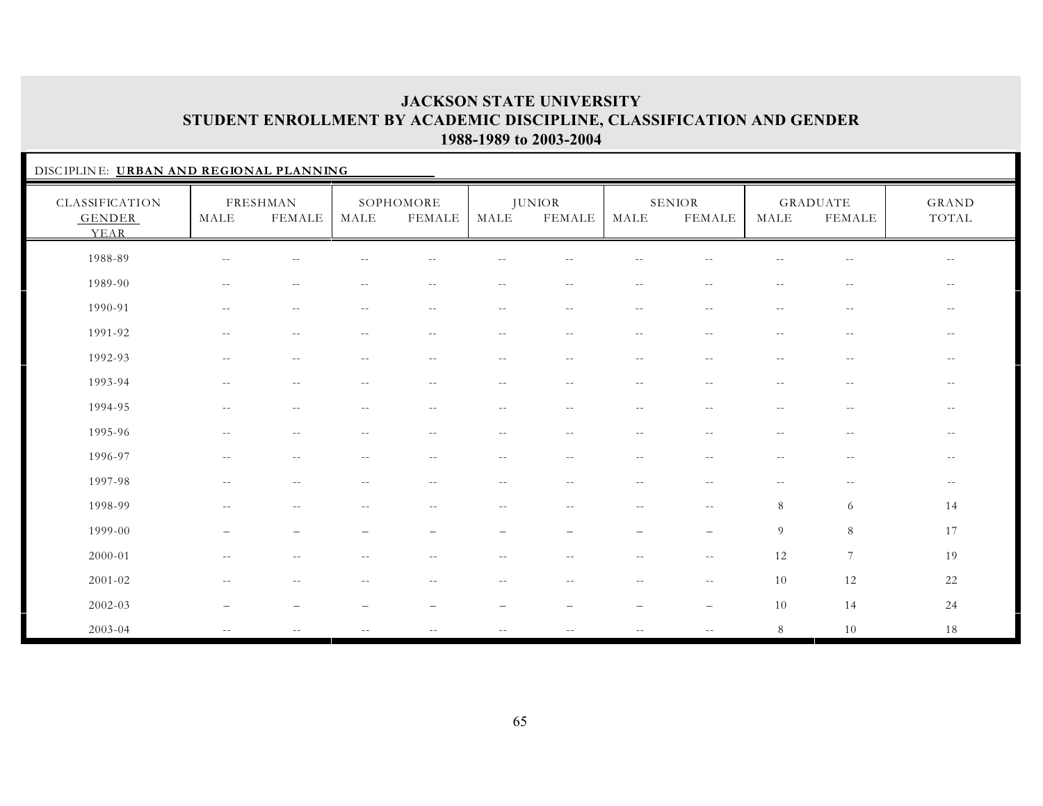# JACKSON STATE UNIVERSITY
## STUDENT ENROLLMENT BY ACADEMIC DISCIPLINE, CLASSIFICATION AND GENDER
### 1988-1989 to 2003-2004

DISCIPLINE: **URBAN AND REGIONAL PLANNING**

| CLASSIFICATION GENDER YEAR | FRESHMAN | | SOPHOMORE | | JUNIOR | | SENIOR | | GRADUATE | | GRAND TOTAL |
|---|---|---|---|---|---|---|---|---|---|---|---|
| | MALE | FEMALE | MALE | FEMALE | MALE | FEMALE | MALE | FEMALE | MALE | FEMALE | |
| 1988-89 | -- | -- | -- | -- | -- | -- | -- | -- | -- | -- | -- |
| 1989-90 | -- | -- | -- | -- | -- | -- | -- | -- | -- | -- | -- |
| 1990-91 | -- | -- | -- | -- | -- | -- | -- | -- | -- | -- | -- |
| 1991-92 | -- | -- | -- | -- | -- | -- | -- | -- | -- | -- | -- |
| 1992-93 | -- | -- | -- | -- | -- | -- | -- | -- | -- | -- | -- |
| 1993-94 | -- | -- | -- | -- | -- | -- | -- | -- | -- | -- | -- |
| 1994-95 | -- | -- | -- | -- | -- | -- | -- | -- | -- | -- | -- |
| 1995-96 | -- | -- | -- | -- | -- | -- | -- | -- | -- | -- | -- |
| 1996-97 | -- | -- | -- | -- | -- | -- | -- | -- | -- | -- | -- |
| 1997-98 | -- | -- | -- | -- | -- | -- | -- | -- | -- | -- | -- |
| 1998-99 | -- | -- | -- | -- | -- | -- | -- | -- | 8 | 6 | 14 |
| 1999-00 | – | – | – | – | – | – | – | – | 9 | 8 | 17 |
| 2000-01 | -- | -- | -- | -- | -- | -- | -- | -- | 12 | 7 | 19 |
| 2001-02 | -- | -- | -- | -- | -- | -- | -- | -- | 10 | 12 | 22 |
| 2002-03 | – | – | – | – | – | – | – | – | 10 | 14 | 24 |
| 2003-04 | -- | -- | -- | -- | -- | -- | -- | -- | 8 | 10 | 18 |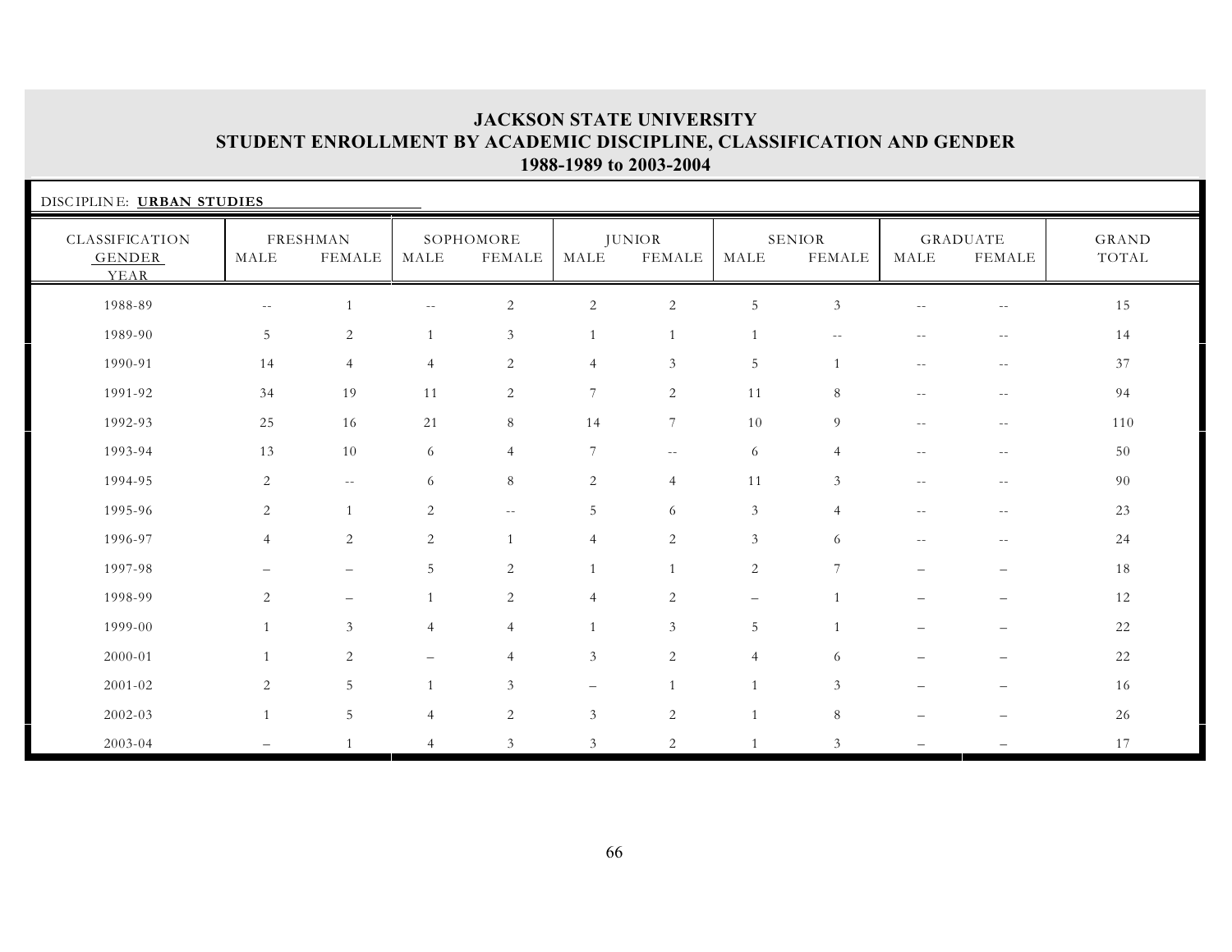# JACKSON STATE UNIVERSITY
## STUDENT ENROLLMENT BY ACADEMIC DISCIPLINE, CLASSIFICATION AND GENDER
### 1988-1989 to 2003-2004

DISCIPLINE: **URBAN STUDIES**

| CLASSIFICATION | FRESHMAN | | SOPHOMORE | | JUNIOR | | SENIOR | | GRADUATE | | GRAND |
|---|---|---|---|---|---|---|---|---|---|---|---|
| GENDER / YEAR | MALE | FEMALE | MALE | FEMALE | MALE | FEMALE | MALE | FEMALE | MALE | FEMALE | TOTAL |
| 1988-89 | -- | 1 | -- | 2 | 2 | 2 | 5 | 3 | -- | -- | 15 |
| 1989-90 | 5 | 2 | 1 | 3 | 1 | 1 | 1 | -- | -- | -- | 14 |
| 1990-91 | 14 | 4 | 4 | 2 | 4 | 3 | 5 | 1 | -- | -- | 37 |
| 1991-92 | 34 | 19 | 11 | 2 | 7 | 2 | 11 | 8 | -- | -- | 94 |
| 1992-93 | 25 | 16 | 21 | 8 | 14 | 7 | 10 | 9 | -- | -- | 110 |
| 1993-94 | 13 | 10 | 6 | 4 | 7 | -- | 6 | 4 | -- | -- | 50 |
| 1994-95 | 2 | -- | 6 | 8 | 2 | 4 | 11 | 3 | -- | -- | 90 |
| 1995-96 | 2 | 1 | 2 | -- | 5 | 6 | 3 | 4 | -- | -- | 23 |
| 1996-97 | 4 | 2 | 2 | 1 | 4 | 2 | 3 | 6 | -- | -- | 24 |
| 1997-98 | – | – | 5 | 2 | 1 | 1 | 2 | 7 | – | – | 18 |
| 1998-99 | 2 | – | 1 | 2 | 4 | 2 | – | 1 | – | – | 12 |
| 1999-00 | 1 | 3 | 4 | 4 | 1 | 3 | 5 | 1 | – | – | 22 |
| 2000-01 | 1 | 2 | – | 4 | 3 | 2 | 4 | 6 | – | – | 22 |
| 2001-02 | 2 | 5 | 1 | 3 | – | 1 | 1 | 3 | – | – | 16 |
| 2002-03 | 1 | 5 | 4 | 2 | 3 | 2 | 1 | 8 | – | – | 26 |
| 2003-04 | – | 1 | 4 | 3 | 3 | 2 | 1 | 3 | – | – | 17 |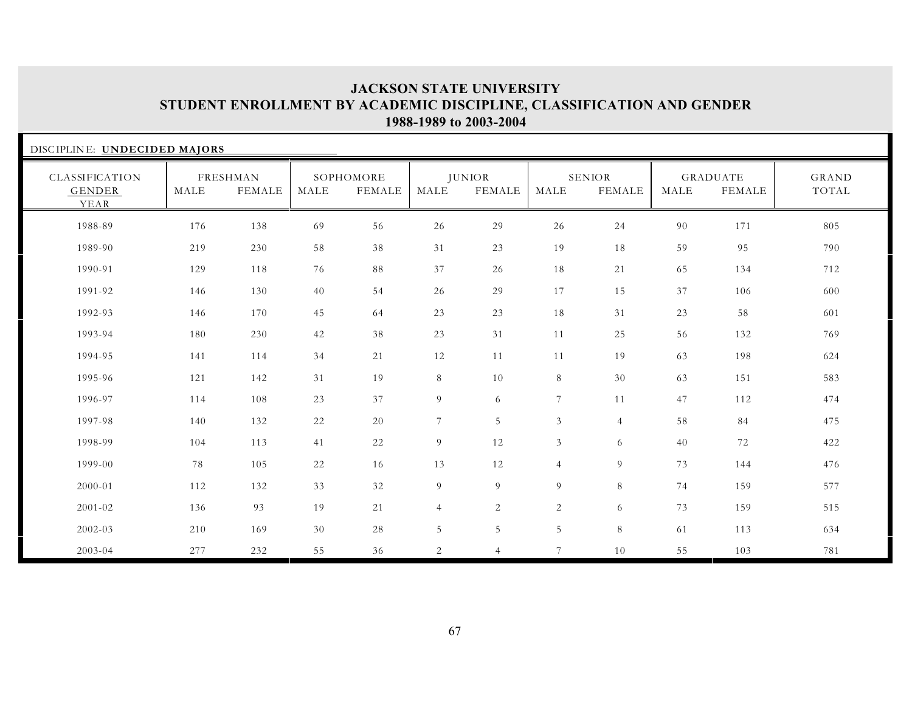# JACKSON STATE UNIVERSITY
## STUDENT ENROLLMENT BY ACADEMIC DISCIPLINE, CLASSIFICATION AND GENDER
### 1988-1989 to 2003-2004

DISCIPLINE: **UNDECIDED MAJORS**

| CLASSIFICATION GENDER YEAR | FRESHMAN | | SOPHOMORE | | JUNIOR | | SENIOR | | GRADUATE | | GRAND TOTAL |
|---|---|---|---|---|---|---|---|---|---|---|---|
| | MALE | FEMALE | MALE | FEMALE | MALE | FEMALE | MALE | FEMALE | MALE | FEMALE | |
| 1988-89 | 176 | 138 | 69 | 56 | 26 | 29 | 26 | 24 | 90 | 171 | 805 |
| 1989-90 | 219 | 230 | 58 | 38 | 31 | 23 | 19 | 18 | 59 | 95 | 790 |
| 1990-91 | 129 | 118 | 76 | 88 | 37 | 26 | 18 | 21 | 65 | 134 | 712 |
| 1991-92 | 146 | 130 | 40 | 54 | 26 | 29 | 17 | 15 | 37 | 106 | 600 |
| 1992-93 | 146 | 170 | 45 | 64 | 23 | 23 | 18 | 31 | 23 | 58 | 601 |
| 1993-94 | 180 | 230 | 42 | 38 | 23 | 31 | 11 | 25 | 56 | 132 | 769 |
| 1994-95 | 141 | 114 | 34 | 21 | 12 | 11 | 11 | 19 | 63 | 198 | 624 |
| 1995-96 | 121 | 142 | 31 | 19 | 8 | 10 | 8 | 30 | 63 | 151 | 583 |
| 1996-97 | 114 | 108 | 23 | 37 | 9 | 6 | 7 | 11 | 47 | 112 | 474 |
| 1997-98 | 140 | 132 | 22 | 20 | 7 | 5 | 3 | 4 | 58 | 84 | 475 |
| 1998-99 | 104 | 113 | 41 | 22 | 9 | 12 | 3 | 6 | 40 | 72 | 422 |
| 1999-00 | 78 | 105 | 22 | 16 | 13 | 12 | 4 | 9 | 73 | 144 | 476 |
| 2000-01 | 112 | 132 | 33 | 32 | 9 | 9 | 9 | 8 | 74 | 159 | 577 |
| 2001-02 | 136 | 93 | 19 | 21 | 4 | 2 | 2 | 6 | 73 | 159 | 515 |
| 2002-03 | 210 | 169 | 30 | 28 | 5 | 5 | 5 | 8 | 61 | 113 | 634 |
| 2003-04 | 277 | 232 | 55 | 36 | 2 | 4 | 7 | 10 | 55 | 103 | 781 |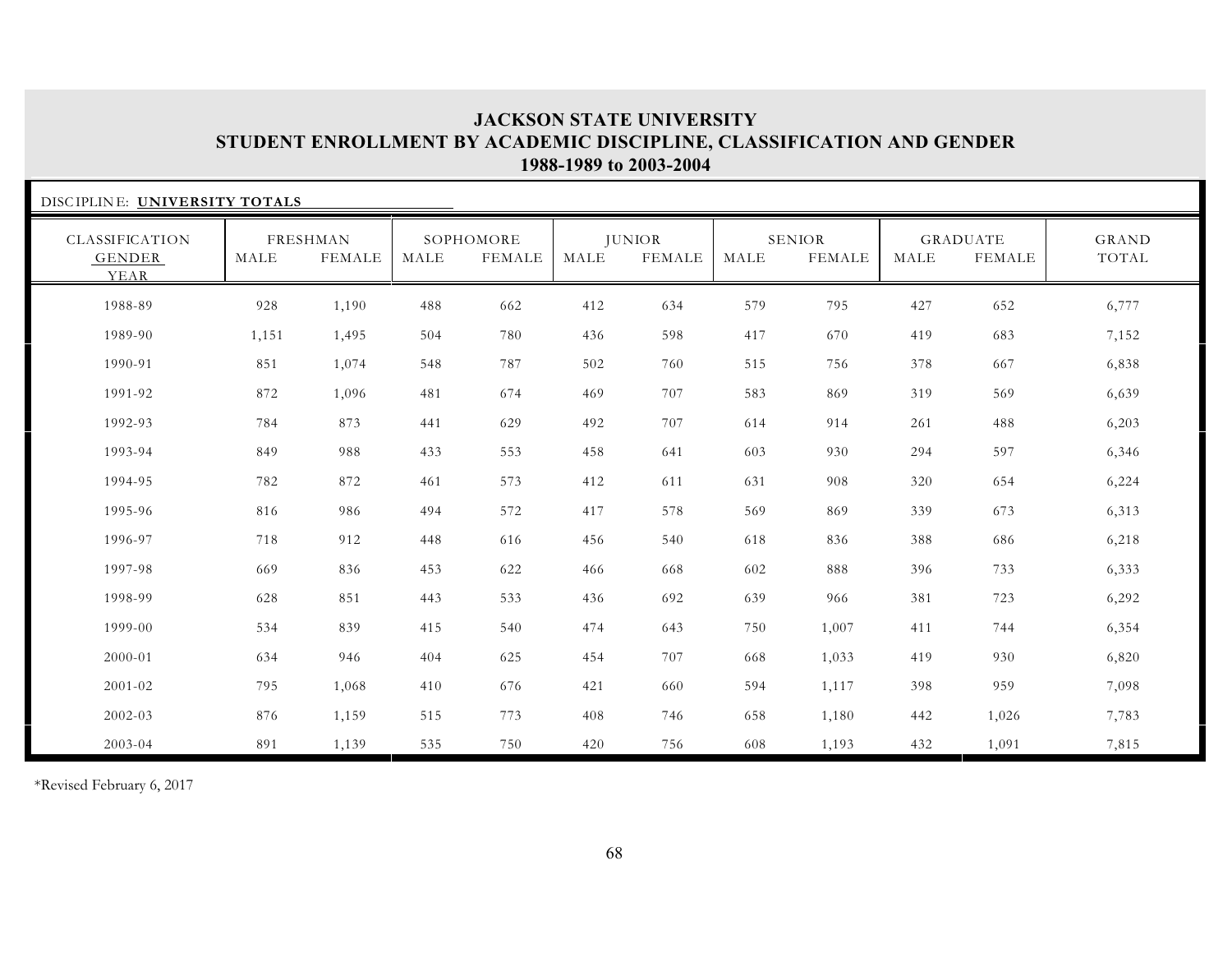# JACKSON STATE UNIVERSITY
## STUDENT ENROLLMENT BY ACADEMIC DISCIPLINE, CLASSIFICATION AND GENDER
### 1988-1989 to 2003-2004

DISCIPLINE: **UNIVERSITY TOTALS**

| CLASSIFICATION | FRESHMAN | | SOPHOMORE | | JUNIOR | | SENIOR | | GRADUATE | | GRAND |
|---|---|---|---|---|---|---|---|---|---|---|---|
| GENDER<br>YEAR | MALE | FEMALE | MALE | FEMALE | MALE | FEMALE | MALE | FEMALE | MALE | FEMALE | TOTAL |
| 1988-89 | 928 | 1,190 | 488 | 662 | 412 | 634 | 579 | 795 | 427 | 652 | 6,777 |
| 1989-90 | 1,151 | 1,495 | 504 | 780 | 436 | 598 | 417 | 670 | 419 | 683 | 7,152 |
| 1990-91 | 851 | 1,074 | 548 | 787 | 502 | 760 | 515 | 756 | 378 | 667 | 6,838 |
| 1991-92 | 872 | 1,096 | 481 | 674 | 469 | 707 | 583 | 869 | 319 | 569 | 6,639 |
| 1992-93 | 784 | 873 | 441 | 629 | 492 | 707 | 614 | 914 | 261 | 488 | 6,203 |
| 1993-94 | 849 | 988 | 433 | 553 | 458 | 641 | 603 | 930 | 294 | 597 | 6,346 |
| 1994-95 | 782 | 872 | 461 | 573 | 412 | 611 | 631 | 908 | 320 | 654 | 6,224 |
| 1995-96 | 816 | 986 | 494 | 572 | 417 | 578 | 569 | 869 | 339 | 673 | 6,313 |
| 1996-97 | 718 | 912 | 448 | 616 | 456 | 540 | 618 | 836 | 388 | 686 | 6,218 |
| 1997-98 | 669 | 836 | 453 | 622 | 466 | 668 | 602 | 888 | 396 | 733 | 6,333 |
| 1998-99 | 628 | 851 | 443 | 533 | 436 | 692 | 639 | 966 | 381 | 723 | 6,292 |
| 1999-00 | 534 | 839 | 415 | 540 | 474 | 643 | 750 | 1,007 | 411 | 744 | 6,354 |
| 2000-01 | 634 | 946 | 404 | 625 | 454 | 707 | 668 | 1,033 | 419 | 930 | 6,820 |
| 2001-02 | 795 | 1,068 | 410 | 676 | 421 | 660 | 594 | 1,117 | 398 | 959 | 7,098 |
| 2002-03 | 876 | 1,159 | 515 | 773 | 408 | 746 | 658 | 1,180 | 442 | 1,026 | 7,783 |
| 2003-04 | 891 | 1,139 | 535 | 750 | 420 | 756 | 608 | 1,193 | 432 | 1,091 | 7,815 |

*Revised February 6, 2017